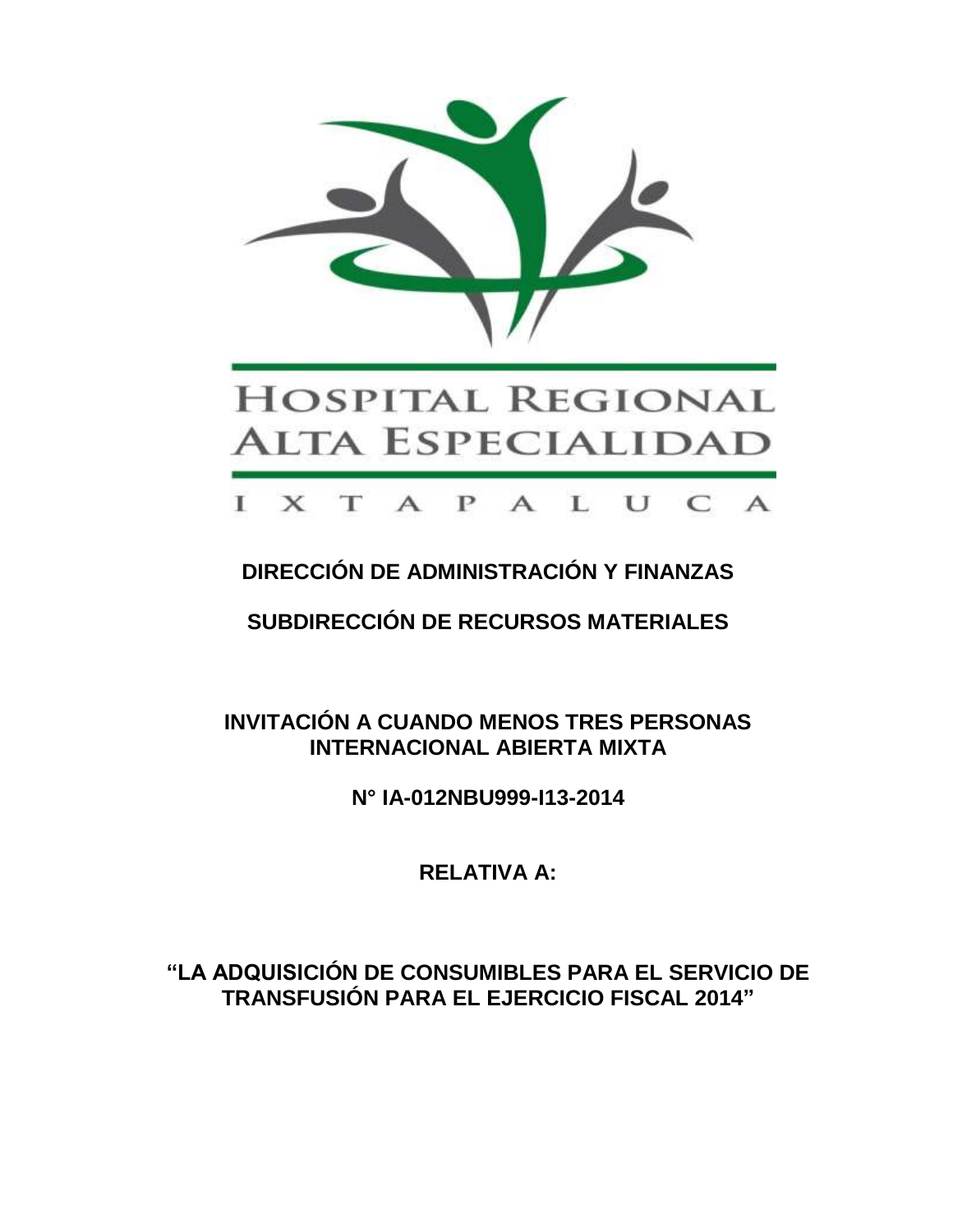HOSPITAL REGIONAL ALTA ESPECIALIDAD

IXTAPALUCA

**DIRECCIÓN DE ADMINISTRACIÓN Y FINANZAS**

**SUBDIRECCIÓN DE RECURSOS MATERIALES**

**INVITACIÓN A CUANDO MENOS TRES PERSONAS INTERNACIONAL ABIERTA MIXTA**

**N° IA-012NBU999-I13-2014**

**RELATIVA A:**

**"LA ADQUISICIÓN DE CONSUMIBLES PARA EL SERVICIO DE TRANSFUSIÓN PARA EL EJERCICIO FISCAL 2014"**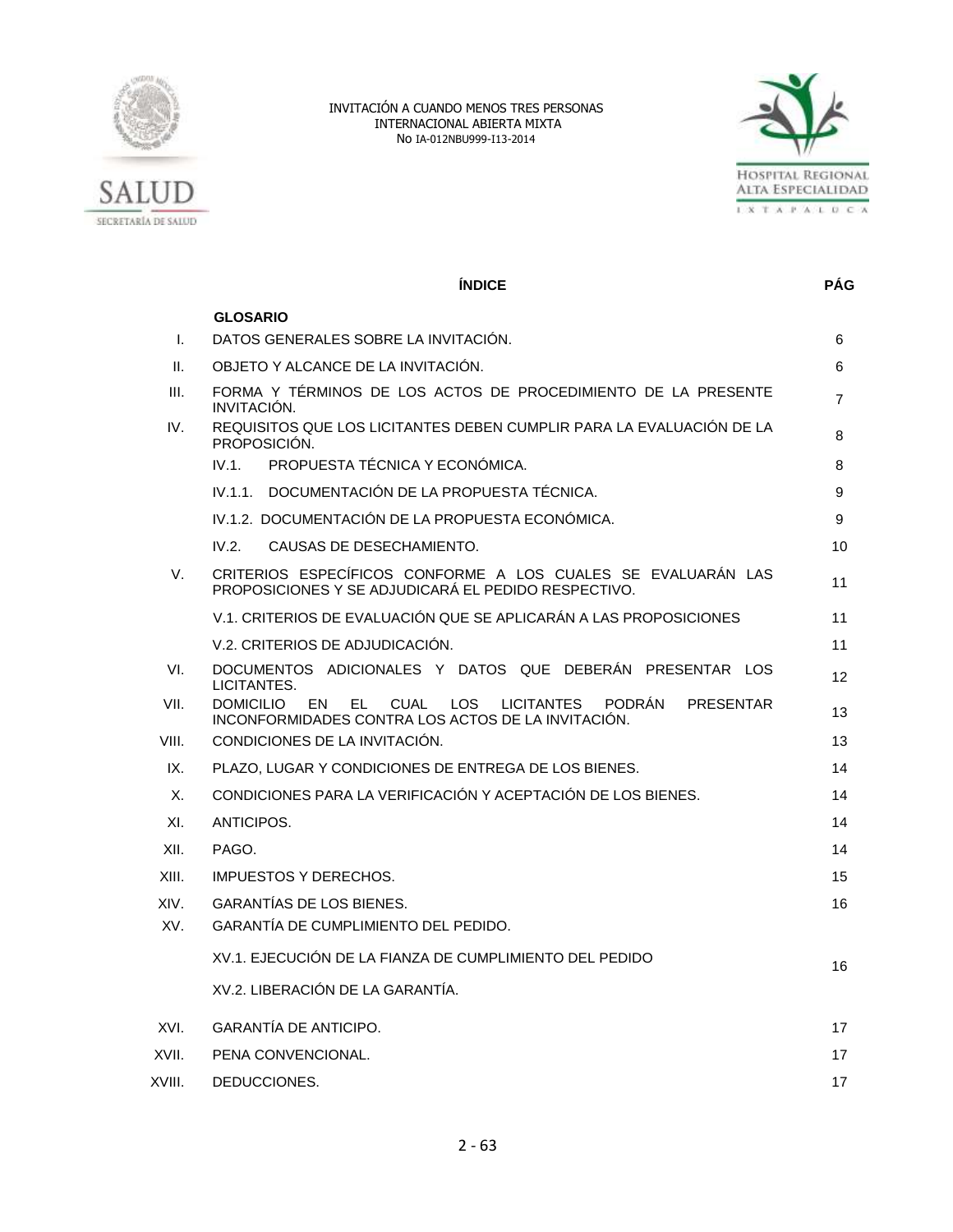INVITACIÓN A CUANDO MENOS TRES PERSONAS
INTERNACIONAL ABIERTA MIXTA
No IA-012NBU999-I13-2014

## ÍNDICE

| | ÍNDICE | PÁG |
|---|---|---|
| | **GLOSARIO** | |
| I. | DATOS GENERALES SOBRE LA INVITACIÓN. | 6 |
| II. | OBJETO Y ALCANCE DE LA INVITACIÓN. | 6 |
| III. | FORMA Y TÉRMINOS DE LOS ACTOS DE PROCEDIMIENTO DE LA PRESENTE INVITACIÓN. | 7 |
| IV. | REQUISITOS QUE LOS LICITANTES DEBEN CUMPLIR PARA LA EVALUACIÓN DE LA PROPOSICIÓN. | 8 |
| | IV.1. PROPUESTA TÉCNICA Y ECONÓMICA. | 8 |
| | IV.1.1. DOCUMENTACIÓN DE LA PROPUESTA TÉCNICA. | 9 |
| | IV.1.2. DOCUMENTACIÓN DE LA PROPUESTA ECONÓMICA. | 9 |
| | IV.2. CAUSAS DE DESECHAMIENTO. | 10 |
| V. | CRITERIOS ESPECÍFICOS CONFORME A LOS CUALES SE EVALUARÁN LAS PROPOSICIONES Y SE ADJUDICARÁ EL PEDIDO RESPECTIVO. | 11 |
| | V.1. CRITERIOS DE EVALUACIÓN QUE SE APLICARÁN A LAS PROPOSICIONES | 11 |
| | V.2. CRITERIOS DE ADJUDICACIÓN. | 11 |
| VI. | DOCUMENTOS ADICIONALES Y DATOS QUE DEBERÁN PRESENTAR LOS LICITANTES. | 12 |
| VII. | DOMICILIO EN EL CUAL LOS LICITANTES PODRÁN PRESENTAR INCONFORMIDADES CONTRA LOS ACTOS DE LA INVITACIÓN. | 13 |
| VIII. | CONDICIONES DE LA INVITACIÓN. | 13 |
| IX. | PLAZO, LUGAR Y CONDICIONES DE ENTREGA DE LOS BIENES. | 14 |
| X. | CONDICIONES PARA LA VERIFICACIÓN Y ACEPTACIÓN DE LOS BIENES. | 14 |
| XI. | ANTICIPOS. | 14 |
| XII. | PAGO. | 14 |
| XIII. | IMPUESTOS Y DERECHOS. | 15 |
| XIV. | GARANTÍAS DE LOS BIENES. | 16 |
| XV. | GARANTÍA DE CUMPLIMIENTO DEL PEDIDO. | |
| | XV.1. EJECUCIÓN DE LA FIANZA DE CUMPLIMIENTO DEL PEDIDO | 16 |
| | XV.2. LIBERACIÓN DE LA GARANTÍA. | |
| XVI. | GARANTÍA DE ANTICIPO. | 17 |
| XVII. | PENA CONVENCIONAL. | 17 |
| XVIII. | DEDUCCIONES. | 17 |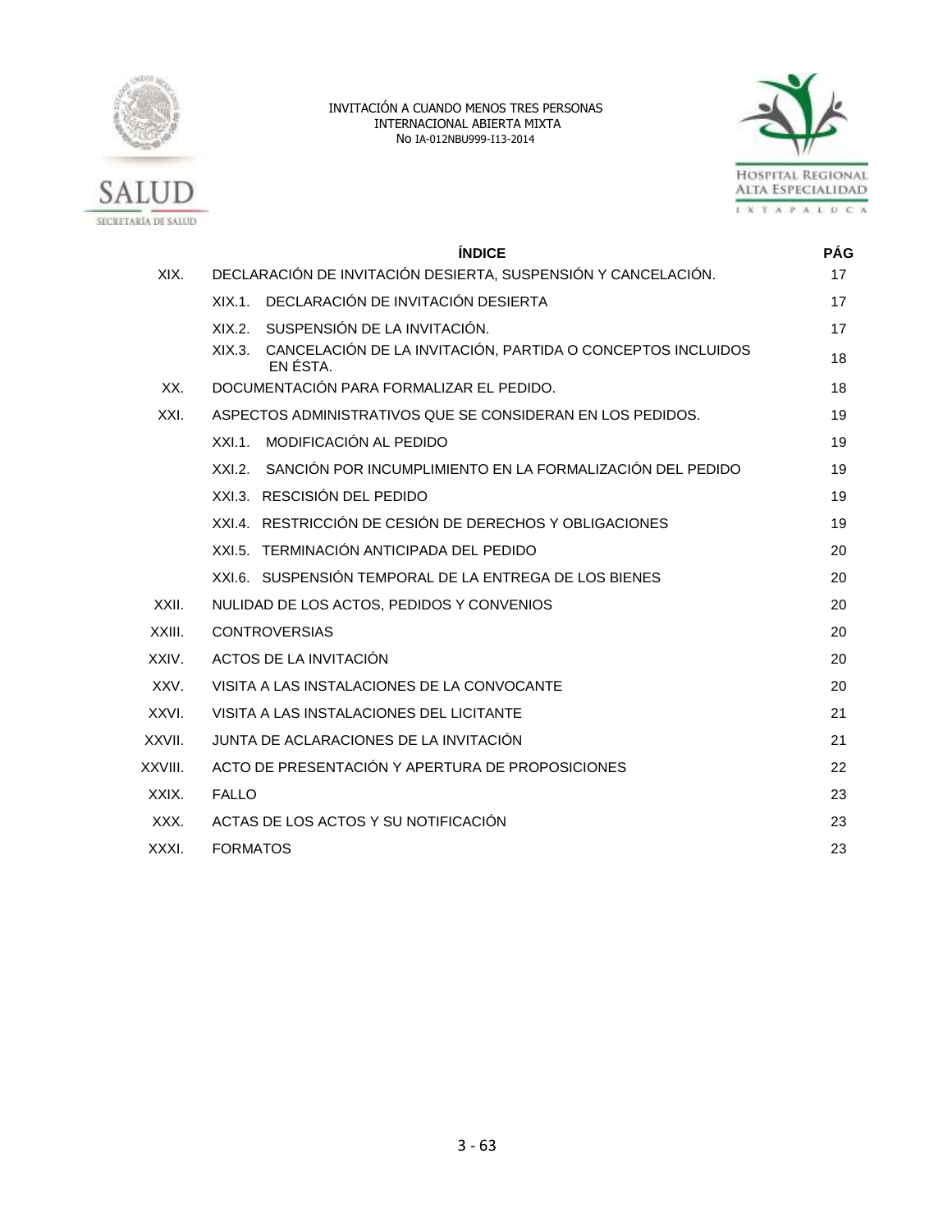| | ÍNDICE | PÁG |
|---|---|---|
| XIX. | DECLARACIÓN DE INVITACIÓN DESIERTA, SUSPENSIÓN Y CANCELACIÓN. | 17 |
| | XIX.1. DECLARACIÓN DE INVITACIÓN DESIERTA | 17 |
| | XIX.2. SUSPENSIÓN DE LA INVITACIÓN. | 17 |
| | XIX.3. CANCELACIÓN DE LA INVITACIÓN, PARTIDA O CONCEPTOS INCLUIDOS EN ÉSTA. | 18 |
| XX. | DOCUMENTACIÓN PARA FORMALIZAR EL PEDIDO. | 18 |
| XXI. | ASPECTOS ADMINISTRATIVOS QUE SE CONSIDERAN EN LOS PEDIDOS. | 19 |
| | XXI.1. MODIFICACIÓN AL PEDIDO | 19 |
| | XXI.2. SANCIÓN POR INCUMPLIMIENTO EN LA FORMALIZACIÓN DEL PEDIDO | 19 |
| | XXI.3. RESCISIÓN DEL PEDIDO | 19 |
| | XXI.4. RESTRICCIÓN DE CESIÓN DE DERECHOS Y OBLIGACIONES | 19 |
| | XXI.5. TERMINACIÓN ANTICIPADA DEL PEDIDO | 20 |
| | XXI.6. SUSPENSIÓN TEMPORAL DE LA ENTREGA DE LOS BIENES | 20 |
| XXII. | NULIDAD DE LOS ACTOS, PEDIDOS Y CONVENIOS | 20 |
| XXIII. | CONTROVERSIAS | 20 |
| XXIV. | ACTOS DE LA INVITACIÓN | 20 |
| XXV. | VISITA A LAS INSTALACIONES DE LA CONVOCANTE | 20 |
| XXVI. | VISITA A LAS INSTALACIONES DEL LICITANTE | 21 |
| XXVII. | JUNTA DE ACLARACIONES DE LA INVITACIÓN | 21 |
| XXVIII. | ACTO DE PRESENTACIÓN Y APERTURA DE PROPOSICIONES | 22 |
| XXIX. | FALLO | 23 |
| XXX. | ACTAS DE LOS ACTOS Y SU NOTIFICACIÓN | 23 |
| XXXI. | FORMATOS | 23 |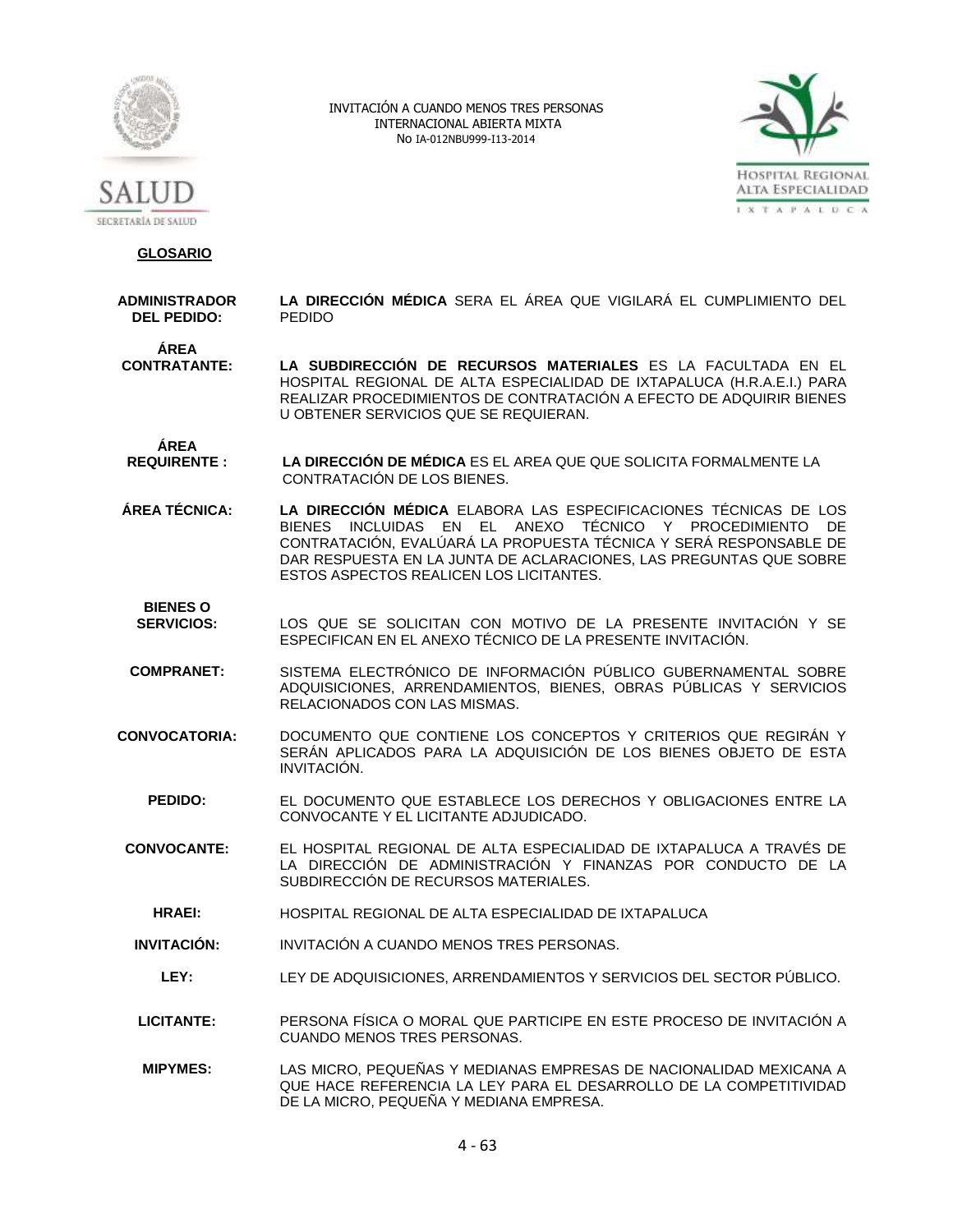## GLOSARIO

**ADMINISTRADOR DEL PEDIDO:** **LA DIRECCIÓN MÉDICA** SERA EL ÁREA QUE VIGILARÁ EL CUMPLIMIENTO DEL PEDIDO

**ÁREA CONTRATANTE:** **LA SUBDIRECCIÓN DE RECURSOS MATERIALES** ES LA FACULTADA EN EL HOSPITAL REGIONAL DE ALTA ESPECIALIDAD DE IXTAPALUCA (H.R.A.E.I.) PARA REALIZAR PROCEDIMIENTOS DE CONTRATACIÓN A EFECTO DE ADQUIRIR BIENES U OBTENER SERVICIOS QUE SE REQUIERAN.

**ÁREA REQUIRENTE :** **LA DIRECCIÓN DE MÉDICA** ES EL AREA QUE QUE SOLICITA FORMALMENTE LA CONTRATACIÓN DE LOS BIENES.

**ÁREA TÉCNICA:** **LA DIRECCIÓN MÉDICA** ELABORA LAS ESPECIFICACIONES TÉCNICAS DE LOS BIENES INCLUIDAS EN EL ANEXO TÉCNICO Y PROCEDIMIENTO DE CONTRATACIÓN, EVALÚARÁ LA PROPUESTA TÉCNICA Y SERÁ RESPONSABLE DE DAR RESPUESTA EN LA JUNTA DE ACLARACIONES, LAS PREGUNTAS QUE SOBRE ESTOS ASPECTOS REALICEN LOS LICITANTES.

**BIENES O SERVICIOS:** LOS QUE SE SOLICITAN CON MOTIVO DE LA PRESENTE INVITACIÓN Y SE ESPECIFICAN EN EL ANEXO TÉCNICO DE LA PRESENTE INVITACIÓN.

**COMPRANET:** SISTEMA ELECTRÓNICO DE INFORMACIÓN PÚBLICO GUBERNAMENTAL SOBRE ADQUISICIONES, ARRENDAMIENTOS, BIENES, OBRAS PÚBLICAS Y SERVICIOS RELACIONADOS CON LAS MISMAS.

**CONVOCATORIA:** DOCUMENTO QUE CONTIENE LOS CONCEPTOS Y CRITERIOS QUE REGIRÁN Y SERÁN APLICADOS PARA LA ADQUISICIÓN DE LOS BIENES OBJETO DE ESTA INVITACIÓN.

**PEDIDO:** EL DOCUMENTO QUE ESTABLECE LOS DERECHOS Y OBLIGACIONES ENTRE LA CONVOCANTE Y EL LICITANTE ADJUDICADO.

**CONVOCANTE:** EL HOSPITAL REGIONAL DE ALTA ESPECIALIDAD DE IXTAPALUCA A TRAVÉS DE LA DIRECCIÓN DE ADMINISTRACIÓN Y FINANZAS POR CONDUCTO DE LA SUBDIRECCIÓN DE RECURSOS MATERIALES.

**HRAEI:** HOSPITAL REGIONAL DE ALTA ESPECIALIDAD DE IXTAPALUCA

**INVITACIÓN:** INVITACIÓN A CUANDO MENOS TRES PERSONAS.

**LEY:** LEY DE ADQUISICIONES, ARRENDAMIENTOS Y SERVICIOS DEL SECTOR PÚBLICO.

**LICITANTE:** PERSONA FÍSICA O MORAL QUE PARTICIPE EN ESTE PROCESO DE INVITACIÓN A CUANDO MENOS TRES PERSONAS.

**MIPYMES:** LAS MICRO, PEQUEÑAS Y MEDIANAS EMPRESAS DE NACIONALIDAD MEXICANA A QUE HACE REFERENCIA LA LEY PARA EL DESARROLLO DE LA COMPETITIVIDAD DE LA MICRO, PEQUEÑA Y MEDIANA EMPRESA.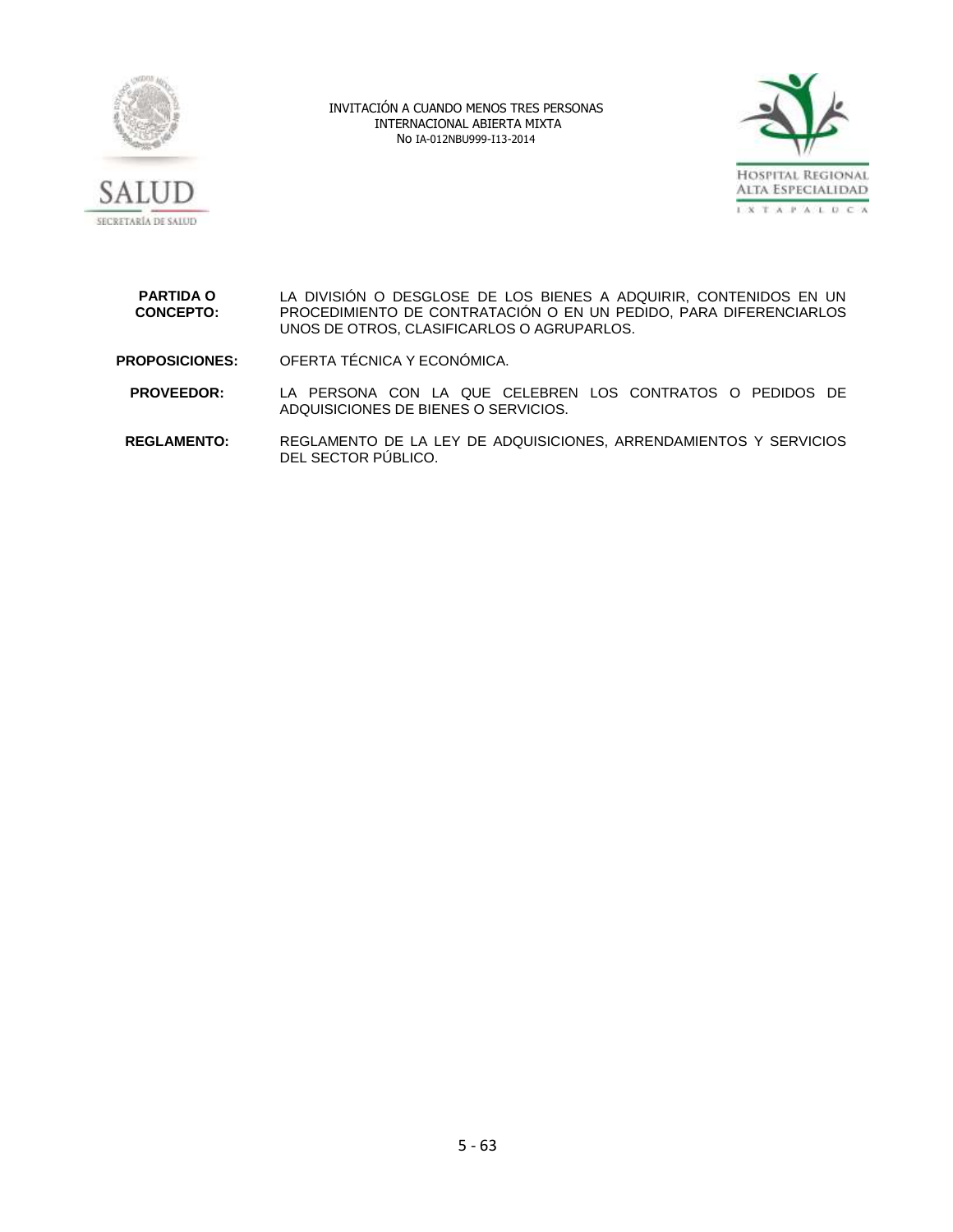**PARTIDA O CONCEPTO:** LA DIVISIÓN O DESGLOSE DE LOS BIENES A ADQUIRIR, CONTENIDOS EN UN PROCEDIMIENTO DE CONTRATACIÓN O EN UN PEDIDO, PARA DIFERENCIARLOS UNOS DE OTROS, CLASIFICARLOS O AGRUPARLOS.

**PROPOSICIONES:** OFERTA TÉCNICA Y ECONÓMICA.

**PROVEEDOR:** LA PERSONA CON LA QUE CELEBREN LOS CONTRATOS O PEDIDOS DE ADQUISICIONES DE BIENES O SERVICIOS.

**REGLAMENTO:** REGLAMENTO DE LA LEY DE ADQUISICIONES, ARRENDAMIENTOS Y SERVICIOS DEL SECTOR PÚBLICO.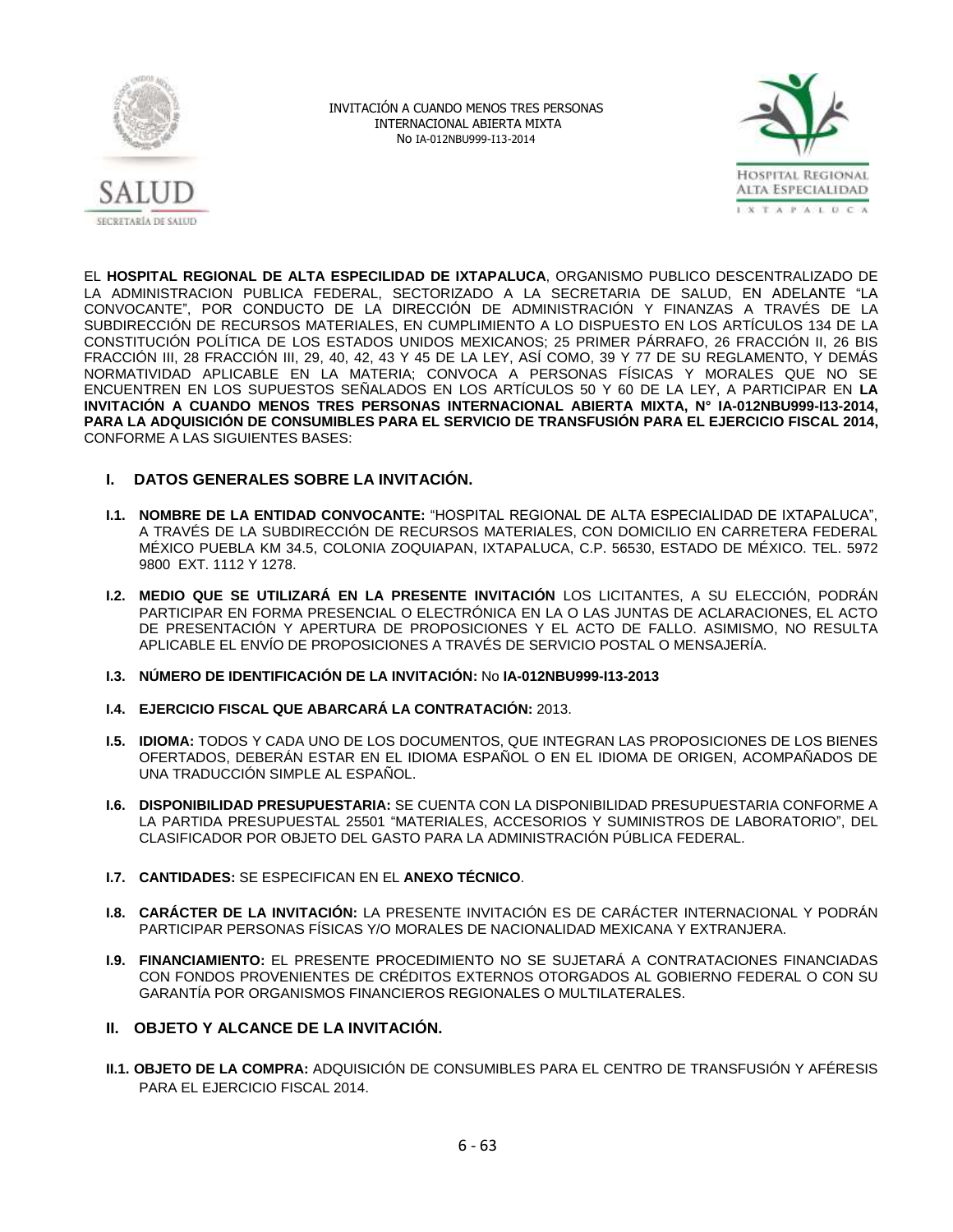EL **HOSPITAL REGIONAL DE ALTA ESPECILIDAD DE IXTAPALUCA**, ORGANISMO PUBLICO DESCENTRALIZADO DE LA ADMINISTRACION PUBLICA FEDERAL, SECTORIZADO A LA SECRETARIA DE SALUD, EN ADELANTE "LA CONVOCANTE", POR CONDUCTO DE LA DIRECCIÓN DE ADMINISTRACIÓN Y FINANZAS A TRAVÉS DE LA SUBDIRECCIÓN DE RECURSOS MATERIALES, EN CUMPLIMIENTO A LO DISPUESTO EN LOS ARTÍCULOS 134 DE LA CONSTITUCIÓN POLÍTICA DE LOS ESTADOS UNIDOS MEXICANOS; 25 PRIMER PÁRRAFO, 26 FRACCIÓN II, 26 BIS FRACCIÓN III, 28 FRACCIÓN III, 29, 40, 42, 43 Y 45 DE LA LEY, ASÍ COMO, 39 Y 77 DE SU REGLAMENTO, Y DEMÁS NORMATIVIDAD APLICABLE EN LA MATERIA; CONVOCA A PERSONAS FÍSICAS Y MORALES QUE NO SE ENCUENTREN EN LOS SUPUESTOS SEÑALADOS EN LOS ARTÍCULOS 50 Y 60 DE LA LEY, A PARTICIPAR EN **LA INVITACIÓN A CUANDO MENOS TRES PERSONAS INTERNACIONAL ABIERTA MIXTA, N° IA-012NBU999-I13-2014, PARA LA ADQUISICIÓN DE CONSUMIBLES PARA EL SERVICIO DE TRANSFUSIÓN PARA EL EJERCICIO FISCAL 2014,** CONFORME A LAS SIGUIENTES BASES:

## I. DATOS GENERALES SOBRE LA INVITACIÓN.

**I.1. NOMBRE DE LA ENTIDAD CONVOCANTE:** "HOSPITAL REGIONAL DE ALTA ESPECIALIDAD DE IXTAPALUCA", A TRAVÉS DE LA SUBDIRECCIÓN DE RECURSOS MATERIALES, CON DOMICILIO EN CARRETERA FEDERAL MÉXICO PUEBLA KM 34.5, COLONIA ZOQUIAPAN, IXTAPALUCA, C.P. 56530, ESTADO DE MÉXICO. TEL. 5972 9800 EXT. 1112 Y 1278.

**I.2. MEDIO QUE SE UTILIZARÁ EN LA PRESENTE INVITACIÓN** LOS LICITANTES, A SU ELECCIÓN, PODRÁN PARTICIPAR EN FORMA PRESENCIAL O ELECTRÓNICA EN LA O LAS JUNTAS DE ACLARACIONES, EL ACTO DE PRESENTACIÓN Y APERTURA DE PROPOSICIONES Y EL ACTO DE FALLO. ASIMISMO, NO RESULTA APLICABLE EL ENVÍO DE PROPOSICIONES A TRAVÉS DE SERVICIO POSTAL O MENSAJERÍA.

**I.3. NÚMERO DE IDENTIFICACIÓN DE LA INVITACIÓN:** No **IA-012NBU999-I13-2013**

**I.4. EJERCICIO FISCAL QUE ABARCARÁ LA CONTRATACIÓN:** 2013.

**I.5. IDIOMA:** TODOS Y CADA UNO DE LOS DOCUMENTOS, QUE INTEGRAN LAS PROPOSICIONES DE LOS BIENES OFERTADOS, DEBERÁN ESTAR EN EL IDIOMA ESPAÑOL O EN EL IDIOMA DE ORIGEN, ACOMPAÑADOS DE UNA TRADUCCIÓN SIMPLE AL ESPAÑOL.

**I.6. DISPONIBILIDAD PRESUPUESTARIA:** SE CUENTA CON LA DISPONIBILIDAD PRESUPUESTARIA CONFORME A LA PARTIDA PRESUPUESTAL 25501 "MATERIALES, ACCESORIOS Y SUMINISTROS DE LABORATORIO", DEL CLASIFICADOR POR OBJETO DEL GASTO PARA LA ADMINISTRACIÓN PÚBLICA FEDERAL.

**I.7. CANTIDADES:** SE ESPECIFICAN EN EL **ANEXO TÉCNICO**.

**I.8. CARÁCTER DE LA INVITACIÓN:** LA PRESENTE INVITACIÓN ES DE CARÁCTER INTERNACIONAL Y PODRÁN PARTICIPAR PERSONAS FÍSICAS Y/O MORALES DE NACIONALIDAD MEXICANA Y EXTRANJERA.

**I.9. FINANCIAMIENTO:** EL PRESENTE PROCEDIMIENTO NO SE SUJETARÁ A CONTRATACIONES FINANCIADAS CON FONDOS PROVENIENTES DE CRÉDITOS EXTERNOS OTORGADOS AL GOBIERNO FEDERAL O CON SU GARANTÍA POR ORGANISMOS FINANCIEROS REGIONALES O MULTILATERALES.

## II. OBJETO Y ALCANCE DE LA INVITACIÓN.

**II.1. OBJETO DE LA COMPRA:** ADQUISICIÓN DE CONSUMIBLES PARA EL CENTRO DE TRANSFUSIÓN Y AFÉRESIS PARA EL EJERCICIO FISCAL 2014.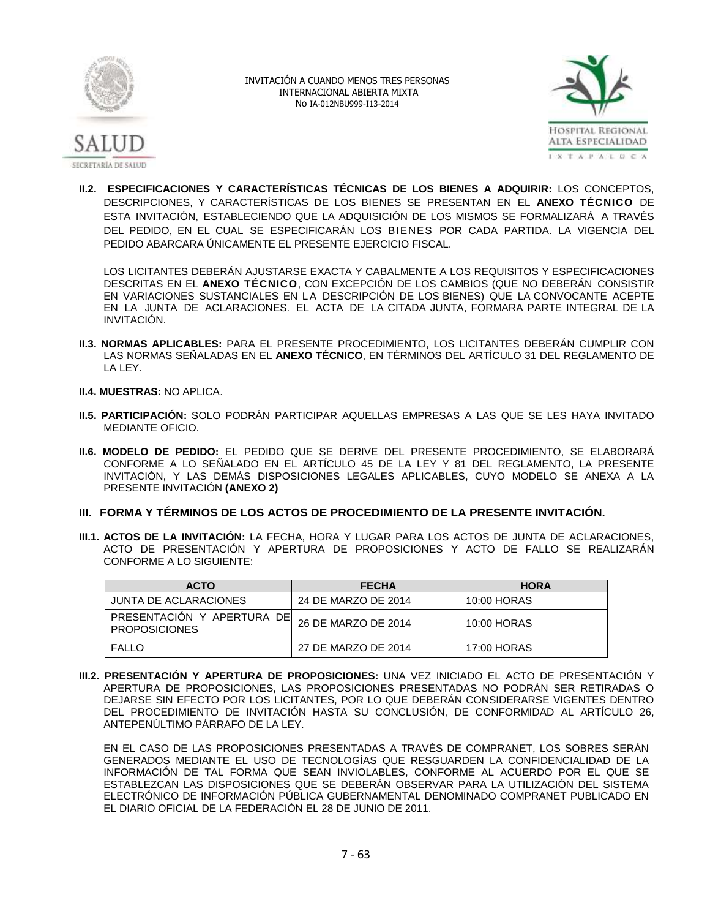**II.2. ESPECIFICACIONES Y CARACTERÍSTICAS TÉCNICAS DE LOS BIENES A ADQUIRIR:** LOS CONCEPTOS, DESCRIPCIONES, Y CARACTERÍSTICAS DE LOS BIENES SE PRESENTAN EN EL **ANEXO TÉCNICO** DE ESTA INVITACIÓN, ESTABLECIENDO QUE LA ADQUISICIÓN DE LOS MISMOS SE FORMALIZARÁ A TRAVÉS DEL PEDIDO, EN EL CUAL SE ESPECIFICARÁN LOS BIENES POR CADA PARTIDA. LA VIGENCIA DEL PEDIDO ABARCARA ÚNICAMENTE EL PRESENTE EJERCICIO FISCAL.

LOS LICITANTES DEBERÁN AJUSTARSE EXACTA Y CABALMENTE A LOS REQUISITOS Y ESPECIFICACIONES DESCRITAS EN EL **ANEXO TÉCNICO**, CON EXCEPCIÓN DE LOS CAMBIOS (QUE NO DEBERÁN CONSISTIR EN VARIACIONES SUSTANCIALES EN LA DESCRIPCIÓN DE LOS BIENES) QUE LA CONVOCANTE ACEPTE EN LA JUNTA DE ACLARACIONES. EL ACTA DE LA CITADA JUNTA, FORMARA PARTE INTEGRAL DE LA INVITACIÓN.

**II.3. NORMAS APLICABLES:** PARA EL PRESENTE PROCEDIMIENTO, LOS LICITANTES DEBERÁN CUMPLIR CON LAS NORMAS SEÑALADAS EN EL **ANEXO TÉCNICO**, EN TÉRMINOS DEL ARTÍCULO 31 DEL REGLAMENTO DE LA LEY.

**II.4. MUESTRAS:** NO APLICA.

**II.5. PARTICIPACIÓN:** SOLO PODRÁN PARTICIPAR AQUELLAS EMPRESAS A LAS QUE SE LES HAYA INVITADO MEDIANTE OFICIO.

**II.6. MODELO DE PEDIDO:** EL PEDIDO QUE SE DERIVE DEL PRESENTE PROCEDIMIENTO, SE ELABORARÁ CONFORME A LO SEÑALADO EN EL ARTÍCULO 45 DE LA LEY Y 81 DEL REGLAMENTO, LA PRESENTE INVITACIÓN, Y LAS DEMÁS DISPOSICIONES LEGALES APLICABLES, CUYO MODELO SE ANEXA A LA PRESENTE INVITACIÓN **(ANEXO 2)**

## III. FORMA Y TÉRMINOS DE LOS ACTOS DE PROCEDIMIENTO DE LA PRESENTE INVITACIÓN.

**III.1. ACTOS DE LA INVITACIÓN:** LA FECHA, HORA Y LUGAR PARA LOS ACTOS DE JUNTA DE ACLARACIONES, ACTO DE PRESENTACIÓN Y APERTURA DE PROPOSICIONES Y ACTO DE FALLO SE REALIZARÁN CONFORME A LO SIGUIENTE:

| ACTO | FECHA | HORA |
|---|---|---|
| JUNTA DE ACLARACIONES | 24 DE MARZO DE 2014 | 10:00 HORAS |
| PRESENTACIÓN Y APERTURA DE PROPOSICIONES | 26 DE MARZO DE 2014 | 10:00 HORAS |
| FALLO | 27 DE MARZO DE 2014 | 17:00 HORAS |

**III.2. PRESENTACIÓN Y APERTURA DE PROPOSICIONES:** UNA VEZ INICIADO EL ACTO DE PRESENTACIÓN Y APERTURA DE PROPOSICIONES, LAS PROPOSICIONES PRESENTADAS NO PODRÁN SER RETIRADAS O DEJARSE SIN EFECTO POR LOS LICITANTES, POR LO QUE DEBERÁN CONSIDERARSE VIGENTES DENTRO DEL PROCEDIMIENTO DE INVITACIÓN HASTA SU CONCLUSIÓN, DE CONFORMIDAD AL ARTÍCULO 26, ANTEPENÚLTIMO PÁRRAFO DE LA LEY.

EN EL CASO DE LAS PROPOSICIONES PRESENTADAS A TRAVÉS DE COMPRANET, LOS SOBRES SERÁN GENERADOS MEDIANTE EL USO DE TECNOLOGÍAS QUE RESGUARDEN LA CONFIDENCIALIDAD DE LA INFORMACIÓN DE TAL FORMA QUE SEAN INVIOLABLES, CONFORME AL ACUERDO POR EL QUE SE ESTABLEZCAN LAS DISPOSICIONES QUE SE DEBERÁN OBSERVAR PARA LA UTILIZACIÓN DEL SISTEMA ELECTRÓNICO DE INFORMACIÓN PÚBLICA GUBERNAMENTAL DENOMINADO COMPRANET PUBLICADO EN EL DIARIO OFICIAL DE LA FEDERACIÓN EL 28 DE JUNIO DE 2011.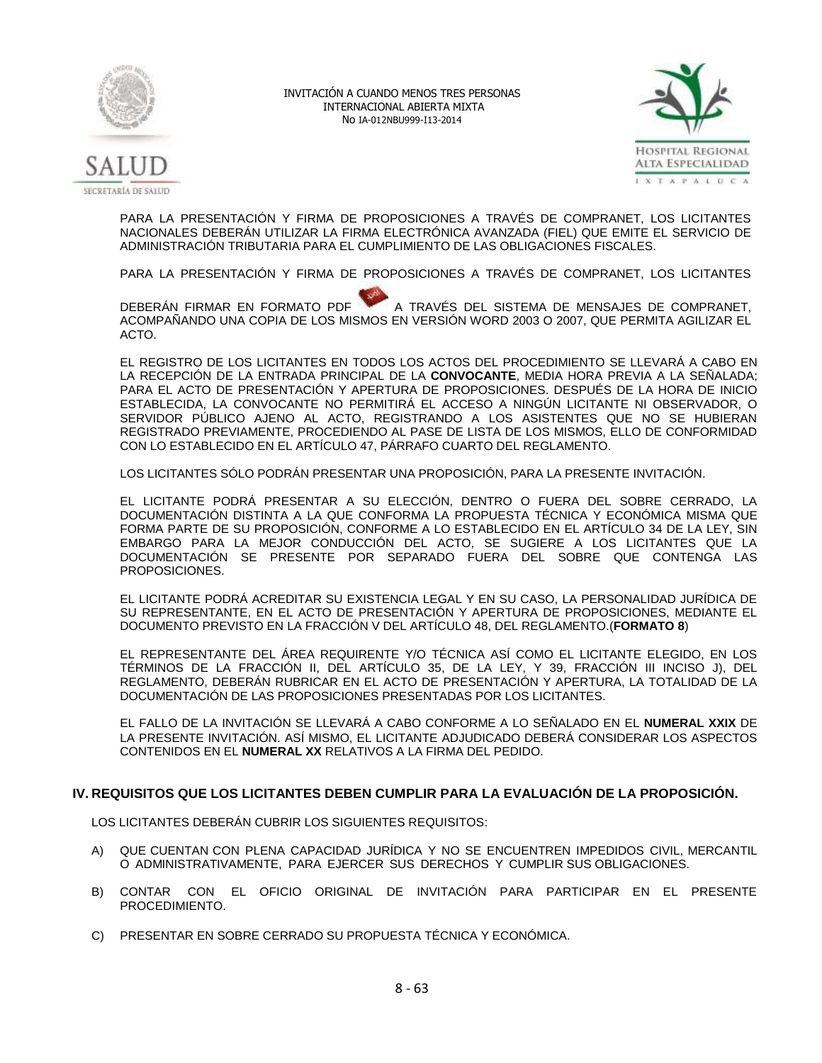PARA LA PRESENTACIÓN Y FIRMA DE PROPOSICIONES A TRAVÉS DE COMPRANET, LOS LICITANTES NACIONALES DEBERÁN UTILIZAR LA FIRMA ELECTRÓNICA AVANZADA (FIEL) QUE EMITE EL SERVICIO DE ADMINISTRACIÓN TRIBUTARIA PARA EL CUMPLIMIENTO DE LAS OBLIGACIONES FISCALES.

PARA LA PRESENTACIÓN Y FIRMA DE PROPOSICIONES A TRAVÉS DE COMPRANET, LOS LICITANTES DEBERÁN FIRMAR EN FORMATO PDF A TRAVÉS DEL SISTEMA DE MENSAJES DE COMPRANET, ACOMPAÑANDO UNA COPIA DE LOS MISMOS EN VERSIÓN WORD 2003 O 2007, QUE PERMITA AGILIZAR EL ACTO.

EL REGISTRO DE LOS LICITANTES EN TODOS LOS ACTOS DEL PROCEDIMIENTO SE LLEVARÁ A CABO EN LA RECEPCIÓN DE LA ENTRADA PRINCIPAL DE LA **CONVOCANTE**, MEDIA HORA PREVIA A LA SEÑALADA; PARA EL ACTO DE PRESENTACIÓN Y APERTURA DE PROPOSICIONES. DESPUÉS DE LA HORA DE INICIO ESTABLECIDA, LA CONVOCANTE NO PERMITIRÁ EL ACCESO A NINGÚN LICITANTE NI OBSERVADOR, O SERVIDOR PÚBLICO AJENO AL ACTO, REGISTRANDO A LOS ASISTENTES QUE NO SE HUBIERAN REGISTRADO PREVIAMENTE, PROCEDIENDO AL PASE DE LISTA DE LOS MISMOS, ELLO DE CONFORMIDAD CON LO ESTABLECIDO EN EL ARTÍCULO 47, PÁRRAFO CUARTO DEL REGLAMENTO.

LOS LICITANTES SÓLO PODRÁN PRESENTAR UNA PROPOSICIÓN, PARA LA PRESENTE INVITACIÓN.

EL LICITANTE PODRÁ PRESENTAR A SU ELECCIÓN, DENTRO O FUERA DEL SOBRE CERRADO, LA DOCUMENTACIÓN DISTINTA A LA QUE CONFORMA LA PROPUESTA TÉCNICA Y ECONÓMICA MISMA QUE FORMA PARTE DE SU PROPOSICIÓN, CONFORME A LO ESTABLECIDO EN EL ARTÍCULO 34 DE LA LEY, SIN EMBARGO PARA LA MEJOR CONDUCCIÓN DEL ACTO, SE SUGIERE A LOS LICITANTES QUE LA DOCUMENTACIÓN SE PRESENTE POR SEPARADO FUERA DEL SOBRE QUE CONTENGA LAS PROPOSICIONES.

EL LICITANTE PODRÁ ACREDITAR SU EXISTENCIA LEGAL Y EN SU CASO, LA PERSONALIDAD JURÍDICA DE SU REPRESENTANTE, EN EL ACTO DE PRESENTACIÓN Y APERTURA DE PROPOSICIONES, MEDIANTE EL DOCUMENTO PREVISTO EN LA FRACCIÓN V DEL ARTÍCULO 48, DEL REGLAMENTO.(**FORMATO 8**)

EL REPRESENTANTE DEL ÁREA REQUIRENTE Y/O TÉCNICA ASÍ COMO EL LICITANTE ELEGIDO, EN LOS TÉRMINOS DE LA FRACCIÓN II, DEL ARTÍCULO 35, DE LA LEY, Y 39, FRACCIÓN III INCISO J), DEL REGLAMENTO, DEBERÁN RUBRICAR EN EL ACTO DE PRESENTACIÓN Y APERTURA, LA TOTALIDAD DE LA DOCUMENTACIÓN DE LAS PROPOSICIONES PRESENTADAS POR LOS LICITANTES.

EL FALLO DE LA INVITACIÓN SE LLEVARÁ A CABO CONFORME A LO SEÑALADO EN EL **NUMERAL XXIX** DE LA PRESENTE INVITACIÓN. ASÍ MISMO, EL LICITANTE ADJUDICADO DEBERÁ CONSIDERAR LOS ASPECTOS CONTENIDOS EN EL **NUMERAL XX** RELATIVOS A LA FIRMA DEL PEDIDO.

## IV. REQUISITOS QUE LOS LICITANTES DEBEN CUMPLIR PARA LA EVALUACIÓN DE LA PROPOSICIÓN.

LOS LICITANTES DEBERÁN CUBRIR LOS SIGUIENTES REQUISITOS:

A) QUE CUENTAN CON PLENA CAPACIDAD JURÍDICA Y NO SE ENCUENTREN IMPEDIDOS CIVIL, MERCANTIL O ADMINISTRATIVAMENTE, PARA EJERCER SUS DERECHOS Y CUMPLIR SUS OBLIGACIONES.

B) CONTAR CON EL OFICIO ORIGINAL DE INVITACIÓN PARA PARTICIPAR EN EL PRESENTE PROCEDIMIENTO.

C) PRESENTAR EN SOBRE CERRADO SU PROPUESTA TÉCNICA Y ECONÓMICA.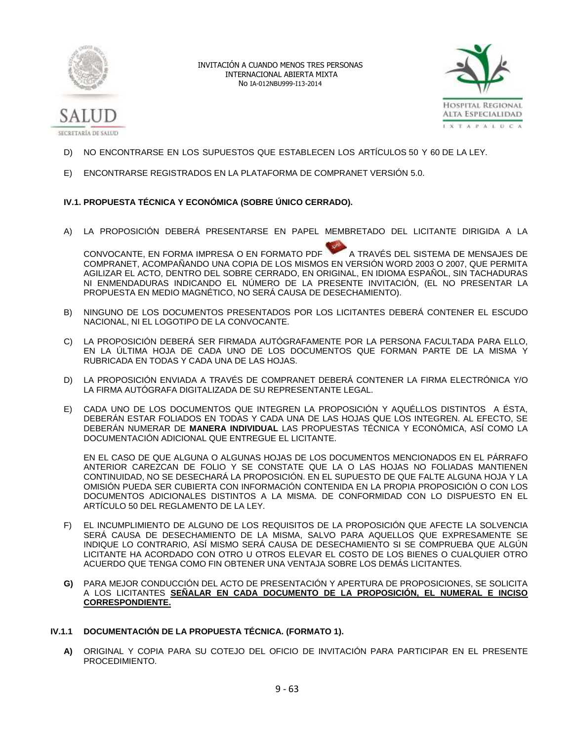D) NO ENCONTRARSE EN LOS SUPUESTOS QUE ESTABLECEN LOS ARTÍCULOS 50 Y 60 DE LA LEY.

E) ENCONTRARSE REGISTRADOS EN LA PLATAFORMA DE COMPRANET VERSIÓN 5.0.

### IV.1. PROPUESTA TÉCNICA Y ECONÓMICA (SOBRE ÚNICO CERRADO).

A) LA PROPOSICIÓN DEBERÁ PRESENTARSE EN PAPEL MEMBRETADO DEL LICITANTE DIRIGIDA A LA CONVOCANTE, EN FORMA IMPRESA O EN FORMATO PDF A TRAVÉS DEL SISTEMA DE MENSAJES DE COMPRANET, ACOMPAÑANDO UNA COPIA DE LOS MISMOS EN VERSIÓN WORD 2003 O 2007, QUE PERMITA AGILIZAR EL ACTO, DENTRO DEL SOBRE CERRADO, EN ORIGINAL, EN IDIOMA ESPAÑOL, SIN TACHADURAS NI ENMENDADURAS INDICANDO EL NÚMERO DE LA PRESENTE INVITACIÓN, (EL NO PRESENTAR LA PROPUESTA EN MEDIO MAGNÉTICO, NO SERÁ CAUSA DE DESECHAMIENTO).

B) NINGUNO DE LOS DOCUMENTOS PRESENTADOS POR LOS LICITANTES DEBERÁ CONTENER EL ESCUDO NACIONAL, NI EL LOGOTIPO DE LA CONVOCANTE.

C) LA PROPOSICIÓN DEBERÁ SER FIRMADA AUTÓGRAFAMENTE POR LA PERSONA FACULTADA PARA ELLO, EN LA ÚLTIMA HOJA DE CADA UNO DE LOS DOCUMENTOS QUE FORMAN PARTE DE LA MISMA Y RUBRICADA EN TODAS Y CADA UNA DE LAS HOJAS.

D) LA PROPOSICIÓN ENVIADA A TRAVÉS DE COMPRANET DEBERÁ CONTENER LA FIRMA ELECTRÓNICA Y/O LA FIRMA AUTÓGRAFA DIGITALIZADA DE SU REPRESENTANTE LEGAL.

E) CADA UNO DE LOS DOCUMENTOS QUE INTEGREN LA PROPOSICIÓN Y AQUÉLLOS DISTINTOS A ÉSTA, DEBERÁN ESTAR FOLIADOS EN TODAS Y CADA UNA DE LAS HOJAS QUE LOS INTEGREN. AL EFECTO, SE DEBERÁN NUMERAR DE **MANERA INDIVIDUAL** LAS PROPUESTAS TÉCNICA Y ECONÓMICA, ASÍ COMO LA DOCUMENTACIÓN ADICIONAL QUE ENTREGUE EL LICITANTE.

EN EL CASO DE QUE ALGUNA O ALGUNAS HOJAS DE LOS DOCUMENTOS MENCIONADOS EN EL PÁRRAFO ANTERIOR CAREZCAN DE FOLIO Y SE CONSTATE QUE LA O LAS HOJAS NO FOLIADAS MANTIENEN CONTINUIDAD, NO SE DESECHARÁ LA PROPOSICIÓN. EN EL SUPUESTO DE QUE FALTE ALGUNA HOJA Y LA OMISIÓN PUEDA SER CUBIERTA CON INFORMACIÓN CONTENIDA EN LA PROPIA PROPOSICIÓN O CON LOS DOCUMENTOS ADICIONALES DISTINTOS A LA MISMA. DE CONFORMIDAD CON LO DISPUESTO EN EL ARTÍCULO 50 DEL REGLAMENTO DE LA LEY.

F) EL INCUMPLIMIENTO DE ALGUNO DE LOS REQUISITOS DE LA PROPOSICIÓN QUE AFECTE LA SOLVENCIA SERÁ CAUSA DE DESECHAMIENTO DE LA MISMA, SALVO PARA AQUELLOS QUE EXPRESAMENTE SE INDIQUE LO CONTRARIO, ASÍ MISMO SERÁ CAUSA DE DESECHAMIENTO SI SE COMPRUEBA QUE ALGÚN LICITANTE HA ACORDADO CON OTRO U OTROS ELEVAR EL COSTO DE LOS BIENES O CUALQUIER OTRO ACUERDO QUE TENGA COMO FIN OBTENER UNA VENTAJA SOBRE LOS DEMÁS LICITANTES.

**G)** PARA MEJOR CONDUCCIÓN DEL ACTO DE PRESENTACIÓN Y APERTURA DE PROPOSICIONES, SE SOLICITA A LOS LICITANTES **SEÑALAR EN CADA DOCUMENTO DE LA PROPOSICIÓN, EL NUMERAL E INCISO CORRESPONDIENTE.**

### IV.1.1 DOCUMENTACIÓN DE LA PROPUESTA TÉCNICA. (FORMATO 1).

**A)** ORIGINAL Y COPIA PARA SU COTEJO DEL OFICIO DE INVITACIÓN PARA PARTICIPAR EN EL PRESENTE PROCEDIMIENTO.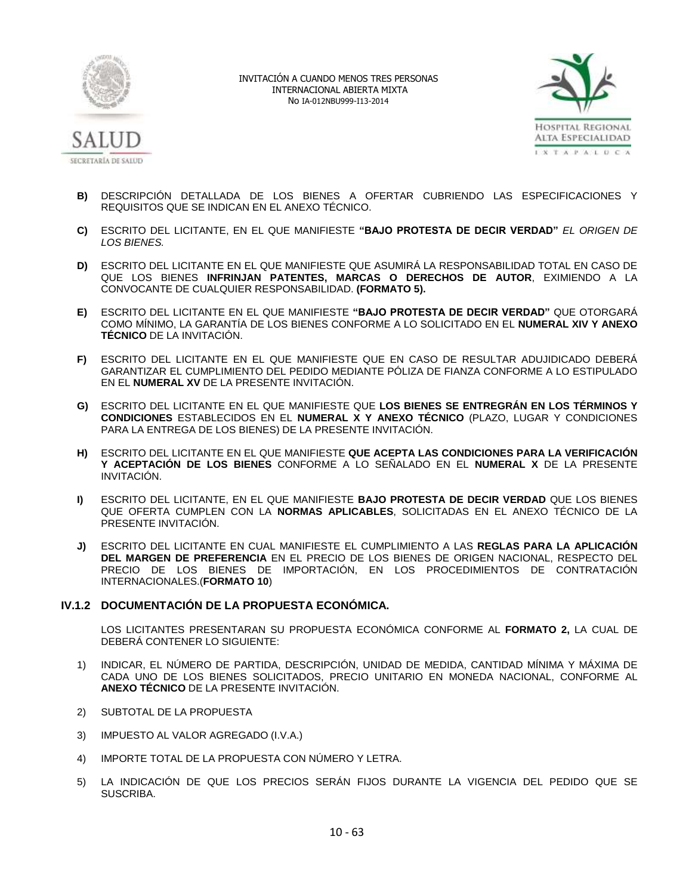**B)** DESCRIPCIÓN DETALLADA DE LOS BIENES A OFERTAR CUBRIENDO LAS ESPECIFICACIONES Y REQUISITOS QUE SE INDICAN EN EL ANEXO TÉCNICO.

**C)** ESCRITO DEL LICITANTE, EN EL QUE MANIFIESTE **"BAJO PROTESTA DE DECIR VERDAD"** *EL ORIGEN DE LOS BIENES.*

**D)** ESCRITO DEL LICITANTE EN EL QUE MANIFIESTE QUE ASUMIRÁ LA RESPONSABILIDAD TOTAL EN CASO DE QUE LOS BIENES **INFRINJAN PATENTES, MARCAS O DERECHOS DE AUTOR**, EXIMIENDO A LA CONVOCANTE DE CUALQUIER RESPONSABILIDAD. **(FORMATO 5).**

**E)** ESCRITO DEL LICITANTE EN EL QUE MANIFIESTE **"BAJO PROTESTA DE DECIR VERDAD"** QUE OTORGARÁ COMO MÍNIMO, LA GARANTÍA DE LOS BIENES CONFORME A LO SOLICITADO EN EL **NUMERAL XIV Y ANEXO TÉCNICO** DE LA INVITACIÓN.

**F)** ESCRITO DEL LICITANTE EN EL QUE MANIFIESTE QUE EN CASO DE RESULTAR ADUJIDICADO DEBERÁ GARANTIZAR EL CUMPLIMIENTO DEL PEDIDO MEDIANTE PÓLIZA DE FIANZA CONFORME A LO ESTIPULADO EN EL **NUMERAL XV** DE LA PRESENTE INVITACIÓN.

**G)** ESCRITO DEL LICITANTE EN EL QUE MANIFIESTE QUE **LOS BIENES SE ENTREGRÁN EN LOS TÉRMINOS Y CONDICIONES** ESTABLECIDOS EN EL **NUMERAL X Y ANEXO TÉCNICO** (PLAZO, LUGAR Y CONDICIONES PARA LA ENTREGA DE LOS BIENES) DE LA PRESENTE INVITACIÓN.

**H)** ESCRITO DEL LICITANTE EN EL QUE MANIFIESTE **QUE ACEPTA LAS CONDICIONES PARA LA VERIFICACIÓN Y ACEPTACIÓN DE LOS BIENES** CONFORME A LO SEÑALADO EN EL **NUMERAL X** DE LA PRESENTE INVITACIÓN.

**I)** ESCRITO DEL LICITANTE, EN EL QUE MANIFIESTE **BAJO PROTESTA DE DECIR VERDAD** QUE LOS BIENES QUE OFERTA CUMPLEN CON LA **NORMAS APLICABLES**, SOLICITADAS EN EL ANEXO TÉCNICO DE LA PRESENTE INVITACIÓN.

**J)** ESCRITO DEL LICITANTE EN CUAL MANIFIESTE EL CUMPLIMIENTO A LAS **REGLAS PARA LA APLICACIÓN DEL MARGEN DE PREFERENCIA** EN EL PRECIO DE LOS BIENES DE ORIGEN NACIONAL, RESPECTO DEL PRECIO DE LOS BIENES DE IMPORTACIÓN, EN LOS PROCEDIMIENTOS DE CONTRATACIÓN INTERNACIONALES.(**FORMATO 10**)

### IV.1.2 DOCUMENTACIÓN DE LA PROPUESTA ECONÓMICA.

LOS LICITANTES PRESENTARAN SU PROPUESTA ECONÓMICA CONFORME AL **FORMATO 2,** LA CUAL DE DEBERÁ CONTENER LO SIGUIENTE:

1) INDICAR, EL NÚMERO DE PARTIDA, DESCRIPCIÓN, UNIDAD DE MEDIDA, CANTIDAD MÍNIMA Y MÁXIMA DE CADA UNO DE LOS BIENES SOLICITADOS, PRECIO UNITARIO EN MONEDA NACIONAL, CONFORME AL **ANEXO TÉCNICO** DE LA PRESENTE INVITACIÓN.
2) SUBTOTAL DE LA PROPUESTA
3) IMPUESTO AL VALOR AGREGADO (I.V.A.)
4) IMPORTE TOTAL DE LA PROPUESTA CON NÚMERO Y LETRA.
5) LA INDICACIÓN DE QUE LOS PRECIOS SERÁN FIJOS DURANTE LA VIGENCIA DEL PEDIDO QUE SE SUSCRIBA.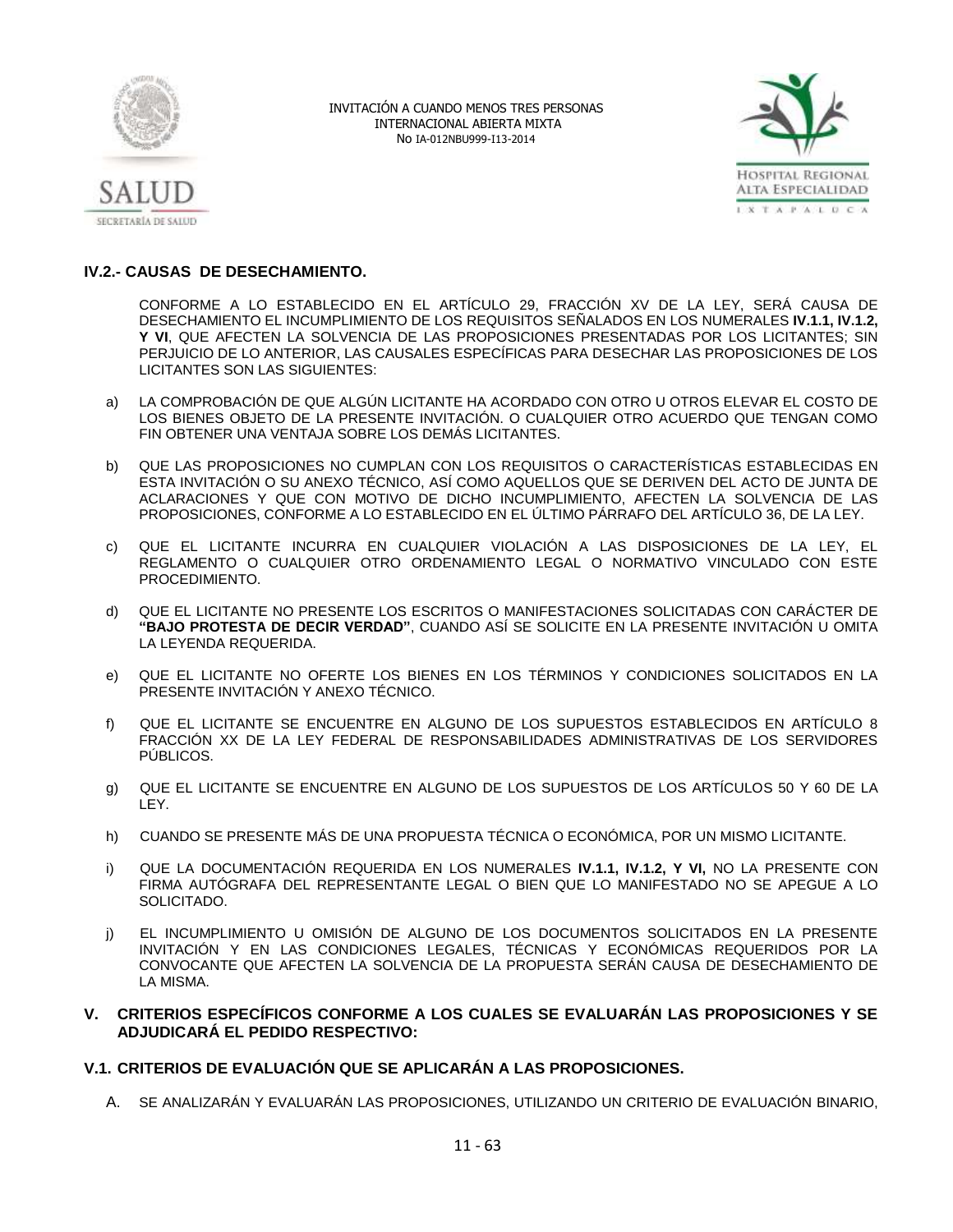### IV.2.- CAUSAS DE DESECHAMIENTO.

CONFORME A LO ESTABLECIDO EN EL ARTÍCULO 29, FRACCIÓN XV DE LA LEY, SERÁ CAUSA DE DESECHAMIENTO EL INCUMPLIMIENTO DE LOS REQUISITOS SEÑALADOS EN LOS NUMERALES **IV.1.1, IV.1.2, Y VI**, QUE AFECTEN LA SOLVENCIA DE LAS PROPOSICIONES PRESENTADAS POR LOS LICITANTES; SIN PERJUICIO DE LO ANTERIOR, LAS CAUSALES ESPECÍFICAS PARA DESECHAR LAS PROPOSICIONES DE LOS LICITANTES SON LAS SIGUIENTES:

a) LA COMPROBACIÓN DE QUE ALGÚN LICITANTE HA ACORDADO CON OTRO U OTROS ELEVAR EL COSTO DE LOS BIENES OBJETO DE LA PRESENTE INVITACIÓN. O CUALQUIER OTRO ACUERDO QUE TENGAN COMO FIN OBTENER UNA VENTAJA SOBRE LOS DEMÁS LICITANTES.

b) QUE LAS PROPOSICIONES NO CUMPLAN CON LOS REQUISITOS O CARACTERÍSTICAS ESTABLECIDAS EN ESTA INVITACIÓN O SU ANEXO TÉCNICO, ASÍ COMO AQUELLOS QUE SE DERIVEN DEL ACTO DE JUNTA DE ACLARACIONES Y QUE CON MOTIVO DE DICHO INCUMPLIMIENTO, AFECTEN LA SOLVENCIA DE LAS PROPOSICIONES, CONFORME A LO ESTABLECIDO EN EL ÚLTIMO PÁRRAFO DEL ARTÍCULO 36, DE LA LEY.

c) QUE EL LICITANTE INCURRA EN CUALQUIER VIOLACIÓN A LAS DISPOSICIONES DE LA LEY, EL REGLAMENTO O CUALQUIER OTRO ORDENAMIENTO LEGAL O NORMATIVO VINCULADO CON ESTE PROCEDIMIENTO.

d) QUE EL LICITANTE NO PRESENTE LOS ESCRITOS O MANIFESTACIONES SOLICITADAS CON CARÁCTER DE **"BAJO PROTESTA DE DECIR VERDAD"**, CUANDO ASÍ SE SOLICITE EN LA PRESENTE INVITACIÓN U OMITA LA LEYENDA REQUERIDA.

e) QUE EL LICITANTE NO OFERTE LOS BIENES EN LOS TÉRMINOS Y CONDICIONES SOLICITADOS EN LA PRESENTE INVITACIÓN Y ANEXO TÉCNICO.

f) QUE EL LICITANTE SE ENCUENTRE EN ALGUNO DE LOS SUPUESTOS ESTABLECIDOS EN ARTÍCULO 8 FRACCIÓN XX DE LA LEY FEDERAL DE RESPONSABILIDADES ADMINISTRATIVAS DE LOS SERVIDORES PÚBLICOS.

g) QUE EL LICITANTE SE ENCUENTRE EN ALGUNO DE LOS SUPUESTOS DE LOS ARTÍCULOS 50 Y 60 DE LA LEY.

h) CUANDO SE PRESENTE MÁS DE UNA PROPUESTA TÉCNICA O ECONÓMICA, POR UN MISMO LICITANTE.

i) QUE LA DOCUMENTACIÓN REQUERIDA EN LOS NUMERALES **IV.1.1, IV.1.2, Y VI,** NO LA PRESENTE CON FIRMA AUTÓGRAFA DEL REPRESENTANTE LEGAL O BIEN QUE LO MANIFESTADO NO SE APEGUE A LO SOLICITADO.

j) EL INCUMPLIMIENTO U OMISIÓN DE ALGUNO DE LOS DOCUMENTOS SOLICITADOS EN LA PRESENTE INVITACIÓN Y EN LAS CONDICIONES LEGALES, TÉCNICAS Y ECONÓMICAS REQUERIDOS POR LA CONVOCANTE QUE AFECTEN LA SOLVENCIA DE LA PROPUESTA SERÁN CAUSA DE DESECHAMIENTO DE LA MISMA.

## V. CRITERIOS ESPECÍFICOS CONFORME A LOS CUALES SE EVALUARÁN LAS PROPOSICIONES Y SE ADJUDICARÁ EL PEDIDO RESPECTIVO:

### V.1. CRITERIOS DE EVALUACIÓN QUE SE APLICARÁN A LAS PROPOSICIONES.

A. SE ANALIZARÁN Y EVALUARÁN LAS PROPOSICIONES, UTILIZANDO UN CRITERIO DE EVALUACIÓN BINARIO,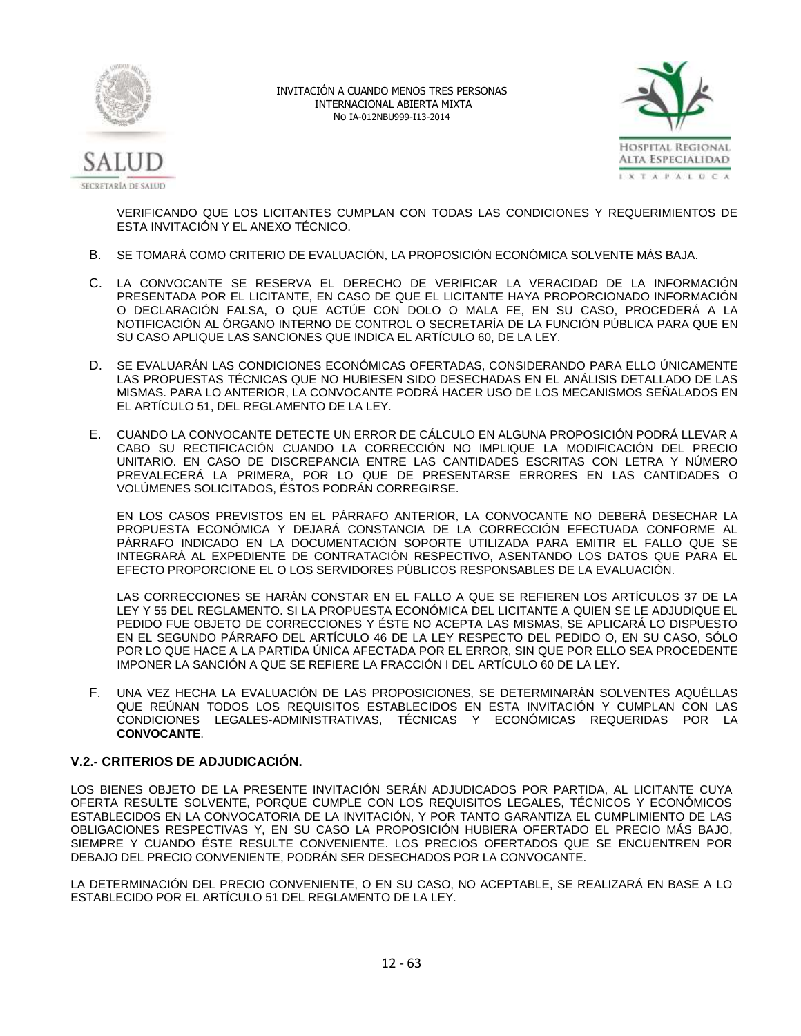VERIFICANDO QUE LOS LICITANTES CUMPLAN CON TODAS LAS CONDICIONES Y REQUERIMIENTOS DE ESTA INVITACIÓN Y EL ANEXO TÉCNICO.

B. SE TOMARÁ COMO CRITERIO DE EVALUACIÓN, LA PROPOSICIÓN ECONÓMICA SOLVENTE MÁS BAJA.

C. LA CONVOCANTE SE RESERVA EL DERECHO DE VERIFICAR LA VERACIDAD DE LA INFORMACIÓN PRESENTADA POR EL LICITANTE, EN CASO DE QUE EL LICITANTE HAYA PROPORCIONADO INFORMACIÓN O DECLARACIÓN FALSA, O QUE ACTÚE CON DOLO O MALA FE, EN SU CASO, PROCEDERÁ A LA NOTIFICACIÓN AL ÓRGANO INTERNO DE CONTROL O SECRETARÍA DE LA FUNCIÓN PÚBLICA PARA QUE EN SU CASO APLIQUE LAS SANCIONES QUE INDICA EL ARTÍCULO 60, DE LA LEY.

D. SE EVALUARÁN LAS CONDICIONES ECONÓMICAS OFERTADAS, CONSIDERANDO PARA ELLO ÚNICAMENTE LAS PROPUESTAS TÉCNICAS QUE NO HUBIESEN SIDO DESECHADAS EN EL ANÁLISIS DETALLADO DE LAS MISMAS. PARA LO ANTERIOR, LA CONVOCANTE PODRÁ HACER USO DE LOS MECANISMOS SEÑALADOS EN EL ARTÍCULO 51, DEL REGLAMENTO DE LA LEY.

E. CUANDO LA CONVOCANTE DETECTE UN ERROR DE CÁLCULO EN ALGUNA PROPOSICIÓN PODRÁ LLEVAR A CABO SU RECTIFICACIÓN CUANDO LA CORRECCIÓN NO IMPLIQUE LA MODIFICACIÓN DEL PRECIO UNITARIO. EN CASO DE DISCREPANCIA ENTRE LAS CANTIDADES ESCRITAS CON LETRA Y NÚMERO PREVALECERÁ LA PRIMERA, POR LO QUE DE PRESENTARSE ERRORES EN LAS CANTIDADES O VOLÚMENES SOLICITADOS, ÉSTOS PODRÁN CORREGIRSE.

EN LOS CASOS PREVISTOS EN EL PÁRRAFO ANTERIOR, LA CONVOCANTE NO DEBERÁ DESECHAR LA PROPUESTA ECONÓMICA Y DEJARÁ CONSTANCIA DE LA CORRECCIÓN EFECTUADA CONFORME AL PÁRRAFO INDICADO EN LA DOCUMENTACIÓN SOPORTE UTILIZADA PARA EMITIR EL FALLO QUE SE INTEGRARÁ AL EXPEDIENTE DE CONTRATACIÓN RESPECTIVO, ASENTANDO LOS DATOS QUE PARA EL EFECTO PROPORCIONE EL O LOS SERVIDORES PÚBLICOS RESPONSABLES DE LA EVALUACIÓN.

LAS CORRECCIONES SE HARÁN CONSTAR EN EL FALLO A QUE SE REFIEREN LOS ARTÍCULOS 37 DE LA LEY Y 55 DEL REGLAMENTO. SI LA PROPUESTA ECONÓMICA DEL LICITANTE A QUIEN SE LE ADJUDIQUE EL PEDIDO FUE OBJETO DE CORRECCIONES Y ÉSTE NO ACEPTA LAS MISMAS, SE APLICARÁ LO DISPUESTO EN EL SEGUNDO PÁRRAFO DEL ARTÍCULO 46 DE LA LEY RESPECTO DEL PEDIDO O, EN SU CASO, SÓLO POR LO QUE HACE A LA PARTIDA ÚNICA AFECTADA POR EL ERROR, SIN QUE POR ELLO SEA PROCEDENTE IMPONER LA SANCIÓN A QUE SE REFIERE LA FRACCIÓN I DEL ARTÍCULO 60 DE LA LEY.

F. UNA VEZ HECHA LA EVALUACIÓN DE LAS PROPOSICIONES, SE DETERMINARÁN SOLVENTES AQUÉLLAS QUE REÚNAN TODOS LOS REQUISITOS ESTABLECIDOS EN ESTA INVITACIÓN Y CUMPLAN CON LAS CONDICIONES LEGALES-ADMINISTRATIVAS, TÉCNICAS Y ECONÓMICAS REQUERIDAS POR LA **CONVOCANTE**.

### V.2.- CRITERIOS DE ADJUDICACIÓN.

LOS BIENES OBJETO DE LA PRESENTE INVITACIÓN SERÁN ADJUDICADOS POR PARTIDA, AL LICITANTE CUYA OFERTA RESULTE SOLVENTE, PORQUE CUMPLE CON LOS REQUISITOS LEGALES, TÉCNICOS Y ECONÓMICOS ESTABLECIDOS EN LA CONVOCATORIA DE LA INVITACIÓN, Y POR TANTO GARANTIZA EL CUMPLIMIENTO DE LAS OBLIGACIONES RESPECTIVAS Y, EN SU CASO LA PROPOSICIÓN HUBIERA OFERTADO EL PRECIO MÁS BAJO, SIEMPRE Y CUANDO ÉSTE RESULTE CONVENIENTE. LOS PRECIOS OFERTADOS QUE SE ENCUENTREN POR DEBAJO DEL PRECIO CONVENIENTE, PODRÁN SER DESECHADOS POR LA CONVOCANTE.

LA DETERMINACIÓN DEL PRECIO CONVENIENTE, O EN SU CASO, NO ACEPTABLE, SE REALIZARÁ EN BASE A LO ESTABLECIDO POR EL ARTÍCULO 51 DEL REGLAMENTO DE LA LEY.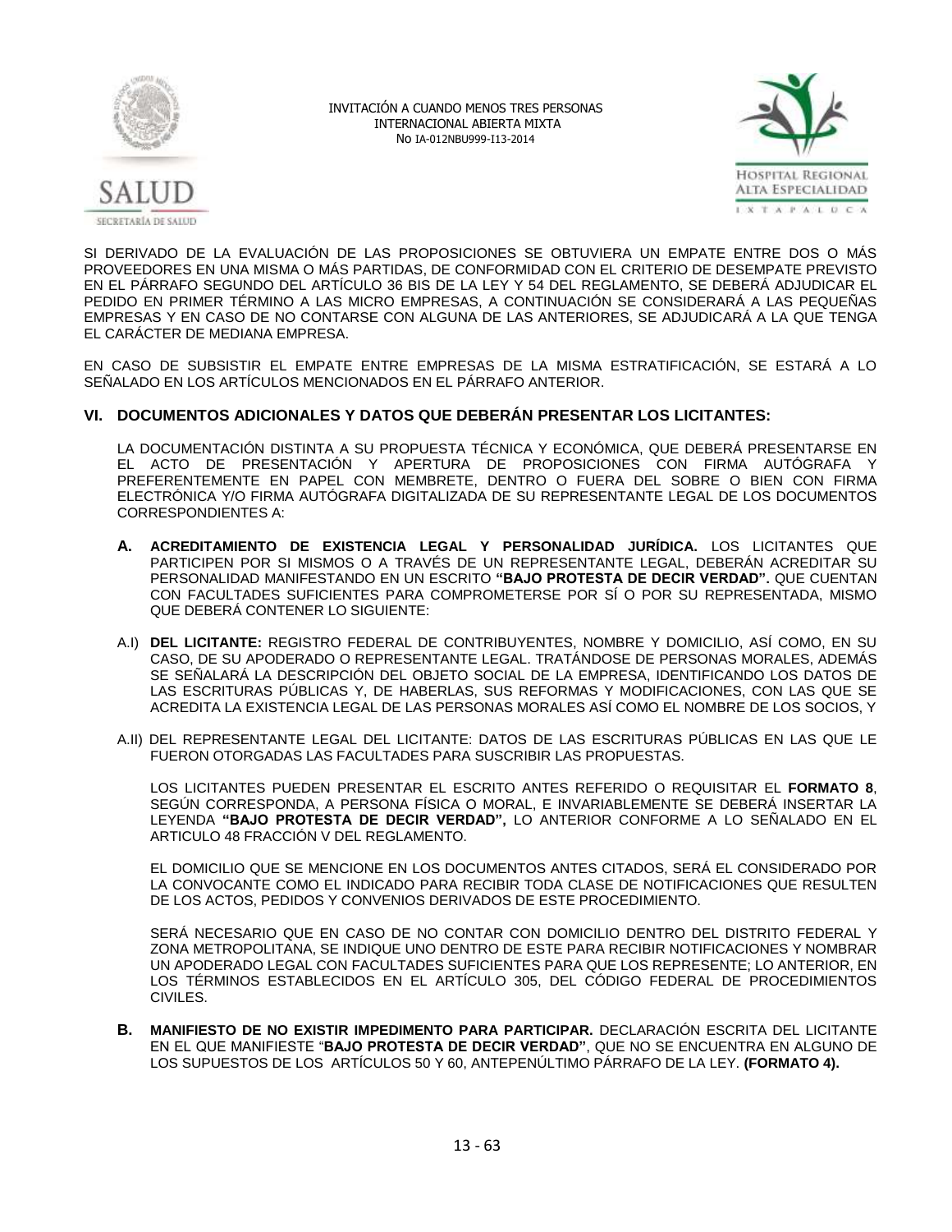SI DERIVADO DE LA EVALUACIÓN DE LAS PROPOSICIONES SE OBTUVIERA UN EMPATE ENTRE DOS O MÁS PROVEEDORES EN UNA MISMA O MÁS PARTIDAS, DE CONFORMIDAD CON EL CRITERIO DE DESEMPATE PREVISTO EN EL PÁRRAFO SEGUNDO DEL ARTÍCULO 36 BIS DE LA LEY Y 54 DEL REGLAMENTO, SE DEBERÁ ADJUDICAR EL PEDIDO EN PRIMER TÉRMINO A LAS MICRO EMPRESAS, A CONTINUACIÓN SE CONSIDERARÁ A LAS PEQUEÑAS EMPRESAS Y EN CASO DE NO CONTARSE CON ALGUNA DE LAS ANTERIORES, SE ADJUDICARÁ A LA QUE TENGA EL CARÁCTER DE MEDIANA EMPRESA.

EN CASO DE SUBSISTIR EL EMPATE ENTRE EMPRESAS DE LA MISMA ESTRATIFICACIÓN, SE ESTARÁ A LO SEÑALADO EN LOS ARTÍCULOS MENCIONADOS EN EL PÁRRAFO ANTERIOR.

## VI. DOCUMENTOS ADICIONALES Y DATOS QUE DEBERÁN PRESENTAR LOS LICITANTES:

LA DOCUMENTACIÓN DISTINTA A SU PROPUESTA TÉCNICA Y ECONÓMICA, QUE DEBERÁ PRESENTARSE EN EL ACTO DE PRESENTACIÓN Y APERTURA DE PROPOSICIONES CON FIRMA AUTÓGRAFA Y PREFERENTEMENTE EN PAPEL CON MEMBRETE, DENTRO O FUERA DEL SOBRE O BIEN CON FIRMA ELECTRÓNICA Y/O FIRMA AUTÓGRAFA DIGITALIZADA DE SU REPRESENTANTE LEGAL DE LOS DOCUMENTOS CORRESPONDIENTES A:

**A. ACREDITAMIENTO DE EXISTENCIA LEGAL Y PERSONALIDAD JURÍDICA.** LOS LICITANTES QUE PARTICIPEN POR SI MISMOS O A TRAVÉS DE UN REPRESENTANTE LEGAL, DEBERÁN ACREDITAR SU PERSONALIDAD MANIFESTANDO EN UN ESCRITO **"BAJO PROTESTA DE DECIR VERDAD".** QUE CUENTAN CON FACULTADES SUFICIENTES PARA COMPROMETERSE POR SÍ O POR SU REPRESENTADA, MISMO QUE DEBERÁ CONTENER LO SIGUIENTE:

A.I) **DEL LICITANTE:** REGISTRO FEDERAL DE CONTRIBUYENTES, NOMBRE Y DOMICILIO, ASÍ COMO, EN SU CASO, DE SU APODERADO O REPRESENTANTE LEGAL. TRATÁNDOSE DE PERSONAS MORALES, ADEMÁS SE SEÑALARÁ LA DESCRIPCIÓN DEL OBJETO SOCIAL DE LA EMPRESA, IDENTIFICANDO LOS DATOS DE LAS ESCRITURAS PÚBLICAS Y, DE HABERLAS, SUS REFORMAS Y MODIFICACIONES, CON LAS QUE SE ACREDITA LA EXISTENCIA LEGAL DE LAS PERSONAS MORALES ASÍ COMO EL NOMBRE DE LOS SOCIOS, Y

A.II) DEL REPRESENTANTE LEGAL DEL LICITANTE: DATOS DE LAS ESCRITURAS PÚBLICAS EN LAS QUE LE FUERON OTORGADAS LAS FACULTADES PARA SUSCRIBIR LAS PROPUESTAS.

LOS LICITANTES PUEDEN PRESENTAR EL ESCRITO ANTES REFERIDO O REQUISITAR EL **FORMATO 8**, SEGÚN CORRESPONDA, A PERSONA FÍSICA O MORAL, E INVARIABLEMENTE SE DEBERÁ INSERTAR LA LEYENDA **"BAJO PROTESTA DE DECIR VERDAD",** LO ANTERIOR CONFORME A LO SEÑALADO EN EL ARTICULO 48 FRACCIÓN V DEL REGLAMENTO.

EL DOMICILIO QUE SE MENCIONE EN LOS DOCUMENTOS ANTES CITADOS, SERÁ EL CONSIDERADO POR LA CONVOCANTE COMO EL INDICADO PARA RECIBIR TODA CLASE DE NOTIFICACIONES QUE RESULTEN DE LOS ACTOS, PEDIDOS Y CONVENIOS DERIVADOS DE ESTE PROCEDIMIENTO.

SERÁ NECESARIO QUE EN CASO DE NO CONTAR CON DOMICILIO DENTRO DEL DISTRITO FEDERAL Y ZONA METROPOLITANA, SE INDIQUE UNO DENTRO DE ESTE PARA RECIBIR NOTIFICACIONES Y NOMBRAR UN APODERADO LEGAL CON FACULTADES SUFICIENTES PARA QUE LOS REPRESENTE; LO ANTERIOR, EN LOS TÉRMINOS ESTABLECIDOS EN EL ARTÍCULO 305, DEL CÓDIGO FEDERAL DE PROCEDIMIENTOS CIVILES.

**B. MANIFIESTO DE NO EXISTIR IMPEDIMENTO PARA PARTICIPAR.** DECLARACIÓN ESCRITA DEL LICITANTE EN EL QUE MANIFIESTE "**BAJO PROTESTA DE DECIR VERDAD"**, QUE NO SE ENCUENTRA EN ALGUNO DE LOS SUPUESTOS DE LOS ARTÍCULOS 50 Y 60, ANTEPENÚLTIMO PÁRRAFO DE LA LEY. **(FORMATO 4).**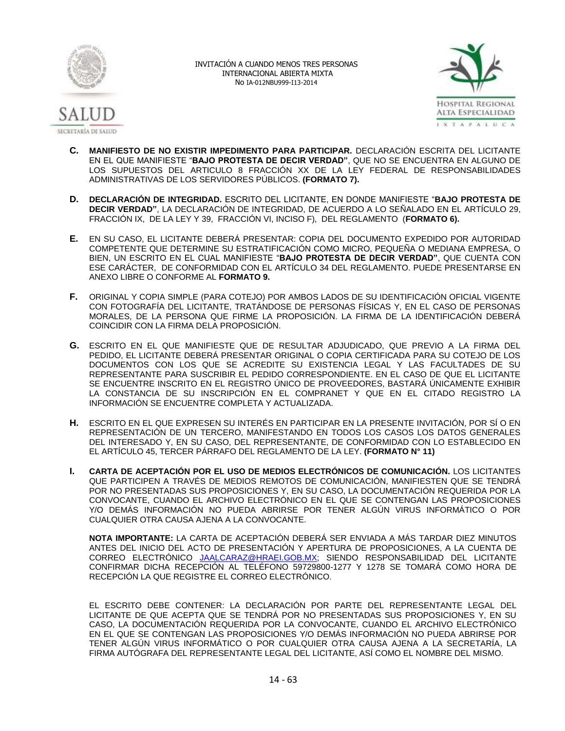**C.** **MANIFIESTO DE NO EXISTIR IMPEDIMENTO PARA PARTICIPAR.** DECLARACIÓN ESCRITA DEL LICITANTE EN EL QUE MANIFIESTE "**BAJO PROTESTA DE DECIR VERDAD"**, QUE NO SE ENCUENTRA EN ALGUNO DE LOS SUPUESTOS DEL ARTICULO 8 FRACCIÓN XX DE LA LEY FEDERAL DE RESPONSABILIDADES ADMINISTRATIVAS DE LOS SERVIDORES PÚBLICOS. **(FORMATO 7).**

**D.** **DECLARACIÓN DE INTEGRIDAD.** ESCRITO DEL LICITANTE, EN DONDE MANIFIESTE "**BAJO PROTESTA DE DECIR VERDAD"**, LA DECLARACIÓN DE INTEGRIDAD, DE ACUERDO A LO SEÑALADO EN EL ARTÍCULO 29, FRACCIÓN IX, DE LA LEY Y 39, FRACCIÓN VI, INCISO F), DEL REGLAMENTO (**FORMATO 6).**

**E.** EN SU CASO, EL LICITANTE DEBERÁ PRESENTAR: COPIA DEL DOCUMENTO EXPEDIDO POR AUTORIDAD COMPETENTE QUE DETERMINE SU ESTRATIFICACIÓN COMO MICRO, PEQUEÑA O MEDIANA EMPRESA, O BIEN, UN ESCRITO EN EL CUAL MANIFIESTE "**BAJO PROTESTA DE DECIR VERDAD"**, QUE CUENTA CON ESE CARÁCTER, DE CONFORMIDAD CON EL ARTÍCULO 34 DEL REGLAMENTO. PUEDE PRESENTARSE EN ANEXO LIBRE O CONFORME AL **FORMATO 9.**

**F.** ORIGINAL Y COPIA SIMPLE (PARA COTEJO) POR AMBOS LADOS DE SU IDENTIFICACIÓN OFICIAL VIGENTE CON FOTOGRAFÍA DEL LICITANTE, TRATÁNDOSE DE PERSONAS FÍSICAS Y, EN EL CASO DE PERSONAS MORALES, DE LA PERSONA QUE FIRME LA PROPOSICIÓN. LA FIRMA DE LA IDENTIFICACIÓN DEBERÁ COINCIDIR CON LA FIRMA DELA PROPOSICIÓN.

**G.** ESCRITO EN EL QUE MANIFIESTE QUE DE RESULTAR ADJUDICADO, QUE PREVIO A LA FIRMA DEL PEDIDO, EL LICITANTE DEBERÁ PRESENTAR ORIGINAL O COPIA CERTIFICADA PARA SU COTEJO DE LOS DOCUMENTOS CON LOS QUE SE ACREDITE SU EXISTENCIA LEGAL Y LAS FACULTADES DE SU REPRESENTANTE PARA SUSCRIBIR EL PEDIDO CORRESPONDIENTE. EN EL CASO DE QUE EL LICITANTE SE ENCUENTRE INSCRITO EN EL REGISTRO ÚNICO DE PROVEEDORES, BASTARÁ ÚNICAMENTE EXHIBIR LA CONSTANCIA DE SU INSCRIPCIÓN EN EL COMPRANET Y QUE EN EL CITADO REGISTRO LA INFORMACIÓN SE ENCUENTRE COMPLETA Y ACTUALIZADA.

**H.** ESCRITO EN EL QUE EXPRESEN SU INTERÉS EN PARTICIPAR EN LA PRESENTE INVITACIÓN, POR SÍ O EN REPRESENTACIÓN DE UN TERCERO, MANIFESTANDO EN TODOS LOS CASOS LOS DATOS GENERALES DEL INTERESADO Y, EN SU CASO, DEL REPRESENTANTE, DE CONFORMIDAD CON LO ESTABLECIDO EN EL ARTÍCULO 45, TERCER PÁRRAFO DEL REGLAMENTO DE LA LEY. **(FORMATO N° 11)**

**I.** **CARTA DE ACEPTACIÓN POR EL USO DE MEDIOS ELECTRÓNICOS DE COMUNICACIÓN.** LOS LICITANTES QUE PARTICIPEN A TRAVÉS DE MEDIOS REMOTOS DE COMUNICACIÓN, MANIFIESTEN QUE SE TENDRÁ POR NO PRESENTADAS SUS PROPOSICIONES Y, EN SU CASO, LA DOCUMENTACIÓN REQUERIDA POR LA CONVOCANTE, CUANDO EL ARCHIVO ELECTRÓNICO EN EL QUE SE CONTENGAN LAS PROPOSICIONES Y/O DEMÁS INFORMACIÓN NO PUEDA ABRIRSE POR TENER ALGÚN VIRUS INFORMÁTICO O POR CUALQUIER OTRA CAUSA AJENA A LA CONVOCANTE.

**NOTA IMPORTANTE:** LA CARTA DE ACEPTACIÓN DEBERÁ SER ENVIADA A MÁS TARDAR DIEZ MINUTOS ANTES DEL INICIO DEL ACTO DE PRESENTACIÓN Y APERTURA DE PROPOSICIONES, A LA CUENTA DE CORREO ELECTRÓNICO JAALCARAZ@HRAEI.GOB.MX; SIENDO RESPONSABILIDAD DEL LICITANTE CONFIRMAR DICHA RECEPCIÓN AL TELÉFONO 59729800-1277 Y 1278 SE TOMARÁ COMO HORA DE RECEPCIÓN LA QUE REGISTRE EL CORREO ELECTRÓNICO.

EL ESCRITO DEBE CONTENER: LA DECLARACIÓN POR PARTE DEL REPRESENTANTE LEGAL DEL LICITANTE DE QUE ACEPTA QUE SE TENDRÁ POR NO PRESENTADAS SUS PROPOSICIONES Y, EN SU CASO, LA DOCUMENTACIÓN REQUERIDA POR LA CONVOCANTE, CUANDO EL ARCHIVO ELECTRÓNICO EN EL QUE SE CONTENGAN LAS PROPOSICIONES Y/O DEMÁS INFORMACIÓN NO PUEDA ABRIRSE POR TENER ALGÚN VIRUS INFORMÁTICO O POR CUALQUIER OTRA CAUSA AJENA A LA SECRETARÍA, LA FIRMA AUTÓGRAFA DEL REPRESENTANTE LEGAL DEL LICITANTE, ASÍ COMO EL NOMBRE DEL MISMO.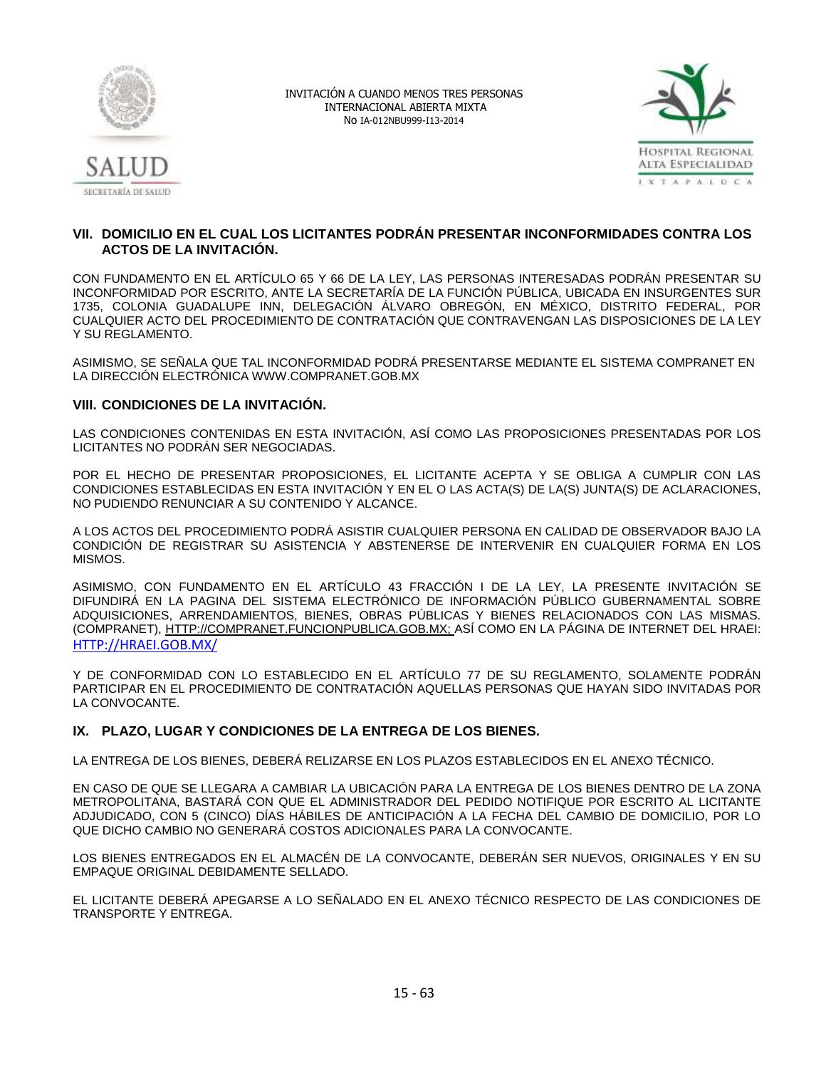## VII. DOMICILIO EN EL CUAL LOS LICITANTES PODRÁN PRESENTAR INCONFORMIDADES CONTRA LOS ACTOS DE LA INVITACIÓN.

CON FUNDAMENTO EN EL ARTÍCULO 65 Y 66 DE LA LEY, LAS PERSONAS INTERESADAS PODRÁN PRESENTAR SU INCONFORMIDAD POR ESCRITO, ANTE LA SECRETARÍA DE LA FUNCIÓN PÚBLICA, UBICADA EN INSURGENTES SUR 1735, COLONIA GUADALUPE INN, DELEGACIÓN ÁLVARO OBREGÓN, EN MÉXICO, DISTRITO FEDERAL, POR CUALQUIER ACTO DEL PROCEDIMIENTO DE CONTRATACIÓN QUE CONTRAVENGAN LAS DISPOSICIONES DE LA LEY Y SU REGLAMENTO.

ASIMISMO, SE SEÑALA QUE TAL INCONFORMIDAD PODRÁ PRESENTARSE MEDIANTE EL SISTEMA COMPRANET EN LA DIRECCIÓN ELECTRÓNICA WWW.COMPRANET.GOB.MX

## VIII. CONDICIONES DE LA INVITACIÓN.

LAS CONDICIONES CONTENIDAS EN ESTA INVITACIÓN, ASÍ COMO LAS PROPOSICIONES PRESENTADAS POR LOS LICITANTES NO PODRÁN SER NEGOCIADAS.

POR EL HECHO DE PRESENTAR PROPOSICIONES, EL LICITANTE ACEPTA Y SE OBLIGA A CUMPLIR CON LAS CONDICIONES ESTABLECIDAS EN ESTA INVITACIÓN Y EN EL O LAS ACTA(S) DE LA(S) JUNTA(S) DE ACLARACIONES, NO PUDIENDO RENUNCIAR A SU CONTENIDO Y ALCANCE.

A LOS ACTOS DEL PROCEDIMIENTO PODRÁ ASISTIR CUALQUIER PERSONA EN CALIDAD DE OBSERVADOR BAJO LA CONDICIÓN DE REGISTRAR SU ASISTENCIA Y ABSTENERSE DE INTERVENIR EN CUALQUIER FORMA EN LOS MISMOS.

ASIMISMO, CON FUNDAMENTO EN EL ARTÍCULO 43 FRACCIÓN I DE LA LEY, LA PRESENTE INVITACIÓN SE DIFUNDIRÁ EN LA PAGINA DEL SISTEMA ELECTRÓNICO DE INFORMACIÓN PÚBLICO GUBERNAMENTAL SOBRE ADQUISICIONES, ARRENDAMIENTOS, BIENES, OBRAS PÚBLICAS Y BIENES RELACIONADOS CON LAS MISMAS. (COMPRANET), HTTP://COMPRANET.FUNCIONPUBLICA.GOB.MX; ASÍ COMO EN LA PÁGINA DE INTERNET DEL HRAEI: HTTP://HRAEI.GOB.MX/

Y DE CONFORMIDAD CON LO ESTABLECIDO EN EL ARTÍCULO 77 DE SU REGLAMENTO, SOLAMENTE PODRÁN PARTICIPAR EN EL PROCEDIMIENTO DE CONTRATACIÓN AQUELLAS PERSONAS QUE HAYAN SIDO INVITADAS POR LA CONVOCANTE.

## IX. PLAZO, LUGAR Y CONDICIONES DE LA ENTREGA DE LOS BIENES.

LA ENTREGA DE LOS BIENES, DEBERÁ RELIZARSE EN LOS PLAZOS ESTABLECIDOS EN EL ANEXO TÉCNICO.

EN CASO DE QUE SE LLEGARA A CAMBIAR LA UBICACIÓN PARA LA ENTREGA DE LOS BIENES DENTRO DE LA ZONA METROPOLITANA, BASTARÁ CON QUE EL ADMINISTRADOR DEL PEDIDO NOTIFIQUE POR ESCRITO AL LICITANTE ADJUDICADO, CON 5 (CINCO) DÍAS HÁBILES DE ANTICIPACIÓN A LA FECHA DEL CAMBIO DE DOMICILIO, POR LO QUE DICHO CAMBIO NO GENERARÁ COSTOS ADICIONALES PARA LA CONVOCANTE.

LOS BIENES ENTREGADOS EN EL ALMACÉN DE LA CONVOCANTE, DEBERÁN SER NUEVOS, ORIGINALES Y EN SU EMPAQUE ORIGINAL DEBIDAMENTE SELLADO.

EL LICITANTE DEBERÁ APEGARSE A LO SEÑALADO EN EL ANEXO TÉCNICO RESPECTO DE LAS CONDICIONES DE TRANSPORTE Y ENTREGA.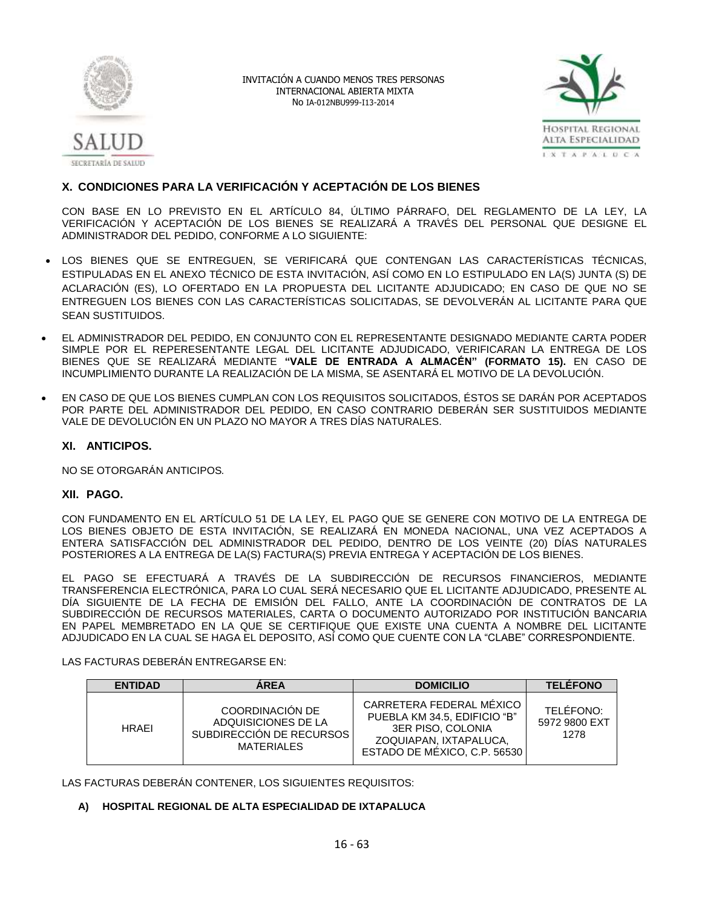## X. CONDICIONES PARA LA VERIFICACIÓN Y ACEPTACIÓN DE LOS BIENES

CON BASE EN LO PREVISTO EN EL ARTÍCULO 84, ÚLTIMO PÁRRAFO, DEL REGLAMENTO DE LA LEY, LA VERIFICACIÓN Y ACEPTACIÓN DE LOS BIENES SE REALIZARÁ A TRAVÉS DEL PERSONAL QUE DESIGNE EL ADMINISTRADOR DEL PEDIDO, CONFORME A LO SIGUIENTE:

- LOS BIENES QUE SE ENTREGUEN, SE VERIFICARÁ QUE CONTENGAN LAS CARACTERÍSTICAS TÉCNICAS, ESTIPULADAS EN EL ANEXO TÉCNICO DE ESTA INVITACIÓN, ASÍ COMO EN LO ESTIPULADO EN LA(S) JUNTA (S) DE ACLARACIÓN (ES), LO OFERTADO EN LA PROPUESTA DEL LICITANTE ADJUDICADO; EN CASO DE QUE NO SE ENTREGUEN LOS BIENES CON LAS CARACTERÍSTICAS SOLICITADAS, SE DEVOLVERÁN AL LICITANTE PARA QUE SEAN SUSTITUIDOS.
- EL ADMINISTRADOR DEL PEDIDO, EN CONJUNTO CON EL REPRESENTANTE DESIGNADO MEDIANTE CARTA PODER SIMPLE POR EL REPERESENTANTE LEGAL DEL LICITANTE ADJUDICADO, VERIFICARAN LA ENTREGA DE LOS BIENES QUE SE REALIZARÁ MEDIANTE **"VALE DE ENTRADA A ALMACÉN" (FORMATO 15).** EN CASO DE INCUMPLIMIENTO DURANTE LA REALIZACIÓN DE LA MISMA, SE ASENTARÁ EL MOTIVO DE LA DEVOLUCIÓN.
- EN CASO DE QUE LOS BIENES CUMPLAN CON LOS REQUISITOS SOLICITADOS, ÉSTOS SE DARÁN POR ACEPTADOS POR PARTE DEL ADMINISTRADOR DEL PEDIDO, EN CASO CONTRARIO DEBERÁN SER SUSTITUIDOS MEDIANTE VALE DE DEVOLUCIÓN EN UN PLAZO NO MAYOR A TRES DÍAS NATURALES.

## XI. ANTICIPOS.

NO SE OTORGARÁN ANTICIPOS*.*

## XII. PAGO.

CON FUNDAMENTO EN EL ARTÍCULO 51 DE LA LEY, EL PAGO QUE SE GENERE CON MOTIVO DE LA ENTREGA DE LOS BIENES OBJETO DE ESTA INVITACIÓN, SE REALIZARÁ EN MONEDA NACIONAL, UNA VEZ ACEPTADOS A ENTERA SATISFACCIÓN DEL ADMINISTRADOR DEL PEDIDO, DENTRO DE LOS VEINTE (20) DÍAS NATURALES POSTERIORES A LA ENTREGA DE LA(S) FACTURA(S) PREVIA ENTREGA Y ACEPTACIÓN DE LOS BIENES.

EL PAGO SE EFECTUARÁ A TRAVÉS DE LA SUBDIRECCIÓN DE RECURSOS FINANCIEROS, MEDIANTE TRANSFERENCIA ELECTRÓNICA, PARA LO CUAL SERÁ NECESARIO QUE EL LICITANTE ADJUDICADO, PRESENTE AL DÍA SIGUIENTE DE LA FECHA DE EMISIÓN DEL FALLO, ANTE LA COORDINACIÓN DE CONTRATOS DE LA SUBDIRECCIÓN DE RECURSOS MATERIALES, CARTA O DOCUMENTO AUTORIZADO POR INSTITUCIÓN BANCARIA EN PAPEL MEMBRETADO EN LA QUE SE CERTIFIQUE QUE EXISTE UNA CUENTA A NOMBRE DEL LICITANTE ADJUDICADO EN LA CUAL SE HAGA EL DEPOSITO, ASÍ COMO QUE CUENTE CON LA "CLABE" CORRESPONDIENTE.

LAS FACTURAS DEBERÁN ENTREGARSE EN:

| ENTIDAD | ÁREA | DOMICILIO | TELÉFONO |
|---|---|---|---|
| HRAEI | COORDINACIÓN DE ADQUISICIONES DE LA SUBDIRECCIÓN DE RECURSOS MATERIALES | CARRETERA FEDERAL MÉXICO PUEBLA KM 34.5, EDIFICIO "B" 3ER PISO, COLONIA ZOQUIAPAN, IXTAPALUCA, ESTADO DE MÉXICO, C.P. 56530 | TELÉFONO: 5972 9800 EXT 1278 |

LAS FACTURAS DEBERÁN CONTENER, LOS SIGUIENTES REQUISITOS:

**A) HOSPITAL REGIONAL DE ALTA ESPECIALIDAD DE IXTAPALUCA**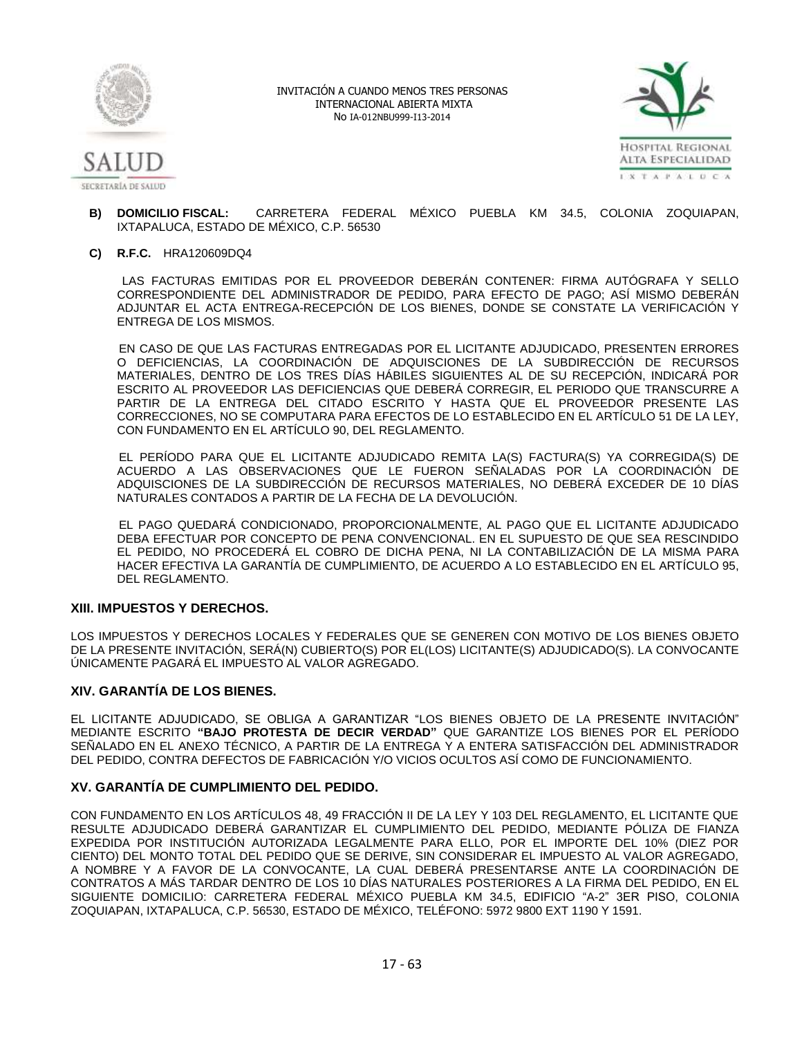**B) DOMICILIO FISCAL:** CARRETERA FEDERAL MÉXICO PUEBLA KM 34.5, COLONIA ZOQUIAPAN, IXTAPALUCA, ESTADO DE MÉXICO, C.P. 56530

**C) R.F.C.** HRA120609DQ4

LAS FACTURAS EMITIDAS POR EL PROVEEDOR DEBERÁN CONTENER: FIRMA AUTÓGRAFA Y SELLO CORRESPONDIENTE DEL ADMINISTRADOR DE PEDIDO, PARA EFECTO DE PAGO; ASÍ MISMO DEBERÁN ADJUNTAR EL ACTA ENTREGA-RECEPCIÓN DE LOS BIENES, DONDE SE CONSTATE LA VERIFICACIÓN Y ENTREGA DE LOS MISMOS.

EN CASO DE QUE LAS FACTURAS ENTREGADAS POR EL LICITANTE ADJUDICADO, PRESENTEN ERRORES O DEFICIENCIAS, LA COORDINACIÓN DE ADQUISCIONES DE LA SUBDIRECCIÓN DE RECURSOS MATERIALES, DENTRO DE LOS TRES DÍAS HÁBILES SIGUIENTES AL DE SU RECEPCIÓN, INDICARÁ POR ESCRITO AL PROVEEDOR LAS DEFICIENCIAS QUE DEBERÁ CORREGIR, EL PERIODO QUE TRANSCURRE A PARTIR DE LA ENTREGA DEL CITADO ESCRITO Y HASTA QUE EL PROVEEDOR PRESENTE LAS CORRECCIONES, NO SE COMPUTARA PARA EFECTOS DE LO ESTABLECIDO EN EL ARTÍCULO 51 DE LA LEY, CON FUNDAMENTO EN EL ARTÍCULO 90, DEL REGLAMENTO.

EL PERÍODO PARA QUE EL LICITANTE ADJUDICADO REMITA LA(S) FACTURA(S) YA CORREGIDA(S) DE ACUERDO A LAS OBSERVACIONES QUE LE FUERON SEÑALADAS POR LA COORDINACIÓN DE ADQUISCIONES DE LA SUBDIRECCIÓN DE RECURSOS MATERIALES, NO DEBERÁ EXCEDER DE 10 DÍAS NATURALES CONTADOS A PARTIR DE LA FECHA DE LA DEVOLUCIÓN.

EL PAGO QUEDARÁ CONDICIONADO, PROPORCIONALMENTE, AL PAGO QUE EL LICITANTE ADJUDICADO DEBA EFECTUAR POR CONCEPTO DE PENA CONVENCIONAL. EN EL SUPUESTO DE QUE SEA RESCINDIDO EL PEDIDO, NO PROCEDERÁ EL COBRO DE DICHA PENA, NI LA CONTABILIZACIÓN DE LA MISMA PARA HACER EFECTIVA LA GARANTÍA DE CUMPLIMIENTO, DE ACUERDO A LO ESTABLECIDO EN EL ARTÍCULO 95, DEL REGLAMENTO.

## XIII. IMPUESTOS Y DERECHOS.

LOS IMPUESTOS Y DERECHOS LOCALES Y FEDERALES QUE SE GENEREN CON MOTIVO DE LOS BIENES OBJETO DE LA PRESENTE INVITACIÓN, SERÁ(N) CUBIERTO(S) POR EL(LOS) LICITANTE(S) ADJUDICADO(S). LA CONVOCANTE ÚNICAMENTE PAGARÁ EL IMPUESTO AL VALOR AGREGADO.

## XIV. GARANTÍA DE LOS BIENES.

EL LICITANTE ADJUDICADO, SE OBLIGA A GARANTIZAR "LOS BIENES OBJETO DE LA PRESENTE INVITACIÓN" MEDIANTE ESCRITO **"BAJO PROTESTA DE DECIR VERDAD"** QUE GARANTIZE LOS BIENES POR EL PERÍODO SEÑALADO EN EL ANEXO TÉCNICO, A PARTIR DE LA ENTREGA Y A ENTERA SATISFACCIÓN DEL ADMINISTRADOR DEL PEDIDO, CONTRA DEFECTOS DE FABRICACIÓN Y/O VICIOS OCULTOS ASÍ COMO DE FUNCIONAMIENTO.

## XV. GARANTÍA DE CUMPLIMIENTO DEL PEDIDO.

CON FUNDAMENTO EN LOS ARTÍCULOS 48, 49 FRACCIÓN II DE LA LEY Y 103 DEL REGLAMENTO, EL LICITANTE QUE RESULTE ADJUDICADO DEBERÁ GARANTIZAR EL CUMPLIMIENTO DEL PEDIDO, MEDIANTE PÓLIZA DE FIANZA EXPEDIDA POR INSTITUCIÓN AUTORIZADA LEGALMENTE PARA ELLO, POR EL IMPORTE DEL 10% (DIEZ POR CIENTO) DEL MONTO TOTAL DEL PEDIDO QUE SE DERIVE, SIN CONSIDERAR EL IMPUESTO AL VALOR AGREGADO, A NOMBRE Y A FAVOR DE LA CONVOCANTE, LA CUAL DEBERÁ PRESENTARSE ANTE LA COORDINACIÓN DE CONTRATOS A MÁS TARDAR DENTRO DE LOS 10 DÍAS NATURALES POSTERIORES A LA FIRMA DEL PEDIDO, EN EL SIGUIENTE DOMICILIO: CARRETERA FEDERAL MÉXICO PUEBLA KM 34.5, EDIFICIO "A-2" 3ER PISO, COLONIA ZOQUIAPAN, IXTAPALUCA, C.P. 56530, ESTADO DE MÉXICO, TELÉFONO: 5972 9800 EXT 1190 Y 1591.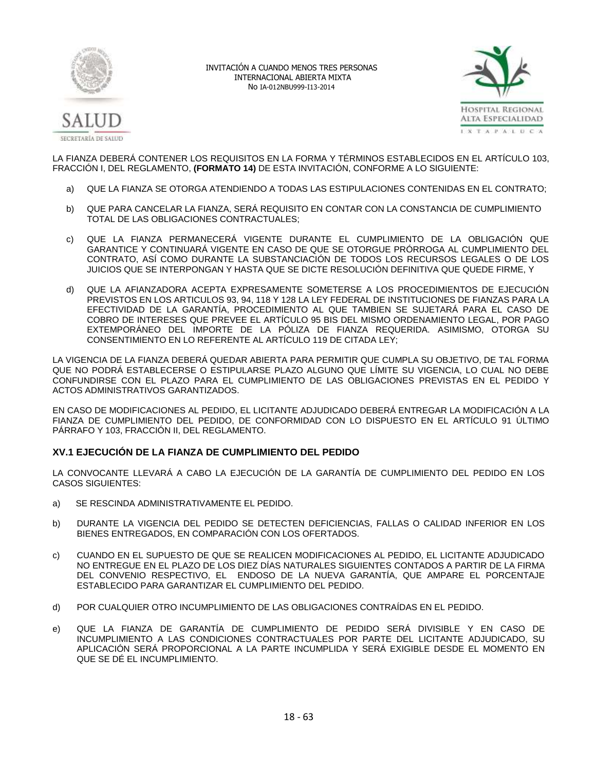LA FIANZA DEBERÁ CONTENER LOS REQUISITOS EN LA FORMA Y TÉRMINOS ESTABLECIDOS EN EL ARTÍCULO 103, FRACCIÓN I, DEL REGLAMENTO, **(FORMATO 14)** DE ESTA INVITACIÓN, CONFORME A LO SIGUIENTE:

a) QUE LA FIANZA SE OTORGA ATENDIENDO A TODAS LAS ESTIPULACIONES CONTENIDAS EN EL CONTRATO;

b) QUE PARA CANCELAR LA FIANZA, SERÁ REQUISITO EN CONTAR CON LA CONSTANCIA DE CUMPLIMIENTO TOTAL DE LAS OBLIGACIONES CONTRACTUALES;

c) QUE LA FIANZA PERMANECERÁ VIGENTE DURANTE EL CUMPLIMIENTO DE LA OBLIGACIÓN QUE GARANTICE Y CONTINUARÁ VIGENTE EN CASO DE QUE SE OTORGUE PRÓRROGA AL CUMPLIMIENTO DEL CONTRATO, ASÍ COMO DURANTE LA SUBSTANCIACIÓN DE TODOS LOS RECURSOS LEGALES O DE LOS JUICIOS QUE SE INTERPONGAN Y HASTA QUE SE DICTE RESOLUCIÓN DEFINITIVA QUE QUEDE FIRME, Y

d) QUE LA AFIANZADORA ACEPTA EXPRESAMENTE SOMETERSE A LOS PROCEDIMIENTOS DE EJECUCIÓN PREVISTOS EN LOS ARTICULOS 93, 94, 118 Y 128 LA LEY FEDERAL DE INSTITUCIONES DE FIANZAS PARA LA EFECTIVIDAD DE LA GARANTÍA, PROCEDIMIENTO AL QUE TAMBIEN SE SUJETARÁ PARA EL CASO DE COBRO DE INTERESES QUE PREVEE EL ARTÍCULO 95 BIS DEL MISMO ORDENAMIENTO LEGAL, POR PAGO EXTEMPORÁNEO DEL IMPORTE DE LA PÓLIZA DE FIANZA REQUERIDA. ASIMISMO, OTORGA SU CONSENTIMIENTO EN LO REFERENTE AL ARTÍCULO 119 DE CITADA LEY;

LA VIGENCIA DE LA FIANZA DEBERÁ QUEDAR ABIERTA PARA PERMITIR QUE CUMPLA SU OBJETIVO, DE TAL FORMA QUE NO PODRÁ ESTABLECERSE O ESTIPULARSE PLAZO ALGUNO QUE LÍMITE SU VIGENCIA, LO CUAL NO DEBE CONFUNDIRSE CON EL PLAZO PARA EL CUMPLIMIENTO DE LAS OBLIGACIONES PREVISTAS EN EL PEDIDO Y ACTOS ADMINISTRATIVOS GARANTIZADOS.

EN CASO DE MODIFICACIONES AL PEDIDO, EL LICITANTE ADJUDICADO DEBERÁ ENTREGAR LA MODIFICACIÓN A LA FIANZA DE CUMPLIMIENTO DEL PEDIDO, DE CONFORMIDAD CON LO DISPUESTO EN EL ARTÍCULO 91 ÚLTIMO PÁRRAFO Y 103, FRACCIÓN II, DEL REGLAMENTO.

### XV.1 EJECUCIÓN DE LA FIANZA DE CUMPLIMIENTO DEL PEDIDO

LA CONVOCANTE LLEVARÁ A CABO LA EJECUCIÓN DE LA GARANTÍA DE CUMPLIMIENTO DEL PEDIDO EN LOS CASOS SIGUIENTES:

a) SE RESCINDA ADMINISTRATIVAMENTE EL PEDIDO.

b) DURANTE LA VIGENCIA DEL PEDIDO SE DETECTEN DEFICIENCIAS, FALLAS O CALIDAD INFERIOR EN LOS BIENES ENTREGADOS, EN COMPARACIÓN CON LOS OFERTADOS.

c) CUANDO EN EL SUPUESTO DE QUE SE REALICEN MODIFICACIONES AL PEDIDO, EL LICITANTE ADJUDICADO NO ENTREGUE EN EL PLAZO DE LOS DIEZ DÍAS NATURALES SIGUIENTES CONTADOS A PARTIR DE LA FIRMA DEL CONVENIO RESPECTIVO, EL ENDOSO DE LA NUEVA GARANTÍA, QUE AMPARE EL PORCENTAJE ESTABLECIDO PARA GARANTIZAR EL CUMPLIMIENTO DEL PEDIDO.

d) POR CUALQUIER OTRO INCUMPLIMIENTO DE LAS OBLIGACIONES CONTRAÍDAS EN EL PEDIDO.

e) QUE LA FIANZA DE GARANTÍA DE CUMPLIMIENTO DE PEDIDO SERÁ DIVISIBLE Y EN CASO DE INCUMPLIMIENTO A LAS CONDICIONES CONTRACTUALES POR PARTE DEL LICITANTE ADJUDICADO, SU APLICACIÓN SERÁ PROPORCIONAL A LA PARTE INCUMPLIDA Y SERÁ EXIGIBLE DESDE EL MOMENTO EN QUE SE DÉ EL INCUMPLIMIENTO.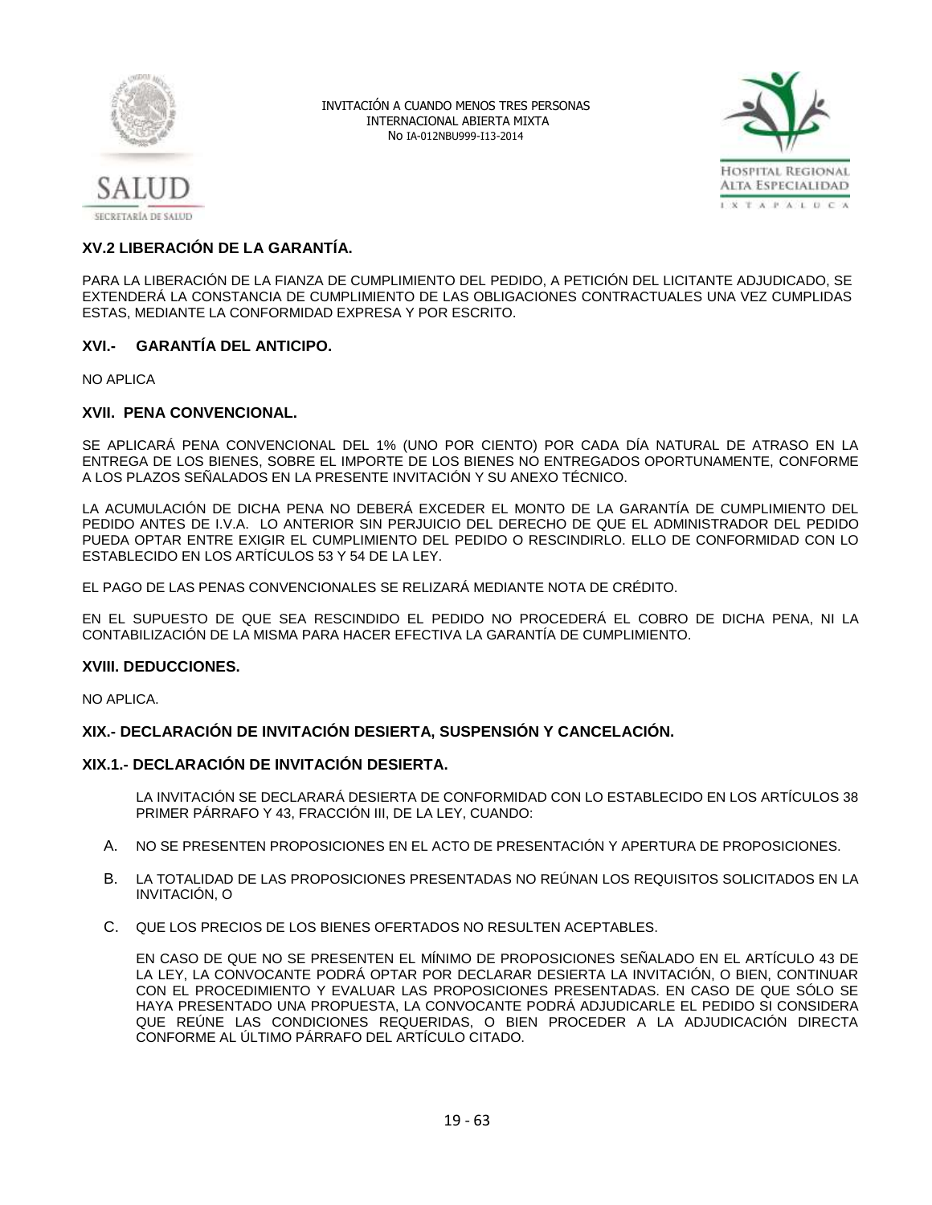### XV.2 LIBERACIÓN DE LA GARANTÍA.

PARA LA LIBERACIÓN DE LA FIANZA DE CUMPLIMIENTO DEL PEDIDO, A PETICIÓN DEL LICITANTE ADJUDICADO, SE EXTENDERÁ LA CONSTANCIA DE CUMPLIMIENTO DE LAS OBLIGACIONES CONTRACTUALES UNA VEZ CUMPLIDAS ESTAS, MEDIANTE LA CONFORMIDAD EXPRESA Y POR ESCRITO.

## XVI.- GARANTÍA DEL ANTICIPO.

NO APLICA

## XVII. PENA CONVENCIONAL.

SE APLICARÁ PENA CONVENCIONAL DEL 1% (UNO POR CIENTO) POR CADA DÍA NATURAL DE ATRASO EN LA ENTREGA DE LOS BIENES, SOBRE EL IMPORTE DE LOS BIENES NO ENTREGADOS OPORTUNAMENTE, CONFORME A LOS PLAZOS SEÑALADOS EN LA PRESENTE INVITACIÓN Y SU ANEXO TÉCNICO.

LA ACUMULACIÓN DE DICHA PENA NO DEBERÁ EXCEDER EL MONTO DE LA GARANTÍA DE CUMPLIMIENTO DEL PEDIDO ANTES DE I.V.A. LO ANTERIOR SIN PERJUICIO DEL DERECHO DE QUE EL ADMINISTRADOR DEL PEDIDO PUEDA OPTAR ENTRE EXIGIR EL CUMPLIMIENTO DEL PEDIDO O RESCINDIRLO. ELLO DE CONFORMIDAD CON LO ESTABLECIDO EN LOS ARTÍCULOS 53 Y 54 DE LA LEY.

EL PAGO DE LAS PENAS CONVENCIONALES SE RELIZARÁ MEDIANTE NOTA DE CRÉDITO.

EN EL SUPUESTO DE QUE SEA RESCINDIDO EL PEDIDO NO PROCEDERÁ EL COBRO DE DICHA PENA, NI LA CONTABILIZACIÓN DE LA MISMA PARA HACER EFECTIVA LA GARANTÍA DE CUMPLIMIENTO.

## XVIII. DEDUCCIONES.

NO APLICA.

## XIX.- DECLARACIÓN DE INVITACIÓN DESIERTA, SUSPENSIÓN Y CANCELACIÓN.

### XIX.1.- DECLARACIÓN DE INVITACIÓN DESIERTA.

LA INVITACIÓN SE DECLARARÁ DESIERTA DE CONFORMIDAD CON LO ESTABLECIDO EN LOS ARTÍCULOS 38 PRIMER PÁRRAFO Y 43, FRACCIÓN III, DE LA LEY, CUANDO:

A. NO SE PRESENTEN PROPOSICIONES EN EL ACTO DE PRESENTACIÓN Y APERTURA DE PROPOSICIONES.

B. LA TOTALIDAD DE LAS PROPOSICIONES PRESENTADAS NO REÚNAN LOS REQUISITOS SOLICITADOS EN LA INVITACIÓN, O

C. QUE LOS PRECIOS DE LOS BIENES OFERTADOS NO RESULTEN ACEPTABLES.

EN CASO DE QUE NO SE PRESENTEN EL MÍNIMO DE PROPOSICIONES SEÑALADO EN EL ARTÍCULO 43 DE LA LEY, LA CONVOCANTE PODRÁ OPTAR POR DECLARAR DESIERTA LA INVITACIÓN, O BIEN, CONTINUAR CON EL PROCEDIMIENTO Y EVALUAR LAS PROPOSICIONES PRESENTADAS. EN CASO DE QUE SÓLO SE HAYA PRESENTADO UNA PROPUESTA, LA CONVOCANTE PODRÁ ADJUDICARLE EL PEDIDO SI CONSIDERA QUE REÚNE LAS CONDICIONES REQUERIDAS, O BIEN PROCEDER A LA ADJUDICACIÓN DIRECTA CONFORME AL ÚLTIMO PÁRRAFO DEL ARTÍCULO CITADO.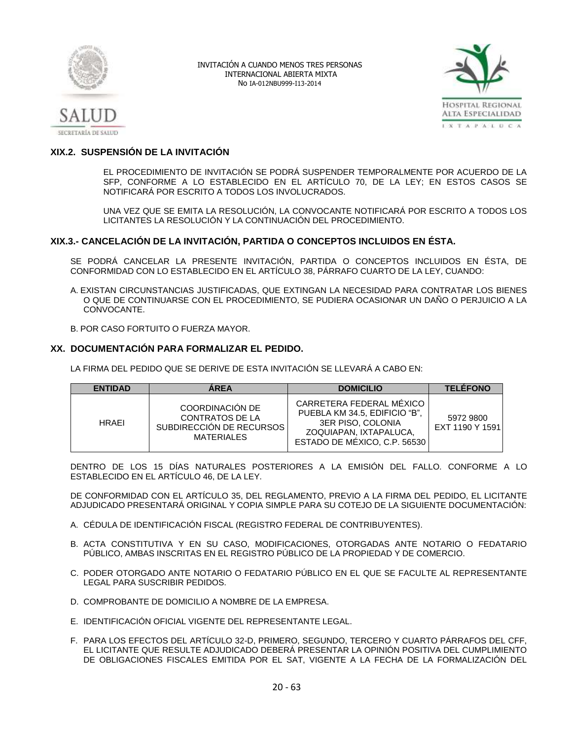### XIX.2. SUSPENSIÓN DE LA INVITACIÓN

EL PROCEDIMIENTO DE INVITACIÓN SE PODRÁ SUSPENDER TEMPORALMENTE POR ACUERDO DE LA SFP, CONFORME A LO ESTABLECIDO EN EL ARTÍCULO 70, DE LA LEY; EN ESTOS CASOS SE NOTIFICARÁ POR ESCRITO A TODOS LOS INVOLUCRADOS.

UNA VEZ QUE SE EMITA LA RESOLUCIÓN, LA CONVOCANTE NOTIFICARÁ POR ESCRITO A TODOS LOS LICITANTES LA RESOLUCIÓN Y LA CONTINUACIÓN DEL PROCEDIMIENTO.

### XIX.3.- CANCELACIÓN DE LA INVITACIÓN, PARTIDA O CONCEPTOS INCLUIDOS EN ÉSTA.

SE PODRÁ CANCELAR LA PRESENTE INVITACIÓN, PARTIDA O CONCEPTOS INCLUIDOS EN ÉSTA, DE CONFORMIDAD CON LO ESTABLECIDO EN EL ARTÍCULO 38, PÁRRAFO CUARTO DE LA LEY, CUANDO:

A. EXISTAN CIRCUNSTANCIAS JUSTIFICADAS, QUE EXTINGAN LA NECESIDAD PARA CONTRATAR LOS BIENES O QUE DE CONTINUARSE CON EL PROCEDIMIENTO, SE PUDIERA OCASIONAR UN DAÑO O PERJUICIO A LA CONVOCANTE.

B. POR CASO FORTUITO O FUERZA MAYOR.

## XX. DOCUMENTACIÓN PARA FORMALIZAR EL PEDIDO.

LA FIRMA DEL PEDIDO QUE SE DERIVE DE ESTA INVITACIÓN SE LLEVARÁ A CABO EN:

| ENTIDAD | ÁREA | DOMICILIO | TELÉFONO |
|---|---|---|---|
| HRAEI | COORDINACIÓN DE CONTRATOS DE LA SUBDIRECCIÓN DE RECURSOS MATERIALES | CARRETERA FEDERAL MÉXICO PUEBLA KM 34.5, EDIFICIO "B", 3ER PISO, COLONIA ZOQUIAPAN, IXTAPALUCA, ESTADO DE MÉXICO, C.P. 56530 | 5972 9800 EXT 1190 Y 1591 |

DENTRO DE LOS 15 DÍAS NATURALES POSTERIORES A LA EMISIÓN DEL FALLO. CONFORME A LO ESTABLECIDO EN EL ARTÍCULO 46, DE LA LEY.

DE CONFORMIDAD CON EL ARTÍCULO 35, DEL REGLAMENTO, PREVIO A LA FIRMA DEL PEDIDO, EL LICITANTE ADJUDICADO PRESENTARÁ ORIGINAL Y COPIA SIMPLE PARA SU COTEJO DE LA SIGUIENTE DOCUMENTACIÓN:

A. CÉDULA DE IDENTIFICACIÓN FISCAL (REGISTRO FEDERAL DE CONTRIBUYENTES).

B. ACTA CONSTITUTIVA Y EN SU CASO, MODIFICACIONES, OTORGADAS ANTE NOTARIO O FEDATARIO PÚBLICO, AMBAS INSCRITAS EN EL REGISTRO PÚBLICO DE LA PROPIEDAD Y DE COMERCIO.

C. PODER OTORGADO ANTE NOTARIO O FEDATARIO PÚBLICO EN EL QUE SE FACULTE AL REPRESENTANTE LEGAL PARA SUSCRIBIR PEDIDOS.

D. COMPROBANTE DE DOMICILIO A NOMBRE DE LA EMPRESA.

E. IDENTIFICACIÓN OFICIAL VIGENTE DEL REPRESENTANTE LEGAL.

F. PARA LOS EFECTOS DEL ARTÍCULO 32-D, PRIMERO, SEGUNDO, TERCERO Y CUARTO PÁRRAFOS DEL CFF, EL LICITANTE QUE RESULTE ADJUDICADO DEBERÁ PRESENTAR LA OPINIÓN POSITIVA DEL CUMPLIMIENTO DE OBLIGACIONES FISCALES EMITIDA POR EL SAT, VIGENTE A LA FECHA DE LA FORMALIZACIÓN DEL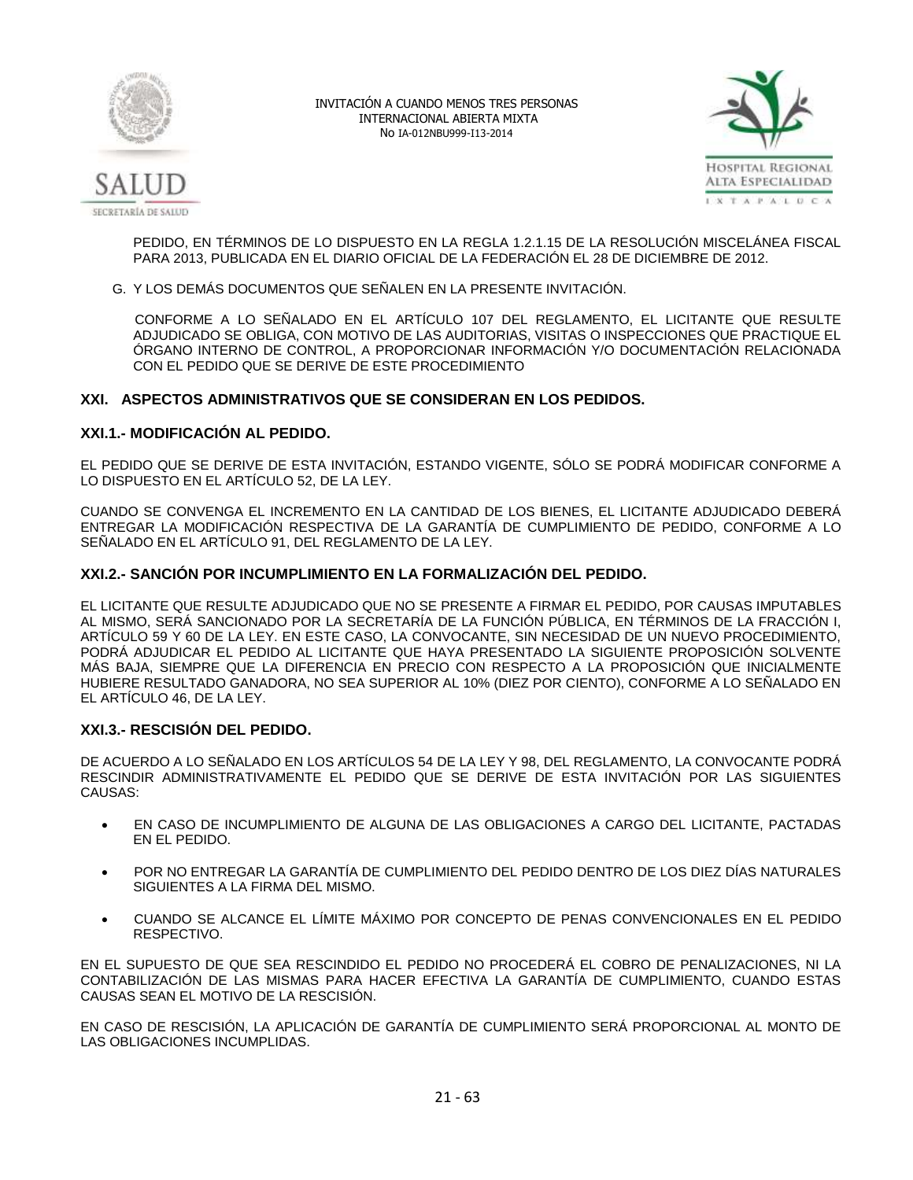PEDIDO, EN TÉRMINOS DE LO DISPUESTO EN LA REGLA 1.2.1.15 DE LA RESOLUCIÓN MISCELÁNEA FISCAL PARA 2013, PUBLICADA EN EL DIARIO OFICIAL DE LA FEDERACIÓN EL 28 DE DICIEMBRE DE 2012.

G. Y LOS DEMÁS DOCUMENTOS QUE SEÑALEN EN LA PRESENTE INVITACIÓN.

CONFORME A LO SEÑALADO EN EL ARTÍCULO 107 DEL REGLAMENTO, EL LICITANTE QUE RESULTE ADJUDICADO SE OBLIGA, CON MOTIVO DE LAS AUDITORIAS, VISITAS O INSPECCIONES QUE PRACTIQUE EL ÓRGANO INTERNO DE CONTROL, A PROPORCIONAR INFORMACIÓN Y/O DOCUMENTACIÓN RELACIONADA CON EL PEDIDO QUE SE DERIVE DE ESTE PROCEDIMIENTO

## XXI. ASPECTOS ADMINISTRATIVOS QUE SE CONSIDERAN EN LOS PEDIDOS.

### XXI.1.- MODIFICACIÓN AL PEDIDO.

EL PEDIDO QUE SE DERIVE DE ESTA INVITACIÓN, ESTANDO VIGENTE, SÓLO SE PODRÁ MODIFICAR CONFORME A LO DISPUESTO EN EL ARTÍCULO 52, DE LA LEY.

CUANDO SE CONVENGA EL INCREMENTO EN LA CANTIDAD DE LOS BIENES, EL LICITANTE ADJUDICADO DEBERÁ ENTREGAR LA MODIFICACIÓN RESPECTIVA DE LA GARANTÍA DE CUMPLIMIENTO DE PEDIDO, CONFORME A LO SEÑALADO EN EL ARTÍCULO 91, DEL REGLAMENTO DE LA LEY.

### XXI.2.- SANCIÓN POR INCUMPLIMIENTO EN LA FORMALIZACIÓN DEL PEDIDO.

EL LICITANTE QUE RESULTE ADJUDICADO QUE NO SE PRESENTE A FIRMAR EL PEDIDO, POR CAUSAS IMPUTABLES AL MISMO, SERÁ SANCIONADO POR LA SECRETARÍA DE LA FUNCIÓN PÚBLICA, EN TÉRMINOS DE LA FRACCIÓN I, ARTÍCULO 59 Y 60 DE LA LEY. EN ESTE CASO, LA CONVOCANTE, SIN NECESIDAD DE UN NUEVO PROCEDIMIENTO, PODRÁ ADJUDICAR EL PEDIDO AL LICITANTE QUE HAYA PRESENTADO LA SIGUIENTE PROPOSICIÓN SOLVENTE MÁS BAJA, SIEMPRE QUE LA DIFERENCIA EN PRECIO CON RESPECTO A LA PROPOSICIÓN QUE INICIALMENTE HUBIERE RESULTADO GANADORA, NO SEA SUPERIOR AL 10% (DIEZ POR CIENTO), CONFORME A LO SEÑALADO EN EL ARTÍCULO 46, DE LA LEY.

### XXI.3.- RESCISIÓN DEL PEDIDO.

DE ACUERDO A LO SEÑALADO EN LOS ARTÍCULOS 54 DE LA LEY Y 98, DEL REGLAMENTO, LA CONVOCANTE PODRÁ RESCINDIR ADMINISTRATIVAMENTE EL PEDIDO QUE SE DERIVE DE ESTA INVITACIÓN POR LAS SIGUIENTES CAUSAS:

- EN CASO DE INCUMPLIMIENTO DE ALGUNA DE LAS OBLIGACIONES A CARGO DEL LICITANTE, PACTADAS EN EL PEDIDO.
- POR NO ENTREGAR LA GARANTÍA DE CUMPLIMIENTO DEL PEDIDO DENTRO DE LOS DIEZ DÍAS NATURALES SIGUIENTES A LA FIRMA DEL MISMO.
- CUANDO SE ALCANCE EL LÍMITE MÁXIMO POR CONCEPTO DE PENAS CONVENCIONALES EN EL PEDIDO RESPECTIVO.

EN EL SUPUESTO DE QUE SEA RESCINDIDO EL PEDIDO NO PROCEDERÁ EL COBRO DE PENALIZACIONES, NI LA CONTABILIZACIÓN DE LAS MISMAS PARA HACER EFECTIVA LA GARANTÍA DE CUMPLIMIENTO, CUANDO ESTAS CAUSAS SEAN EL MOTIVO DE LA RESCISIÓN.

EN CASO DE RESCISIÓN, LA APLICACIÓN DE GARANTÍA DE CUMPLIMIENTO SERÁ PROPORCIONAL AL MONTO DE LAS OBLIGACIONES INCUMPLIDAS.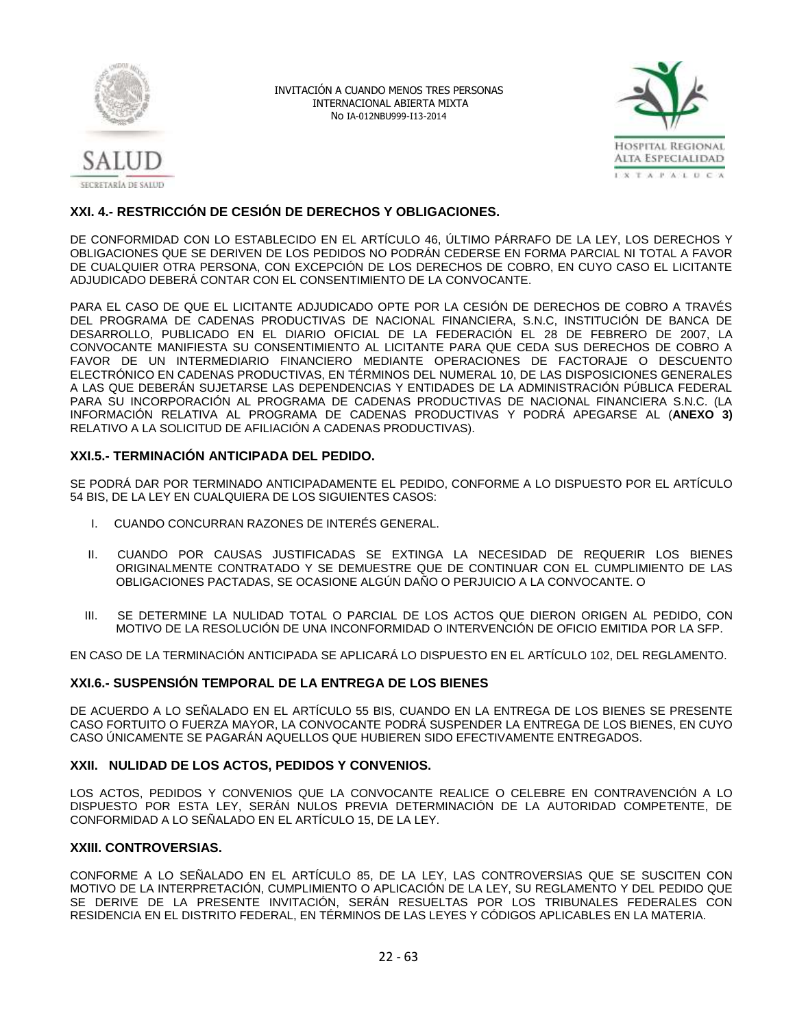### XXI. 4.- RESTRICCIÓN DE CESIÓN DE DERECHOS Y OBLIGACIONES.

DE CONFORMIDAD CON LO ESTABLECIDO EN EL ARTÍCULO 46, ÚLTIMO PÁRRAFO DE LA LEY, LOS DERECHOS Y OBLIGACIONES QUE SE DERIVEN DE LOS PEDIDOS NO PODRÁN CEDERSE EN FORMA PARCIAL NI TOTAL A FAVOR DE CUALQUIER OTRA PERSONA, CON EXCEPCIÓN DE LOS DERECHOS DE COBRO, EN CUYO CASO EL LICITANTE ADJUDICADO DEBERÁ CONTAR CON EL CONSENTIMIENTO DE LA CONVOCANTE.

PARA EL CASO DE QUE EL LICITANTE ADJUDICADO OPTE POR LA CESIÓN DE DERECHOS DE COBRO A TRAVÉS DEL PROGRAMA DE CADENAS PRODUCTIVAS DE NACIONAL FINANCIERA, S.N.C, INSTITUCIÓN DE BANCA DE DESARROLLO, PUBLICADO EN EL DIARIO OFICIAL DE LA FEDERACIÓN EL 28 DE FEBRERO DE 2007, LA CONVOCANTE MANIFIESTA SU CONSENTIMIENTO AL LICITANTE PARA QUE CEDA SUS DERECHOS DE COBRO A FAVOR DE UN INTERMEDIARIO FINANCIERO MEDIANTE OPERACIONES DE FACTORAJE O DESCUENTO ELECTRÓNICO EN CADENAS PRODUCTIVAS, EN TÉRMINOS DEL NUMERAL 10, DE LAS DISPOSICIONES GENERALES A LAS QUE DEBERÁN SUJETARSE LAS DEPENDENCIAS Y ENTIDADES DE LA ADMINISTRACIÓN PÚBLICA FEDERAL PARA SU INCORPORACIÓN AL PROGRAMA DE CADENAS PRODUCTIVAS DE NACIONAL FINANCIERA S.N.C. (LA INFORMACIÓN RELATIVA AL PROGRAMA DE CADENAS PRODUCTIVAS Y PODRÁ APEGARSE AL (**ANEXO 3)** RELATIVO A LA SOLICITUD DE AFILIACIÓN A CADENAS PRODUCTIVAS).

### XXI.5.- TERMINACIÓN ANTICIPADA DEL PEDIDO.

SE PODRÁ DAR POR TERMINADO ANTICIPADAMENTE EL PEDIDO, CONFORME A LO DISPUESTO POR EL ARTÍCULO 54 BIS, DE LA LEY EN CUALQUIERA DE LOS SIGUIENTES CASOS:

I. CUANDO CONCURRAN RAZONES DE INTERÉS GENERAL.

II. CUANDO POR CAUSAS JUSTIFICADAS SE EXTINGA LA NECESIDAD DE REQUERIR LOS BIENES ORIGINALMENTE CONTRATADO Y SE DEMUESTRE QUE DE CONTINUAR CON EL CUMPLIMIENTO DE LAS OBLIGACIONES PACTADAS, SE OCASIONE ALGÚN DAÑO O PERJUICIO A LA CONVOCANTE. O

III. SE DETERMINE LA NULIDAD TOTAL O PARCIAL DE LOS ACTOS QUE DIERON ORIGEN AL PEDIDO, CON MOTIVO DE LA RESOLUCIÓN DE UNA INCONFORMIDAD O INTERVENCIÓN DE OFICIO EMITIDA POR LA SFP.

EN CASO DE LA TERMINACIÓN ANTICIPADA SE APLICARÁ LO DISPUESTO EN EL ARTÍCULO 102, DEL REGLAMENTO.

### XXI.6.- SUSPENSIÓN TEMPORAL DE LA ENTREGA DE LOS BIENES

DE ACUERDO A LO SEÑALADO EN EL ARTÍCULO 55 BIS, CUANDO EN LA ENTREGA DE LOS BIENES SE PRESENTE CASO FORTUITO O FUERZA MAYOR, LA CONVOCANTE PODRÁ SUSPENDER LA ENTREGA DE LOS BIENES, EN CUYO CASO ÚNICAMENTE SE PAGARÁN AQUELLOS QUE HUBIEREN SIDO EFECTIVAMENTE ENTREGADOS.

### XXII. NULIDAD DE LOS ACTOS, PEDIDOS Y CONVENIOS.

LOS ACTOS, PEDIDOS Y CONVENIOS QUE LA CONVOCANTE REALICE O CELEBRE EN CONTRAVENCIÓN A LO DISPUESTO POR ESTA LEY, SERÁN NULOS PREVIA DETERMINACIÓN DE LA AUTORIDAD COMPETENTE, DE CONFORMIDAD A LO SEÑALADO EN EL ARTÍCULO 15, DE LA LEY.

### XXIII. CONTROVERSIAS.

CONFORME A LO SEÑALADO EN EL ARTÍCULO 85, DE LA LEY, LAS CONTROVERSIAS QUE SE SUSCITEN CON MOTIVO DE LA INTERPRETACIÓN, CUMPLIMIENTO O APLICACIÓN DE LA LEY, SU REGLAMENTO Y DEL PEDIDO QUE SE DERIVE DE LA PRESENTE INVITACIÓN, SERÁN RESUELTAS POR LOS TRIBUNALES FEDERALES CON RESIDENCIA EN EL DISTRITO FEDERAL, EN TÉRMINOS DE LAS LEYES Y CÓDIGOS APLICABLES EN LA MATERIA.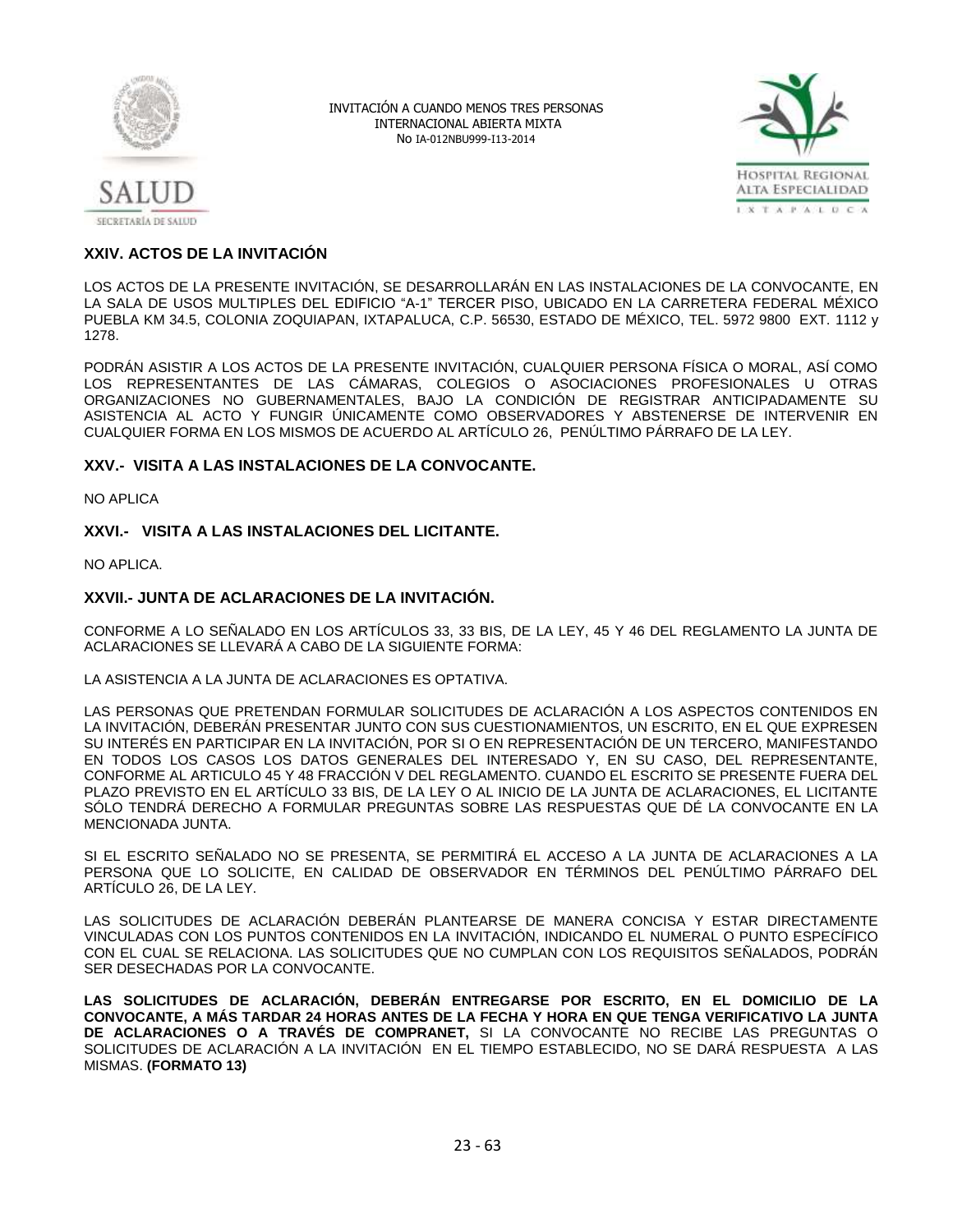## XXIV. ACTOS DE LA INVITACIÓN

LOS ACTOS DE LA PRESENTE INVITACIÓN, SE DESARROLLARÁN EN LAS INSTALACIONES DE LA CONVOCANTE, EN LA SALA DE USOS MULTIPLES DEL EDIFICIO "A-1" TERCER PISO, UBICADO EN LA CARRETERA FEDERAL MÉXICO PUEBLA KM 34.5, COLONIA ZOQUIAPAN, IXTAPALUCA, C.P. 56530, ESTADO DE MÉXICO, TEL. 5972 9800 EXT. 1112 y 1278.

PODRÁN ASISTIR A LOS ACTOS DE LA PRESENTE INVITACIÓN, CUALQUIER PERSONA FÍSICA O MORAL, ASÍ COMO LOS REPRESENTANTES DE LAS CÁMARAS, COLEGIOS O ASOCIACIONES PROFESIONALES U OTRAS ORGANIZACIONES NO GUBERNAMENTALES, BAJO LA CONDICIÓN DE REGISTRAR ANTICIPADAMENTE SU ASISTENCIA AL ACTO Y FUNGIR ÚNICAMENTE COMO OBSERVADORES Y ABSTENERSE DE INTERVENIR EN CUALQUIER FORMA EN LOS MISMOS DE ACUERDO AL ARTÍCULO 26, PENÚLTIMO PÁRRAFO DE LA LEY.

## XXV.- VISITA A LAS INSTALACIONES DE LA CONVOCANTE.

NO APLICA

## XXVI.- VISITA A LAS INSTALACIONES DEL LICITANTE.

NO APLICA.

## XXVII.- JUNTA DE ACLARACIONES DE LA INVITACIÓN.

CONFORME A LO SEÑALADO EN LOS ARTÍCULOS 33, 33 BIS, DE LA LEY, 45 Y 46 DEL REGLAMENTO LA JUNTA DE ACLARACIONES SE LLEVARÁ A CABO DE LA SIGUIENTE FORMA:

LA ASISTENCIA A LA JUNTA DE ACLARACIONES ES OPTATIVA.

LAS PERSONAS QUE PRETENDAN FORMULAR SOLICITUDES DE ACLARACIÓN A LOS ASPECTOS CONTENIDOS EN LA INVITACIÓN, DEBERÁN PRESENTAR JUNTO CON SUS CUESTIONAMIENTOS, UN ESCRITO, EN EL QUE EXPRESEN SU INTERÉS EN PARTICIPAR EN LA INVITACIÓN, POR SI O EN REPRESENTACIÓN DE UN TERCERO, MANIFESTANDO EN TODOS LOS CASOS LOS DATOS GENERALES DEL INTERESADO Y, EN SU CASO, DEL REPRESENTANTE, CONFORME AL ARTICULO 45 Y 48 FRACCIÓN V DEL REGLAMENTO. CUANDO EL ESCRITO SE PRESENTE FUERA DEL PLAZO PREVISTO EN EL ARTÍCULO 33 BIS, DE LA LEY O AL INICIO DE LA JUNTA DE ACLARACIONES, EL LICITANTE SÓLO TENDRÁ DERECHO A FORMULAR PREGUNTAS SOBRE LAS RESPUESTAS QUE DÉ LA CONVOCANTE EN LA MENCIONADA JUNTA.

SI EL ESCRITO SEÑALADO NO SE PRESENTA, SE PERMITIRÁ EL ACCESO A LA JUNTA DE ACLARACIONES A LA PERSONA QUE LO SOLICITE, EN CALIDAD DE OBSERVADOR EN TÉRMINOS DEL PENÚLTIMO PÁRRAFO DEL ARTÍCULO 26, DE LA LEY.

LAS SOLICITUDES DE ACLARACIÓN DEBERÁN PLANTEARSE DE MANERA CONCISA Y ESTAR DIRECTAMENTE VINCULADAS CON LOS PUNTOS CONTENIDOS EN LA INVITACIÓN, INDICANDO EL NUMERAL O PUNTO ESPECÍFICO CON EL CUAL SE RELACIONA. LAS SOLICITUDES QUE NO CUMPLAN CON LOS REQUISITOS SEÑALADOS, PODRÁN SER DESECHADAS POR LA CONVOCANTE.

**LAS SOLICITUDES DE ACLARACIÓN, DEBERÁN ENTREGARSE POR ESCRITO, EN EL DOMICILIO DE LA CONVOCANTE, A MÁS TARDAR 24 HORAS ANTES DE LA FECHA Y HORA EN QUE TENGA VERIFICATIVO LA JUNTA DE ACLARACIONES O A TRAVÉS DE COMPRANET,** SI LA CONVOCANTE NO RECIBE LAS PREGUNTAS O SOLICITUDES DE ACLARACIÓN A LA INVITACIÓN EN EL TIEMPO ESTABLECIDO, NO SE DARÁ RESPUESTA A LAS MISMAS. **(FORMATO 13)**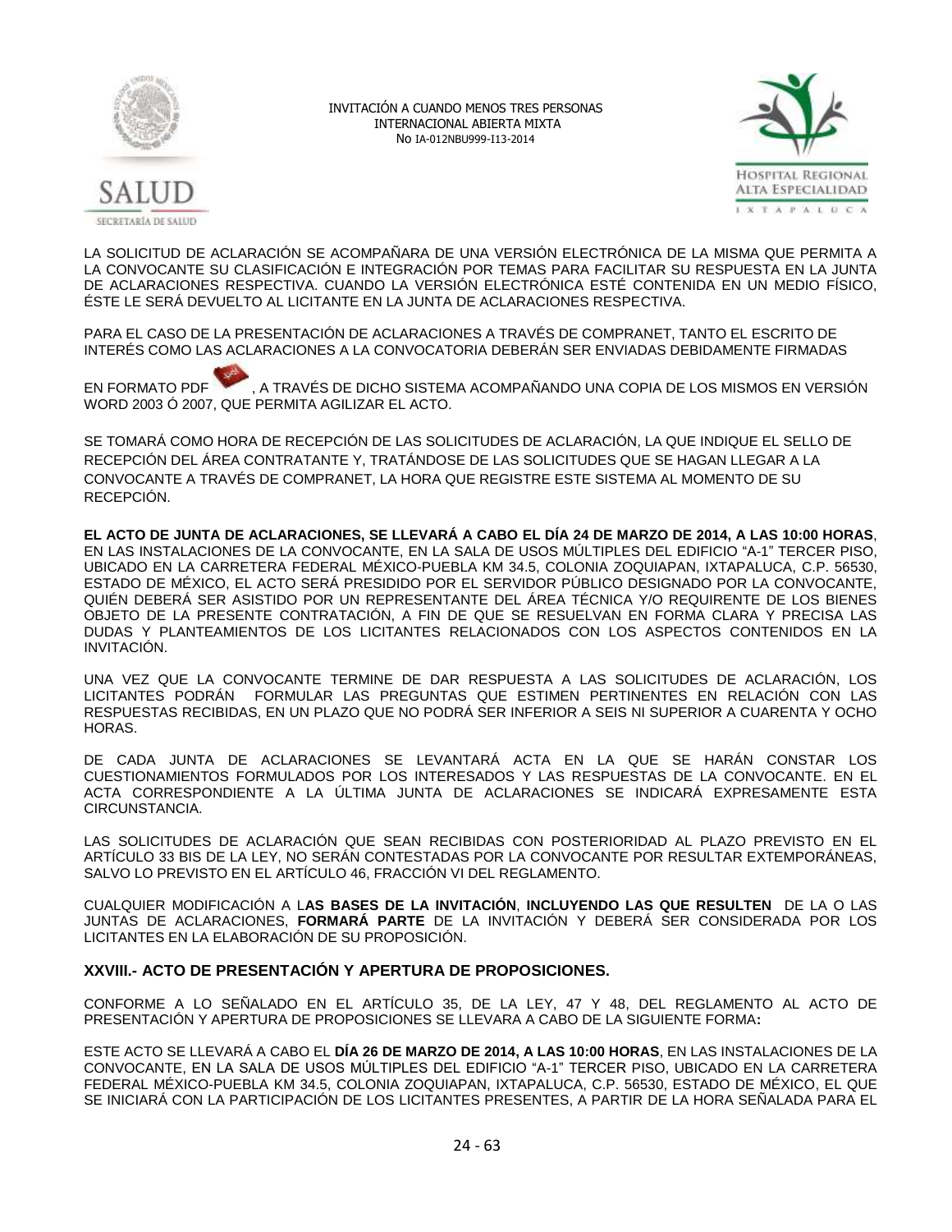LA SOLICITUD DE ACLARACIÓN SE ACOMPAÑARA DE UNA VERSIÓN ELECTRÓNICA DE LA MISMA QUE PERMITA A LA CONVOCANTE SU CLASIFICACIÓN E INTEGRACIÓN POR TEMAS PARA FACILITAR SU RESPUESTA EN LA JUNTA DE ACLARACIONES RESPECTIVA. CUANDO LA VERSIÓN ELECTRÓNICA ESTÉ CONTENIDA EN UN MEDIO FÍSICO, ÉSTE LE SERÁ DEVUELTO AL LICITANTE EN LA JUNTA DE ACLARACIONES RESPECTIVA.

PARA EL CASO DE LA PRESENTACIÓN DE ACLARACIONES A TRAVÉS DE COMPRANET, TANTO EL ESCRITO DE INTERÉS COMO LAS ACLARACIONES A LA CONVOCATORIA DEBERÁN SER ENVIADAS DEBIDAMENTE FIRMADAS EN FORMATO PDF, A TRAVÉS DE DICHO SISTEMA ACOMPAÑANDO UNA COPIA DE LOS MISMOS EN VERSIÓN WORD 2003 Ó 2007, QUE PERMITA AGILIZAR EL ACTO.

SE TOMARÁ COMO HORA DE RECEPCIÓN DE LAS SOLICITUDES DE ACLARACIÓN, LA QUE INDIQUE EL SELLO DE RECEPCIÓN DEL ÁREA CONTRATANTE Y, TRATÁNDOSE DE LAS SOLICITUDES QUE SE HAGAN LLEGAR A LA CONVOCANTE A TRAVÉS DE COMPRANET, LA HORA QUE REGISTRE ESTE SISTEMA AL MOMENTO DE SU RECEPCIÓN.

**EL ACTO DE JUNTA DE ACLARACIONES, SE LLEVARÁ A CABO EL DÍA 24 DE MARZO DE 2014, A LAS 10:00 HORAS**, EN LAS INSTALACIONES DE LA CONVOCANTE, EN LA SALA DE USOS MÚLTIPLES DEL EDIFICIO "A-1" TERCER PISO, UBICADO EN LA CARRETERA FEDERAL MÉXICO-PUEBLA KM 34.5, COLONIA ZOQUIAPAN, IXTAPALUCA, C.P. 56530, ESTADO DE MÉXICO, EL ACTO SERÁ PRESIDIDO POR EL SERVIDOR PÚBLICO DESIGNADO POR LA CONVOCANTE, QUIÉN DEBERÁ SER ASISTIDO POR UN REPRESENTANTE DEL ÁREA TÉCNICA Y/O REQUIRENTE DE LOS BIENES OBJETO DE LA PRESENTE CONTRATACIÓN, A FIN DE QUE SE RESUELVAN EN FORMA CLARA Y PRECISA LAS DUDAS Y PLANTEAMIENTOS DE LOS LICITANTES RELACIONADOS CON LOS ASPECTOS CONTENIDOS EN LA INVITACIÓN.

UNA VEZ QUE LA CONVOCANTE TERMINE DE DAR RESPUESTA A LAS SOLICITUDES DE ACLARACIÓN, LOS LICITANTES PODRÁN FORMULAR LAS PREGUNTAS QUE ESTIMEN PERTINENTES EN RELACIÓN CON LAS RESPUESTAS RECIBIDAS, EN UN PLAZO QUE NO PODRÁ SER INFERIOR A SEIS NI SUPERIOR A CUARENTA Y OCHO HORAS.

DE CADA JUNTA DE ACLARACIONES SE LEVANTARÁ ACTA EN LA QUE SE HARÁN CONSTAR LOS CUESTIONAMIENTOS FORMULADOS POR LOS INTERESADOS Y LAS RESPUESTAS DE LA CONVOCANTE. EN EL ACTA CORRESPONDIENTE A LA ÚLTIMA JUNTA DE ACLARACIONES SE INDICARÁ EXPRESAMENTE ESTA CIRCUNSTANCIA.

LAS SOLICITUDES DE ACLARACIÓN QUE SEAN RECIBIDAS CON POSTERIORIDAD AL PLAZO PREVISTO EN EL ARTÍCULO 33 BIS DE LA LEY, NO SERÁN CONTESTADAS POR LA CONVOCANTE POR RESULTAR EXTEMPORÁNEAS, SALVO LO PREVISTO EN EL ARTÍCULO 46, FRACCIÓN VI DEL REGLAMENTO.

CUALQUIER MODIFICACIÓN A L**AS BASES DE LA INVITACIÓN**, **INCLUYENDO LAS QUE RESULTEN** DE LA O LAS JUNTAS DE ACLARACIONES, **FORMARÁ PARTE** DE LA INVITACIÓN Y DEBERÁ SER CONSIDERADA POR LOS LICITANTES EN LA ELABORACIÓN DE SU PROPOSICIÓN.

### XXVIII.- ACTO DE PRESENTACIÓN Y APERTURA DE PROPOSICIONES.

CONFORME A LO SEÑALADO EN EL ARTÍCULO 35, DE LA LEY, 47 Y 48, DEL REGLAMENTO AL ACTO DE PRESENTACIÓN Y APERTURA DE PROPOSICIONES SE LLEVARA A CABO DE LA SIGUIENTE FORMA**:**

ESTE ACTO SE LLEVARÁ A CABO EL **DÍA 26 DE MARZO DE 2014, A LAS 10:00 HORAS**, EN LAS INSTALACIONES DE LA CONVOCANTE, EN LA SALA DE USOS MÚLTIPLES DEL EDIFICIO "A-1" TERCER PISO, UBICADO EN LA CARRETERA FEDERAL MÉXICO-PUEBLA KM 34.5, COLONIA ZOQUIAPAN, IXTAPALUCA, C.P. 56530, ESTADO DE MÉXICO, EL QUE SE INICIARÁ CON LA PARTICIPACIÓN DE LOS LICITANTES PRESENTES, A PARTIR DE LA HORA SEÑALADA PARA EL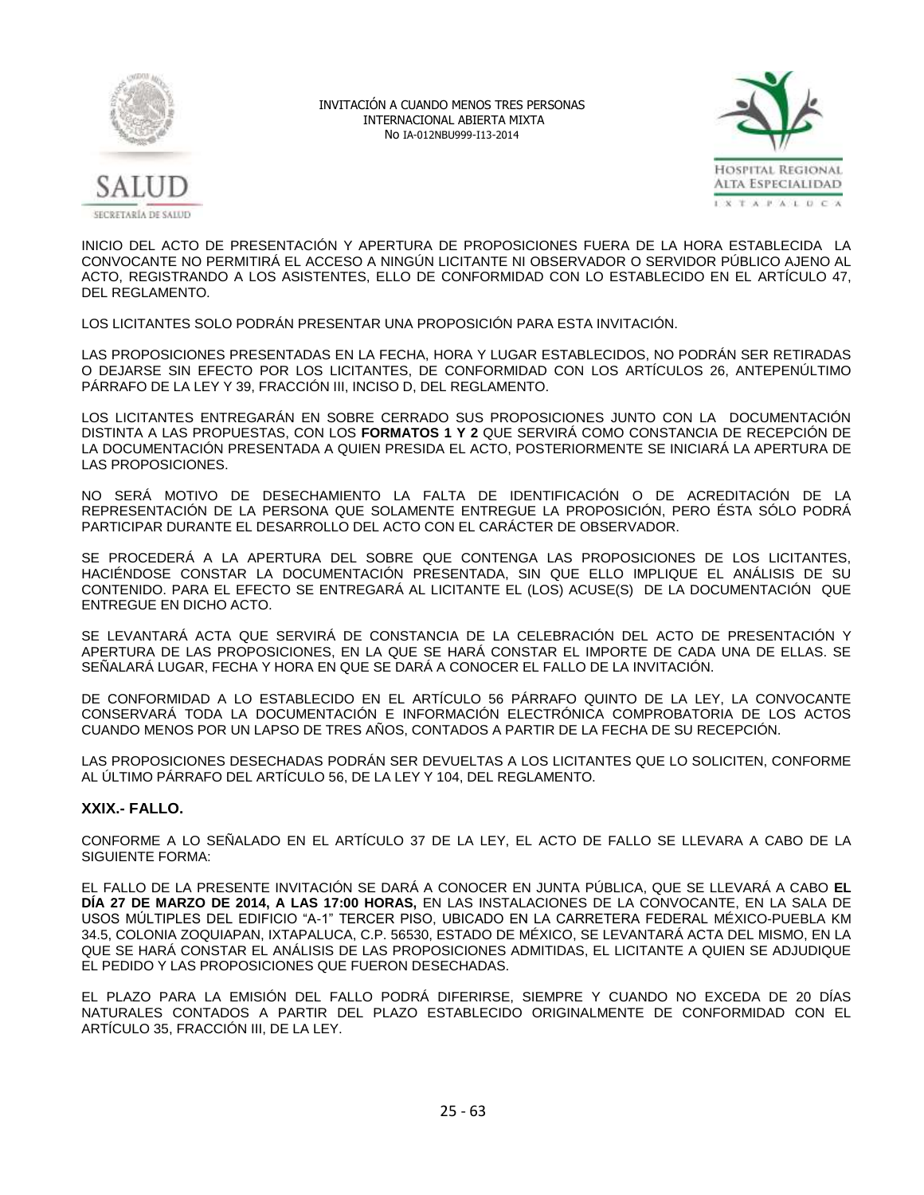INICIO DEL ACTO DE PRESENTACIÓN Y APERTURA DE PROPOSICIONES FUERA DE LA HORA ESTABLECIDA LA CONVOCANTE NO PERMITIRÁ EL ACCESO A NINGÚN LICITANTE NI OBSERVADOR O SERVIDOR PÚBLICO AJENO AL ACTO, REGISTRANDO A LOS ASISTENTES, ELLO DE CONFORMIDAD CON LO ESTABLECIDO EN EL ARTÍCULO 47, DEL REGLAMENTO.

LOS LICITANTES SOLO PODRÁN PRESENTAR UNA PROPOSICIÓN PARA ESTA INVITACIÓN.

LAS PROPOSICIONES PRESENTADAS EN LA FECHA, HORA Y LUGAR ESTABLECIDOS, NO PODRÁN SER RETIRADAS O DEJARSE SIN EFECTO POR LOS LICITANTES, DE CONFORMIDAD CON LOS ARTÍCULOS 26, ANTEPENÚLTIMO PÁRRAFO DE LA LEY Y 39, FRACCIÓN III, INCISO D, DEL REGLAMENTO.

LOS LICITANTES ENTREGARÁN EN SOBRE CERRADO SUS PROPOSICIONES JUNTO CON LA DOCUMENTACIÓN DISTINTA A LAS PROPUESTAS, CON LOS **FORMATOS 1 Y 2** QUE SERVIRÁ COMO CONSTANCIA DE RECEPCIÓN DE LA DOCUMENTACIÓN PRESENTADA A QUIEN PRESIDA EL ACTO, POSTERIORMENTE SE INICIARÁ LA APERTURA DE LAS PROPOSICIONES.

NO SERÁ MOTIVO DE DESECHAMIENTO LA FALTA DE IDENTIFICACIÓN O DE ACREDITACIÓN DE LA REPRESENTACIÓN DE LA PERSONA QUE SOLAMENTE ENTREGUE LA PROPOSICIÓN, PERO ÉSTA SÓLO PODRÁ PARTICIPAR DURANTE EL DESARROLLO DEL ACTO CON EL CARÁCTER DE OBSERVADOR.

SE PROCEDERÁ A LA APERTURA DEL SOBRE QUE CONTENGA LAS PROPOSICIONES DE LOS LICITANTES, HACIÉNDOSE CONSTAR LA DOCUMENTACIÓN PRESENTADA, SIN QUE ELLO IMPLIQUE EL ANÁLISIS DE SU CONTENIDO. PARA EL EFECTO SE ENTREGARÁ AL LICITANTE EL (LOS) ACUSE(S) DE LA DOCUMENTACIÓN QUE ENTREGUE EN DICHO ACTO.

SE LEVANTARÁ ACTA QUE SERVIRÁ DE CONSTANCIA DE LA CELEBRACIÓN DEL ACTO DE PRESENTACIÓN Y APERTURA DE LAS PROPOSICIONES, EN LA QUE SE HARÁ CONSTAR EL IMPORTE DE CADA UNA DE ELLAS. SE SEÑALARÁ LUGAR, FECHA Y HORA EN QUE SE DARÁ A CONOCER EL FALLO DE LA INVITACIÓN.

DE CONFORMIDAD A LO ESTABLECIDO EN EL ARTÍCULO 56 PÁRRAFO QUINTO DE LA LEY, LA CONVOCANTE CONSERVARÁ TODA LA DOCUMENTACIÓN E INFORMACIÓN ELECTRÓNICA COMPROBATORIA DE LOS ACTOS CUANDO MENOS POR UN LAPSO DE TRES AÑOS, CONTADOS A PARTIR DE LA FECHA DE SU RECEPCIÓN.

LAS PROPOSICIONES DESECHADAS PODRÁN SER DEVUELTAS A LOS LICITANTES QUE LO SOLICITEN, CONFORME AL ÚLTIMO PÁRRAFO DEL ARTÍCULO 56, DE LA LEY Y 104, DEL REGLAMENTO.

## XXIX.- FALLO.

CONFORME A LO SEÑALADO EN EL ARTÍCULO 37 DE LA LEY, EL ACTO DE FALLO SE LLEVARA A CABO DE LA SIGUIENTE FORMA:

EL FALLO DE LA PRESENTE INVITACIÓN SE DARÁ A CONOCER EN JUNTA PÚBLICA, QUE SE LLEVARÁ A CABO **EL DÍA 27 DE MARZO DE 2014, A LAS 17:00 HORAS,** EN LAS INSTALACIONES DE LA CONVOCANTE, EN LA SALA DE USOS MÚLTIPLES DEL EDIFICIO "A-1" TERCER PISO, UBICADO EN LA CARRETERA FEDERAL MÉXICO-PUEBLA KM 34.5, COLONIA ZOQUIAPAN, IXTAPALUCA, C.P. 56530, ESTADO DE MÉXICO, SE LEVANTARÁ ACTA DEL MISMO, EN LA QUE SE HARÁ CONSTAR EL ANÁLISIS DE LAS PROPOSICIONES ADMITIDAS, EL LICITANTE A QUIEN SE ADJUDIQUE EL PEDIDO Y LAS PROPOSICIONES QUE FUERON DESECHADAS.

EL PLAZO PARA LA EMISIÓN DEL FALLO PODRÁ DIFERIRSE, SIEMPRE Y CUANDO NO EXCEDA DE 20 DÍAS NATURALES CONTADOS A PARTIR DEL PLAZO ESTABLECIDO ORIGINALMENTE DE CONFORMIDAD CON EL ARTÍCULO 35, FRACCIÓN III, DE LA LEY.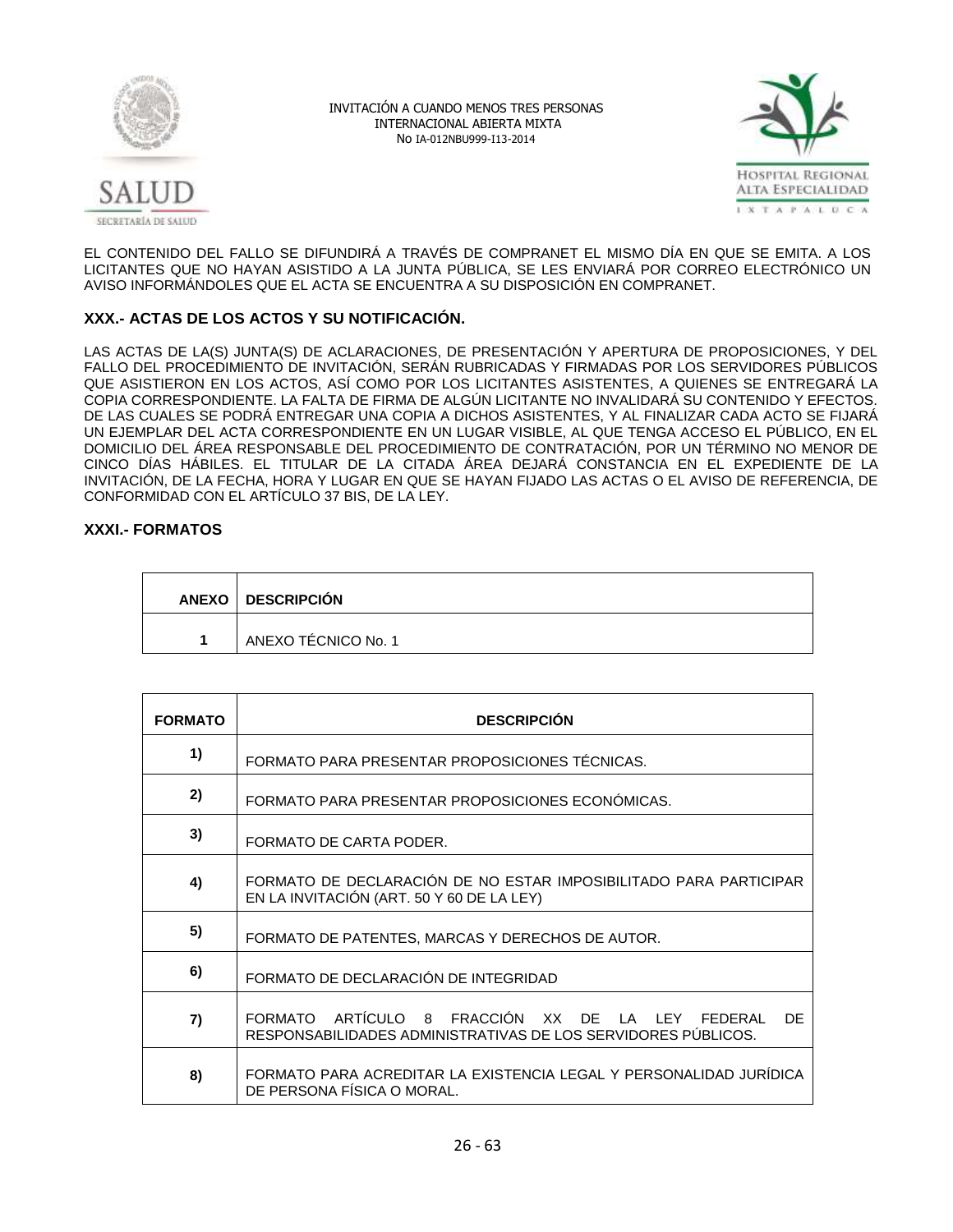EL CONTENIDO DEL FALLO SE DIFUNDIRÁ A TRAVÉS DE COMPRANET EL MISMO DÍA EN QUE SE EMITA. A LOS LICITANTES QUE NO HAYAN ASISTIDO A LA JUNTA PÚBLICA, SE LES ENVIARÁ POR CORREO ELECTRÓNICO UN AVISO INFORMÁNDOLES QUE EL ACTA SE ENCUENTRA A SU DISPOSICIÓN EN COMPRANET.

### XXX.- ACTAS DE LOS ACTOS Y SU NOTIFICACIÓN.

LAS ACTAS DE LA(S) JUNTA(S) DE ACLARACIONES, DE PRESENTACIÓN Y APERTURA DE PROPOSICIONES, Y DEL FALLO DEL PROCEDIMIENTO DE INVITACIÓN, SERÁN RUBRICADAS Y FIRMADAS POR LOS SERVIDORES PÚBLICOS QUE ASISTIERON EN LOS ACTOS, ASÍ COMO POR LOS LICITANTES ASISTENTES, A QUIENES SE ENTREGARÁ LA COPIA CORRESPONDIENTE. LA FALTA DE FIRMA DE ALGÚN LICITANTE NO INVALIDARÁ SU CONTENIDO Y EFECTOS. DE LAS CUALES SE PODRÁ ENTREGAR UNA COPIA A DICHOS ASISTENTES, Y AL FINALIZAR CADA ACTO SE FIJARÁ UN EJEMPLAR DEL ACTA CORRESPONDIENTE EN UN LUGAR VISIBLE, AL QUE TENGA ACCESO EL PÚBLICO, EN EL DOMICILIO DEL ÁREA RESPONSABLE DEL PROCEDIMIENTO DE CONTRATACIÓN, POR UN TÉRMINO NO MENOR DE CINCO DÍAS HÁBILES. EL TITULAR DE LA CITADA ÁREA DEJARÁ CONSTANCIA EN EL EXPEDIENTE DE LA INVITACIÓN, DE LA FECHA, HORA Y LUGAR EN QUE SE HAYAN FIJADO LAS ACTAS O EL AVISO DE REFERENCIA, DE CONFORMIDAD CON EL ARTÍCULO 37 BIS, DE LA LEY.

### XXXI.- FORMATOS

| ANEXO | DESCRIPCIÓN |
|---|---|
| 1 | ANEXO TÉCNICO No. 1 |

| FORMATO | DESCRIPCIÓN |
|---|---|
| 1) | FORMATO PARA PRESENTAR PROPOSICIONES TÉCNICAS. |
| 2) | FORMATO PARA PRESENTAR PROPOSICIONES ECONÓMICAS. |
| 3) | FORMATO DE CARTA PODER. |
| 4) | FORMATO DE DECLARACIÓN DE NO ESTAR IMPOSIBILITADO PARA PARTICIPAR EN LA INVITACIÓN (ART. 50 Y 60 DE LA LEY) |
| 5) | FORMATO DE PATENTES, MARCAS Y DERECHOS DE AUTOR. |
| 6) | FORMATO DE DECLARACIÓN DE INTEGRIDAD |
| 7) | FORMATO ARTÍCULO 8 FRACCIÓN XX DE LA LEY FEDERAL DE RESPONSABILIDADES ADMINISTRATIVAS DE LOS SERVIDORES PÚBLICOS. |
| 8) | FORMATO PARA ACREDITAR LA EXISTENCIA LEGAL Y PERSONALIDAD JURÍDICA DE PERSONA FÍSICA O MORAL. |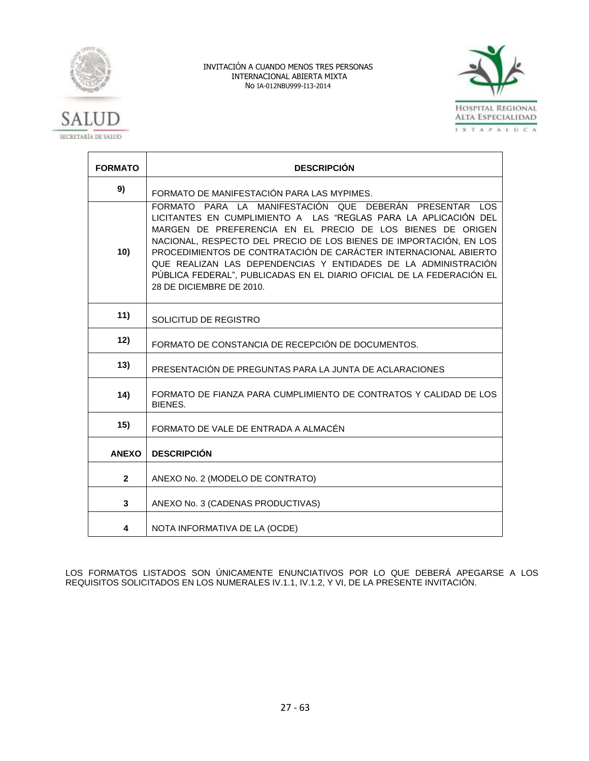| FORMATO | DESCRIPCIÓN |
| --- | --- |
| 9) | FORMATO DE MANIFESTACIÓN PARA LAS MYPIMES. |
| 10) | FORMATO PARA LA MANIFESTACIÓN QUE DEBERÁN PRESENTAR LOS LICITANTES EN CUMPLIMIENTO A LAS “REGLAS PARA LA APLICACIÓN DEL MARGEN DE PREFERENCIA EN EL PRECIO DE LOS BIENES DE ORIGEN NACIONAL, RESPECTO DEL PRECIO DE LOS BIENES DE IMPORTACIÓN, EN LOS PROCEDIMIENTOS DE CONTRATACIÓN DE CARÁCTER INTERNACIONAL ABIERTO QUE REALIZAN LAS DEPENDENCIAS Y ENTIDADES DE LA ADMINISTRACIÓN PÚBLICA FEDERAL”, PUBLICADAS EN EL DIARIO OFICIAL DE LA FEDERACIÓN EL 28 DE DICIEMBRE DE 2010. |
| 11) | SOLICITUD DE REGISTRO |
| 12) | FORMATO DE CONSTANCIA DE RECEPCIÓN DE DOCUMENTOS. |
| 13) | PRESENTACIÓN DE PREGUNTAS PARA LA JUNTA DE ACLARACIONES |
| 14) | FORMATO DE FIANZA PARA CUMPLIMIENTO DE CONTRATOS Y CALIDAD DE LOS BIENES. |
| 15) | FORMATO DE VALE DE ENTRADA A ALMACÉN |
| **ANEXO** | **DESCRIPCIÓN** |
| 2 | ANEXO No. 2 (MODELO DE CONTRATO) |
| 3 | ANEXO No. 3 (CADENAS PRODUCTIVAS) |
| 4 | NOTA INFORMATIVA DE LA (OCDE) |

LOS FORMATOS LISTADOS SON ÚNICAMENTE ENUNCIATIVOS POR LO QUE DEBERÁ APEGARSE A LOS REQUISITOS SOLICITADOS EN LOS NUMERALES IV.1.1, IV.1.2, Y VI, DE LA PRESENTE INVITACIÓN.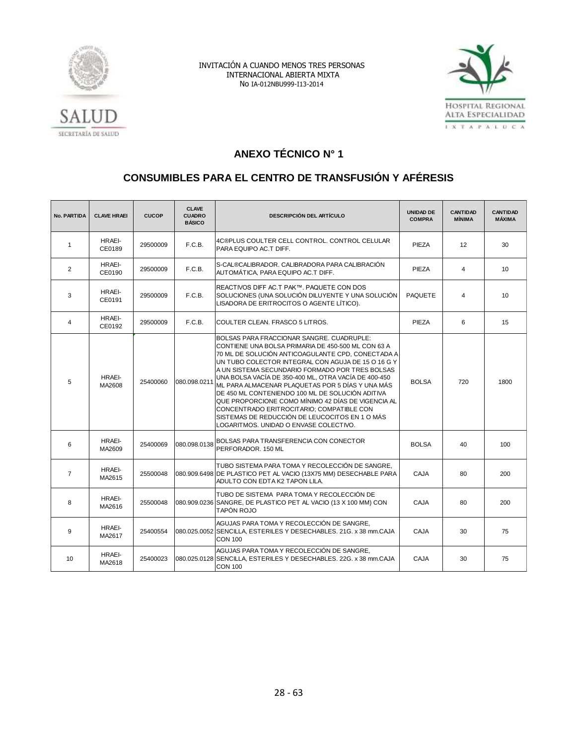INVITACIÓN A CUANDO MENOS TRES PERSONAS
INTERNACIONAL ABIERTA MIXTA
No IA-012NBU999-I13-2014

## ANEXO TÉCNICO N° 1

## CONSUMIBLES PARA EL CENTRO DE TRANSFUSIÓN Y AFÉRESIS

| No. PARTIDA | CLAVE HRAEI | CUCOP | CLAVE CUADRO BÁSICO | DESCRIPCIÓN DEL ARTÍCULO | UNIDAD DE COMPRA | CANTIDAD MÍNIMA | CANTIDAD MÁXIMA |
|---|---|---|---|---|---|---|---|
| 1 | HRAEI-CE0189 | 29500009 | F.C.B. | 4C®PLUS COULTER CELL CONTROL. CONTROL CELULAR PARA EQUIPO AC.T DIFF. | PIEZA | 12 | 30 |
| 2 | HRAEI-CE0190 | 29500009 | F.C.B. | S-CAL®CALIBRADOR. CALIBRADORA PARA CALIBRACIÓN AUTOMÁTICA, PARA EQUIPO AC.T DIFF. | PIEZA | 4 | 10 |
| 3 | HRAEI-CE0191 | 29500009 | F.C.B. | REACTIVOS DIFF AC.T PAK™. PAQUETE CON DOS SOLUCIONES (UNA SOLUCIÓN DILUYENTE Y UNA SOLUCIÓN LISADORA DE ERITROCITOS O AGENTE LÍTICO). | PAQUETE | 4 | 10 |
| 4 | HRAEI-CE0192 | 29500009 | F.C.B. | COULTER CLEAN. FRASCO 5 LITROS. | PIEZA | 6 | 15 |
| 5 | HRAEI-MA2608 | 25400060 | 080.098.0211 | BOLSAS PARA FRACCIONAR SANGRE. CUADRUPLE: CONTIENE UNA BOLSA PRIMARIA DE 450-500 ML CON 63 A 70 ML DE SOLUCIÓN ANTICOAGULANTE CPD, CONECTADA A UN TUBO COLECTOR INTEGRAL CON AGUJA DE 15 O 16 G Y A UN SISTEMA SECUNDARIO FORMADO POR TRES BOLSAS UNA BOLSA VACÍA DE 350-400 ML, OTRA VACÍA DE 400-450 ML PARA ALMACENAR PLAQUETAS POR 5 DÍAS Y UNA MÁS DE 450 ML CONTENIENDO 100 ML DE SOLUCIÓN ADITIVA QUE PROPORCIONE COMO MÍNIMO 42 DÍAS DE VIGENCIA AL CONCENTRADO ERITROCITARIO; COMPATIBLE CON SISTEMAS DE REDUCCIÓN DE LEUCOCITOS EN 1 O MÁS LOGARITMOS. UNIDAD O ENVASE COLECTIVO. | BOLSA | 720 | 1800 |
| 6 | HRAEI-MA2609 | 25400069 | 080.098.0138 | BOLSAS PARA TRANSFERENCIA CON CONECTOR PERFORADOR. 150 ML | BOLSA | 40 | 100 |
| 7 | HRAEI-MA2615 | 25500048 | 080.909.6498 | TUBO SISTEMA PARA TOMA Y RECOLECCIÓN DE SANGRE, DE PLASTICO PET AL VACIO (13X75 MM) DESECHABLE PARA ADULTO CON EDTA K2 TAPON LILA. | CAJA | 80 | 200 |
| 8 | HRAEI-MA2616 | 25500048 | 080.909.0236 | TUBO DE SISTEMA PARA TOMA Y RECOLECCIÓN DE SANGRE, DE PLASTICO PET AL VACIO (13 X 100 MM) CON TAPÓN ROJO | CAJA | 80 | 200 |
| 9 | HRAEI-MA2617 | 25400554 | 080.025.0052 | AGUJAS PARA TOMA Y RECOLECCIÓN DE SANGRE, SENCILLA, ESTERILES Y DESECHABLES. 21G. x 38 mm.CAJA CON 100 | CAJA | 30 | 75 |
| 10 | HRAEI-MA2618 | 25400023 | 080.025.0128 | AGUJAS PARA TOMA Y RECOLECCIÓN DE SANGRE, SENCILLA, ESTERILES Y DESECHABLES. 22G. x 38 mm.CAJA CON 100 | CAJA | 30 | 75 |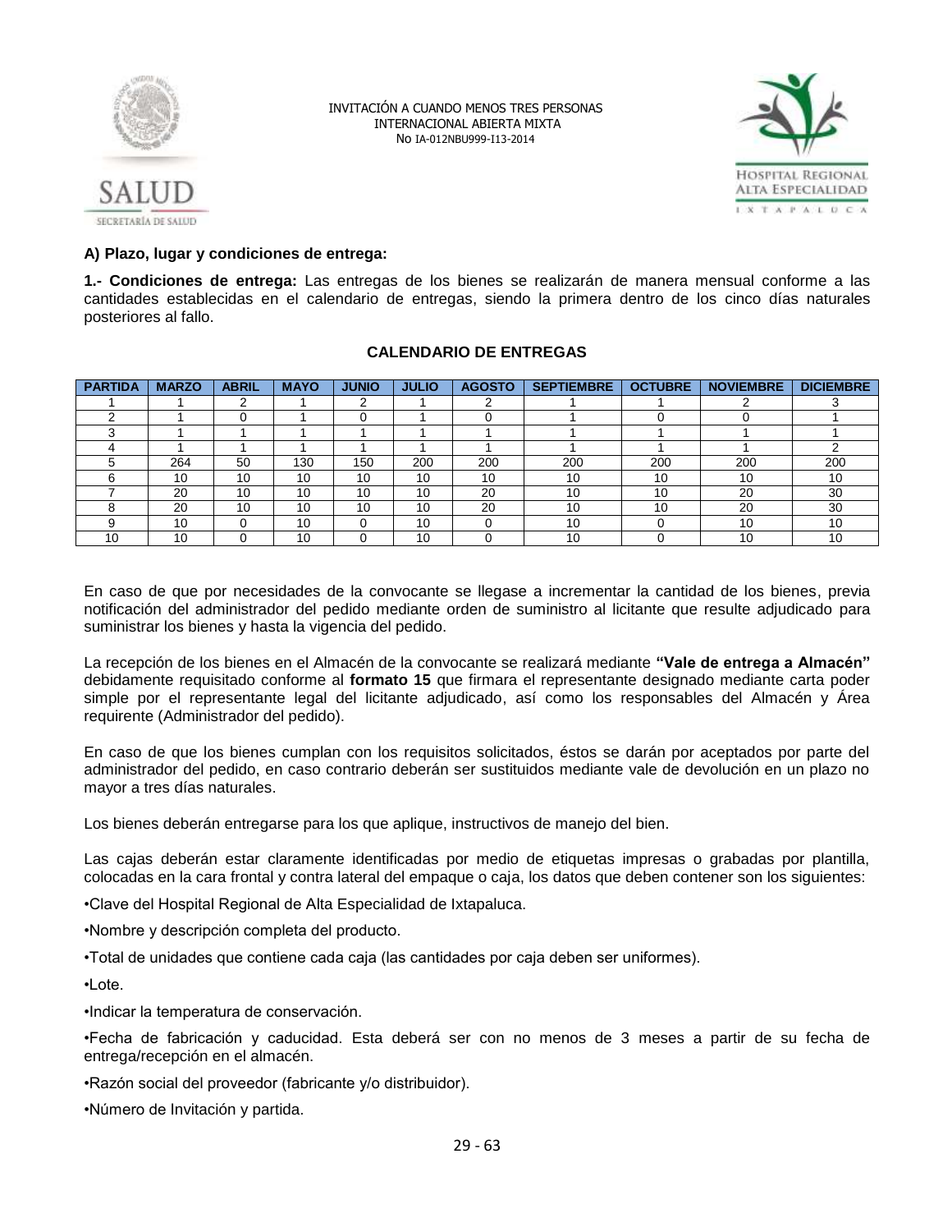INVITACIÓN A CUANDO MENOS TRES PERSONAS
INTERNACIONAL ABIERTA MIXTA
No IA-012NBU999-I13-2014

**A) Plazo, lugar y condiciones de entrega:**

**1.- Condiciones de entrega:** Las entregas de los bienes se realizarán de manera mensual conforme a las cantidades establecidas en el calendario de entregas, siendo la primera dentro de los cinco días naturales posteriores al fallo.

**CALENDARIO DE ENTREGAS**

| PARTIDA | MARZO | ABRIL | MAYO | JUNIO | JULIO | AGOSTO | SEPTIEMBRE | OCTUBRE | NOVIEMBRE | DICIEMBRE |
|---|---|---|---|---|---|---|---|---|---|---|
| 1 | 1 | 2 | 1 | 2 | 1 | 2 | 1 | 1 | 2 | 3 |
| 2 | 1 | 0 | 1 | 0 | 1 | 0 | 1 | 0 | 0 | 1 |
| 3 | 1 | 1 | 1 | 1 | 1 | 1 | 1 | 1 | 1 | 1 |
| 4 | 1 | 1 | 1 | 1 | 1 | 1 | 1 | 1 | 1 | 2 |
| 5 | 264 | 50 | 130 | 150 | 200 | 200 | 200 | 200 | 200 | 200 |
| 6 | 10 | 10 | 10 | 10 | 10 | 10 | 10 | 10 | 10 | 10 |
| 7 | 20 | 10 | 10 | 10 | 10 | 20 | 10 | 10 | 20 | 30 |
| 8 | 20 | 10 | 10 | 10 | 10 | 20 | 10 | 10 | 20 | 30 |
| 9 | 10 | 0 | 10 | 0 | 10 | 0 | 10 | 0 | 10 | 10 |
| 10 | 10 | 0 | 10 | 0 | 10 | 0 | 10 | 0 | 10 | 10 |

En caso de que por necesidades de la convocante se llegase a incrementar la cantidad de los bienes, previa notificación del administrador del pedido mediante orden de suministro al licitante que resulte adjudicado para suministrar los bienes y hasta la vigencia del pedido.

La recepción de los bienes en el Almacén de la convocante se realizará mediante **"Vale de entrega a Almacén"** debidamente requisitado conforme al **formato 15** que firmara el representante designado mediante carta poder simple por el representante legal del licitante adjudicado, así como los responsables del Almacén y Área requirente (Administrador del pedido).

En caso de que los bienes cumplan con los requisitos solicitados, éstos se darán por aceptados por parte del administrador del pedido, en caso contrario deberán ser sustituidos mediante vale de devolución en un plazo no mayor a tres días naturales.

Los bienes deberán entregarse para los que aplique, instructivos de manejo del bien.

Las cajas deberán estar claramente identificadas por medio de etiquetas impresas o grabadas por plantilla, colocadas en la cara frontal y contra lateral del empaque o caja, los datos que deben contener son los siguientes:

•Clave del Hospital Regional de Alta Especialidad de Ixtapaluca.

•Nombre y descripción completa del producto.

•Total de unidades que contiene cada caja (las cantidades por caja deben ser uniformes).

•Lote.

•Indicar la temperatura de conservación.

•Fecha de fabricación y caducidad. Esta deberá ser con no menos de 3 meses a partir de su fecha de entrega/recepción en el almacén.

•Razón social del proveedor (fabricante y/o distribuidor).

•Número de Invitación y partida.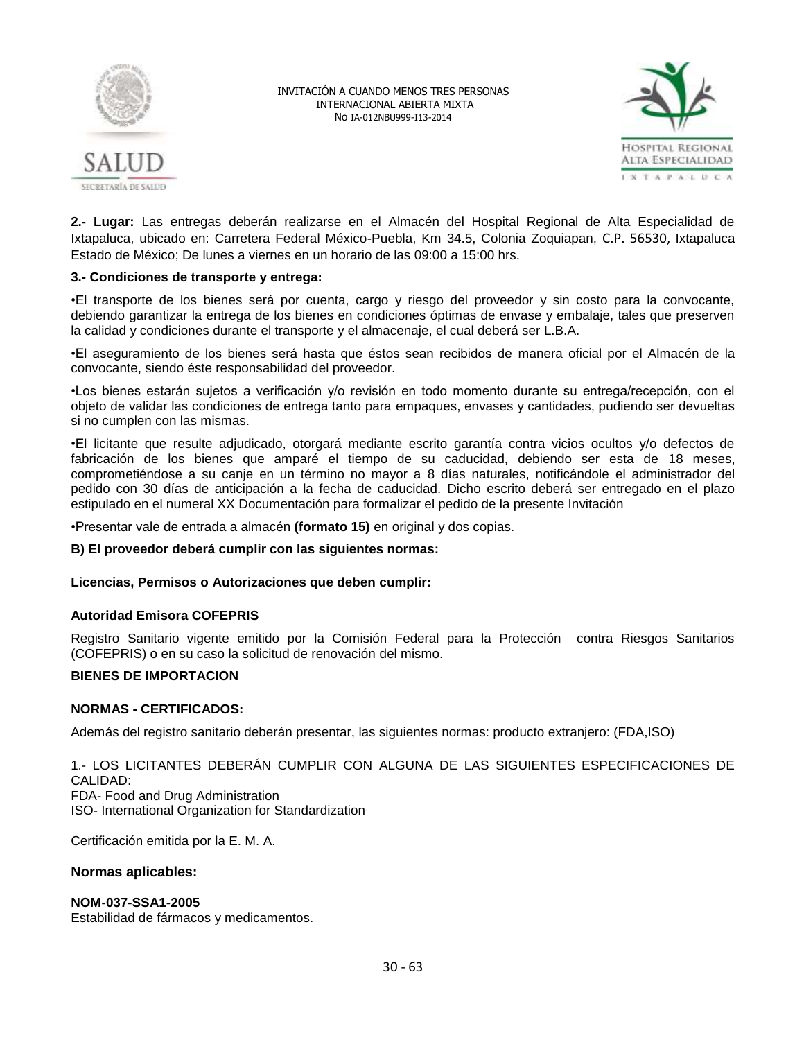**2.- Lugar:** Las entregas deberán realizarse en el Almacén del Hospital Regional de Alta Especialidad de Ixtapaluca, ubicado en: Carretera Federal México-Puebla, Km 34.5, Colonia Zoquiapan, C.P. 56530, Ixtapaluca Estado de México; De lunes a viernes en un horario de las 09:00 a 15:00 hrs.

**3.- Condiciones de transporte y entrega:**

•El transporte de los bienes será por cuenta, cargo y riesgo del proveedor y sin costo para la convocante, debiendo garantizar la entrega de los bienes en condiciones óptimas de envase y embalaje, tales que preserven la calidad y condiciones durante el transporte y el almacenaje, el cual deberá ser L.B.A.

•El aseguramiento de los bienes será hasta que éstos sean recibidos de manera oficial por el Almacén de la convocante, siendo éste responsabilidad del proveedor.

•Los bienes estarán sujetos a verificación y/o revisión en todo momento durante su entrega/recepción, con el objeto de validar las condiciones de entrega tanto para empaques, envases y cantidades, pudiendo ser devueltas si no cumplen con las mismas.

•El licitante que resulte adjudicado, otorgará mediante escrito garantía contra vicios ocultos y/o defectos de fabricación de los bienes que amparé el tiempo de su caducidad, debiendo ser esta de 18 meses, comprometiéndose a su canje en un término no mayor a 8 días naturales, notificándole el administrador del pedido con 30 días de anticipación a la fecha de caducidad. Dicho escrito deberá ser entregado en el plazo estipulado en el numeral XX Documentación para formalizar el pedido de la presente Invitación

•Presentar vale de entrada a almacén **(formato 15)** en original y dos copias.

**B) El proveedor deberá cumplir con las siguientes normas:**

**Licencias, Permisos o Autorizaciones que deben cumplir:**

**Autoridad Emisora COFEPRIS**

Registro Sanitario vigente emitido por la Comisión Federal para la Protección contra Riesgos Sanitarios (COFEPRIS) o en su caso la solicitud de renovación del mismo.

**BIENES DE IMPORTACION**

**NORMAS - CERTIFICADOS:**

Además del registro sanitario deberán presentar, las siguientes normas: producto extranjero: (FDA,ISO)

1.- LOS LICITANTES DEBERÁN CUMPLIR CON ALGUNA DE LAS SIGUIENTES ESPECIFICACIONES DE CALIDAD:
FDA- Food and Drug Administration
ISO- International Organization for Standardization

Certificación emitida por la E. M. A.

**Normas aplicables:**

**NOM-037-SSA1-2005**
Estabilidad de fármacos y medicamentos.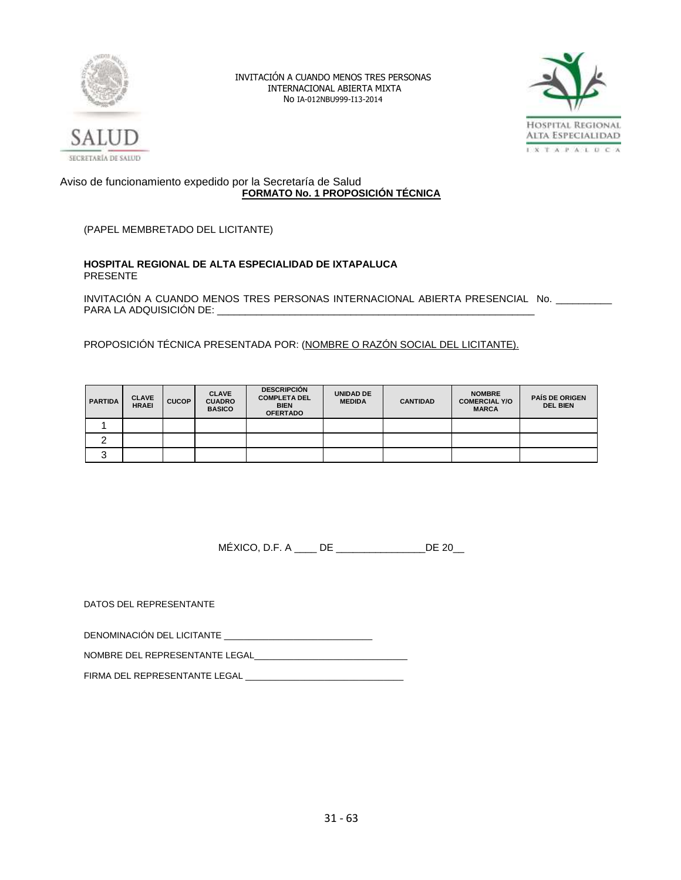INVITACIÓN A CUANDO MENOS TRES PERSONAS
INTERNACIONAL ABIERTA MIXTA
No IA-012NBU999-I13-2014

Aviso de funcionamiento expedido por la Secretaría de Salud

**FORMATO No. 1 PROPOSICIÓN TÉCNICA**

(PAPEL MEMBRETADO DEL LICITANTE)

**HOSPITAL REGIONAL DE ALTA ESPECIALIDAD DE IXTAPALUCA**
PRESENTE

INVITACIÓN A CUANDO MENOS TRES PERSONAS INTERNACIONAL ABIERTA PRESENCIAL No. __________
PARA LA ADQUISICIÓN DE: ___________________________________________________________

PROPOSICIÓN TÉCNICA PRESENTADA POR: (NOMBRE O RAZÓN SOCIAL DEL LICITANTE).

| PARTIDA | CLAVE HRAEI | CUCOP | CLAVE CUADRO BASICO | DESCRIPCIÓN COMPLETA DEL BIEN OFERTADO | UNIDAD DE MEDIDA | CANTIDAD | NOMBRE COMERCIAL Y/O MARCA | PAÍS DE ORIGEN DEL BIEN |
|---|---|---|---|---|---|---|---|---|
| 1 | | | | | | | | |
| 2 | | | | | | | | |
| 3 | | | | | | | | |

MÉXICO, D.F. A ____ DE ________________DE 20__

DATOS DEL REPRESENTANTE

DENOMINACIÓN DEL LICITANTE ______________________________

NOMBRE DEL REPRESENTANTE LEGAL_______________________________

FIRMA DEL REPRESENTANTE LEGAL ________________________________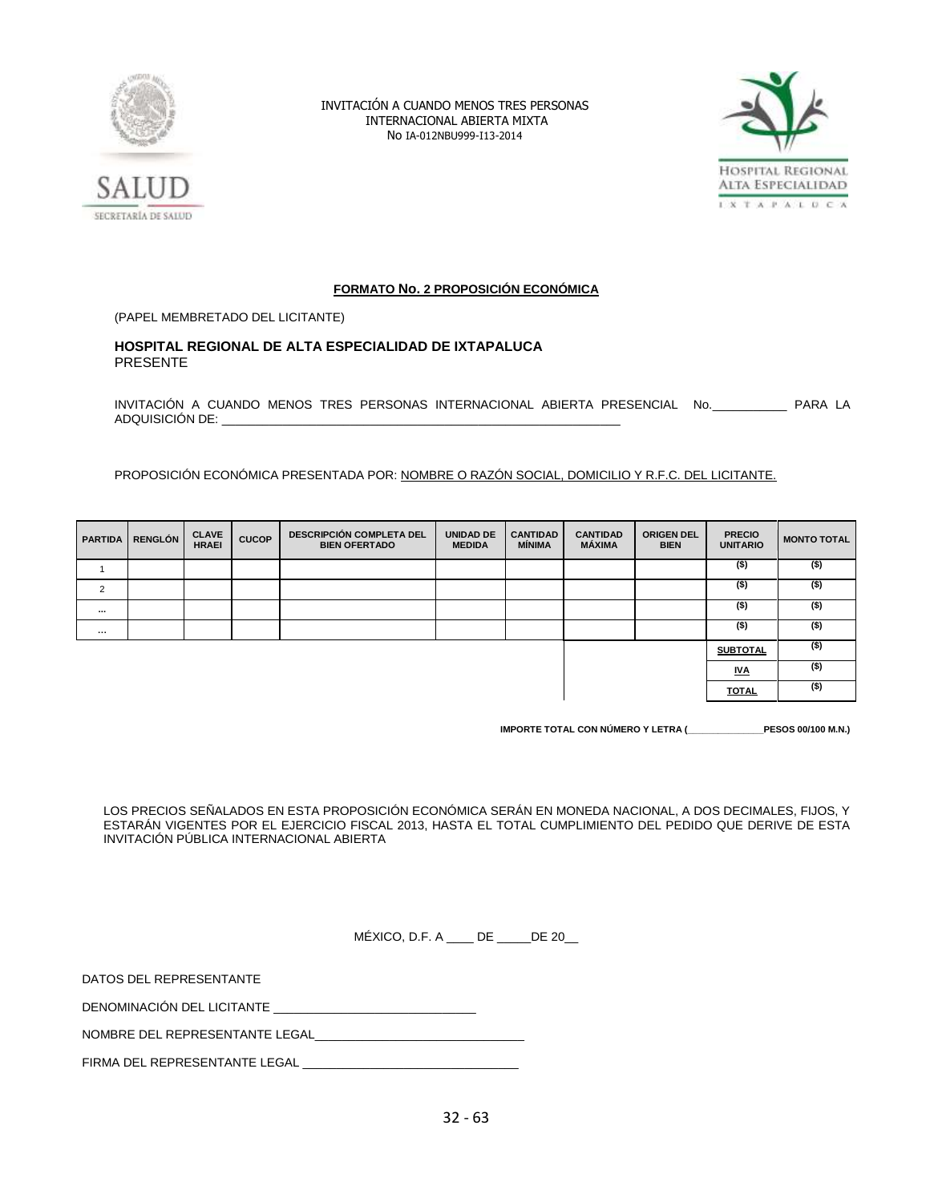INVITACIÓN A CUANDO MENOS TRES PERSONAS
INTERNACIONAL ABIERTA MIXTA
No IA-012NBU999-I13-2014

**FORMATO No. 2 PROPOSICIÓN ECONÓMICA**

(PAPEL MEMBRETADO DEL LICITANTE)

**HOSPITAL REGIONAL DE ALTA ESPECIALIDAD DE IXTAPALUCA**
PRESENTE

INVITACIÓN A CUANDO MENOS TRES PERSONAS INTERNACIONAL ABIERTA PRESENCIAL No.___________ PARA LA ADQUISICIÓN DE: ___________________________________________________________

PROPOSICIÓN ECONÓMICA PRESENTADA POR: NOMBRE O RAZÓN SOCIAL, DOMICILIO Y R.F.C. DEL LICITANTE.

| PARTIDA | RENGLÓN | CLAVE HRAEI | CUCOP | DESCRIPCIÓN COMPLETA DEL BIEN OFERTADO | UNIDAD DE MEDIDA | CANTIDAD MÍNIMA | CANTIDAD MÁXIMA | ORIGEN DEL BIEN | PRECIO UNITARIO | MONTO TOTAL |
|---|---|---|---|---|---|---|---|---|---|---|
| 1 | | | | | | | | | ($) | ($) |
| 2 | | | | | | | | | ($) | ($) |
| ... | | | | | | | | | ($) | ($) |
| ... | | | | | | | | | ($) | ($) |
| | | | | | | | | | SUBTOTAL | ($) |
| | | | | | | | | | IVA | ($) |
| | | | | | | | | | TOTAL | ($) |

**IMPORTE TOTAL CON NÚMERO Y LETRA (_______________PESOS 00/100 M.N.)**

LOS PRECIOS SEÑALADOS EN ESTA PROPOSICIÓN ECONÓMICA SERÁN EN MONEDA NACIONAL, A DOS DECIMALES, FIJOS, Y ESTARÁN VIGENTES POR EL EJERCICIO FISCAL 2013, HASTA EL TOTAL CUMPLIMIENTO DEL PEDIDO QUE DERIVE DE ESTA INVITACIÓN PÚBLICA INTERNACIONAL ABIERTA

MÉXICO, D.F. A ____ DE _____DE 20__

DATOS DEL REPRESENTANTE

DENOMINACIÓN DEL LICITANTE ______________________________

NOMBRE DEL REPRESENTANTE LEGAL_______________________________

FIRMA DEL REPRESENTANTE LEGAL ________________________________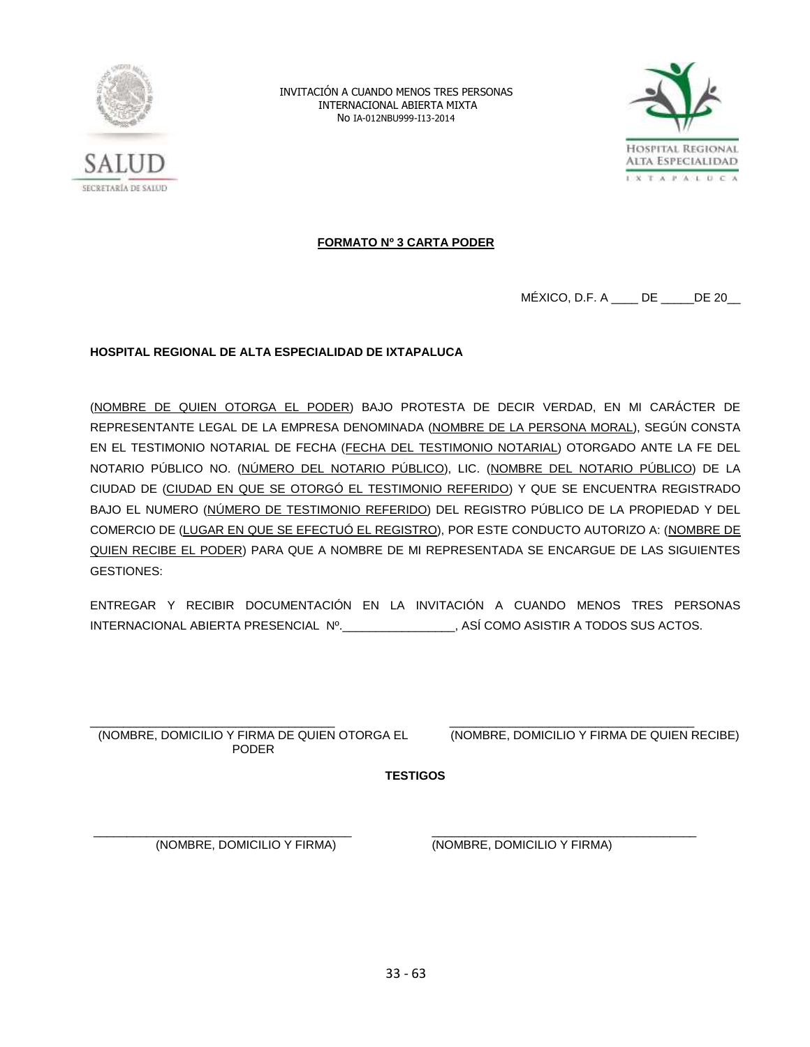INVITACIÓN A CUANDO MENOS TRES PERSONAS
INTERNACIONAL ABIERTA MIXTA
No IA-012NBU999-I13-2014

**FORMATO Nº 3 CARTA PODER**

MÉXICO, D.F. A ____ DE _____DE 20__

**HOSPITAL REGIONAL DE ALTA ESPECIALIDAD DE IXTAPALUCA**

(NOMBRE DE QUIEN OTORGA EL PODER) BAJO PROTESTA DE DECIR VERDAD, EN MI CARÁCTER DE REPRESENTANTE LEGAL DE LA EMPRESA DENOMINADA (NOMBRE DE LA PERSONA MORAL), SEGÚN CONSTA EN EL TESTIMONIO NOTARIAL DE FECHA (FECHA DEL TESTIMONIO NOTARIAL) OTORGADO ANTE LA FE DEL NOTARIO PÚBLICO NO. (NÚMERO DEL NOTARIO PÚBLICO), LIC. (NOMBRE DEL NOTARIO PÚBLICO) DE LA CIUDAD DE (CIUDAD EN QUE SE OTORGÓ EL TESTIMONIO REFERIDO) Y QUE SE ENCUENTRA REGISTRADO BAJO EL NUMERO (NÚMERO DE TESTIMONIO REFERIDO) DEL REGISTRO PÚBLICO DE LA PROPIEDAD Y DEL COMERCIO DE (LUGAR EN QUE SE EFECTUÓ EL REGISTRO), POR ESTE CONDUCTO AUTORIZO A: (NOMBRE DE QUIEN RECIBE EL PODER) PARA QUE A NOMBRE DE MI REPRESENTADA SE ENCARGUE DE LAS SIGUIENTES GESTIONES:

ENTREGAR Y RECIBIR DOCUMENTACIÓN EN LA INVITACIÓN A CUANDO MENOS TRES PERSONAS INTERNACIONAL ABIERTA PRESENCIAL Nº._________________, ASÍ COMO ASISTIR A TODOS SUS ACTOS.

| ___________________________________ | ___________________________________ |
|---|---|
| (NOMBRE, DOMICILIO Y FIRMA DE QUIEN OTORGA EL PODER) | (NOMBRE, DOMICILIO Y FIRMA DE QUIEN RECIBE) |

**TESTIGOS**

| ___________________________________ | ___________________________________ |
|---|---|
| (NOMBRE, DOMICILIO Y FIRMA) | (NOMBRE, DOMICILIO Y FIRMA) |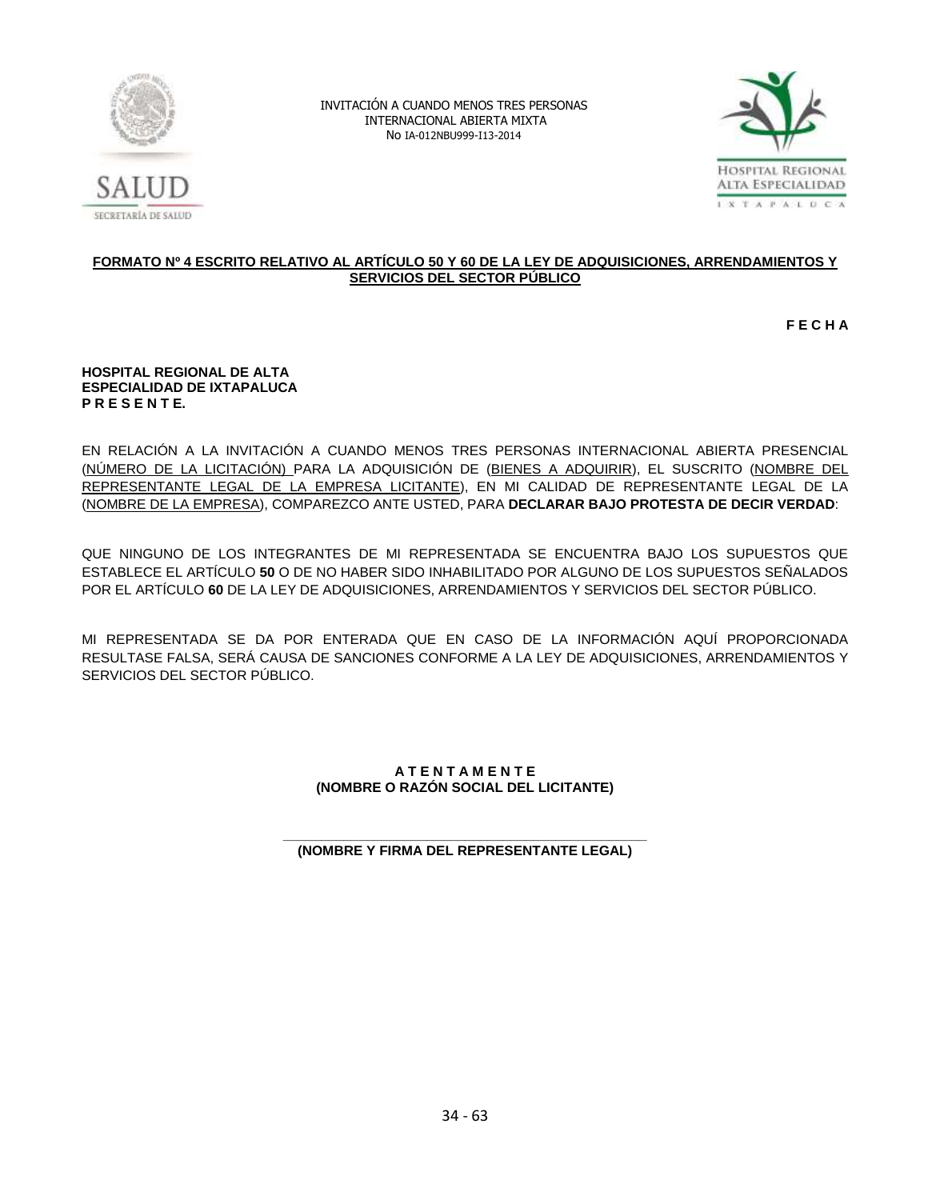INVITACIÓN A CUANDO MENOS TRES PERSONAS
INTERNACIONAL ABIERTA MIXTA
No IA-012NBU999-I13-2014

**FORMATO Nº 4 ESCRITO RELATIVO AL ARTÍCULO 50 Y 60 DE LA LEY DE ADQUISICIONES, ARRENDAMIENTOS Y SERVICIOS DEL SECTOR PÚBLICO**

**F E C H A**

**HOSPITAL REGIONAL DE ALTA ESPECIALIDAD DE IXTAPALUCA**
**P R E S E N T E.**

EN RELACIÓN A LA INVITACIÓN A CUANDO MENOS TRES PERSONAS INTERNACIONAL ABIERTA PRESENCIAL (NÚMERO DE LA LICITACIÓN) PARA LA ADQUISICIÓN DE (BIENES A ADQUIRIR), EL SUSCRITO (NOMBRE DEL REPRESENTANTE LEGAL DE LA EMPRESA LICITANTE), EN MI CALIDAD DE REPRESENTANTE LEGAL DE LA (NOMBRE DE LA EMPRESA), COMPAREZCO ANTE USTED, PARA **DECLARAR BAJO PROTESTA DE DECIR VERDAD**:

QUE NINGUNO DE LOS INTEGRANTES DE MI REPRESENTADA SE ENCUENTRA BAJO LOS SUPUESTOS QUE ESTABLECE EL ARTÍCULO **50** O DE NO HABER SIDO INHABILITADO POR ALGUNO DE LOS SUPUESTOS SEÑALADOS POR EL ARTÍCULO **60** DE LA LEY DE ADQUISICIONES, ARRENDAMIENTOS Y SERVICIOS DEL SECTOR PÚBLICO.

MI REPRESENTADA SE DA POR ENTERADA QUE EN CASO DE LA INFORMACIÓN AQUÍ PROPORCIONADA RESULTASE FALSA, SERÁ CAUSA DE SANCIONES CONFORME A LA LEY DE ADQUISICIONES, ARRENDAMIENTOS Y SERVICIOS DEL SECTOR PÚBLICO.

**A T E N T A M E N T E**
**(NOMBRE O RAZÓN SOCIAL DEL LICITANTE)**

\_\_\_\_\_\_\_\_\_\_\_\_\_\_\_\_\_\_\_\_\_\_\_\_\_\_\_\_\_\_\_\_\_\_\_\_\_\_\_\_\_\_\_\_
**(NOMBRE Y FIRMA DEL REPRESENTANTE LEGAL)**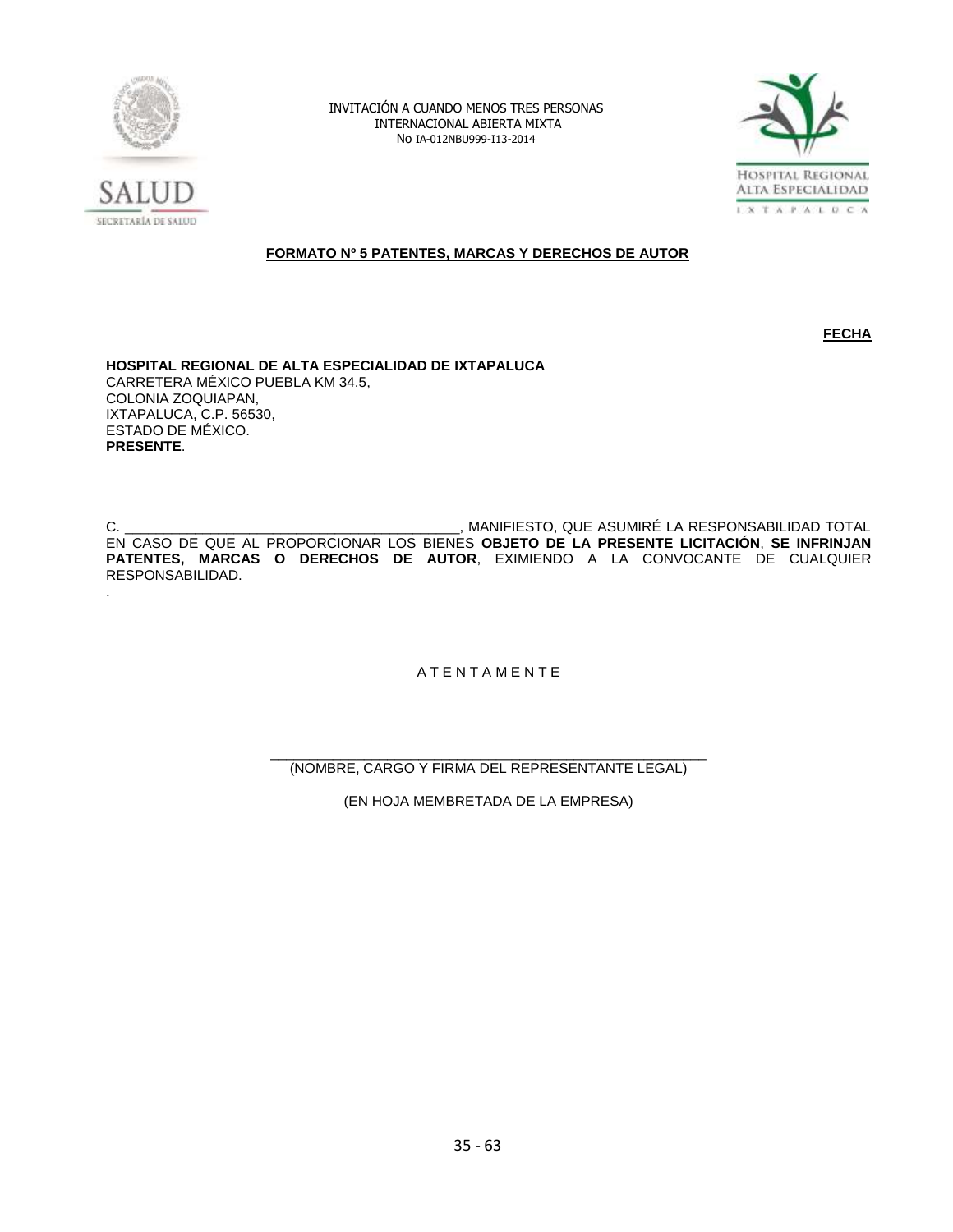INVITACIÓN A CUANDO MENOS TRES PERSONAS
INTERNACIONAL ABIERTA MIXTA
No IA-012NBU999-I13-2014

**FORMATO Nº 5 PATENTES, MARCAS Y DERECHOS DE AUTOR**

**FECHA**

**HOSPITAL REGIONAL DE ALTA ESPECIALIDAD DE IXTAPALUCA**
CARRETERA MÉXICO PUEBLA KM 34.5,
COLONIA ZOQUIAPAN,
IXTAPALUCA, C.P. 56530,
ESTADO DE MÉXICO.
**PRESENTE**.

C. ________________________________________, MANIFIESTO, QUE ASUMIRÉ LA RESPONSABILIDAD TOTAL EN CASO DE QUE AL PROPORCIONAR LOS BIENES **OBJETO DE LA PRESENTE LICITACIÓN**, **SE INFRINJAN PATENTES, MARCAS O DERECHOS DE AUTOR**, EXIMIENDO A LA CONVOCANTE DE CUALQUIER RESPONSABILIDAD.

.

A T E N T A M E N T E

_____________________________________________________
(NOMBRE, CARGO Y FIRMA DEL REPRESENTANTE LEGAL)

(EN HOJA MEMBRETADA DE LA EMPRESA)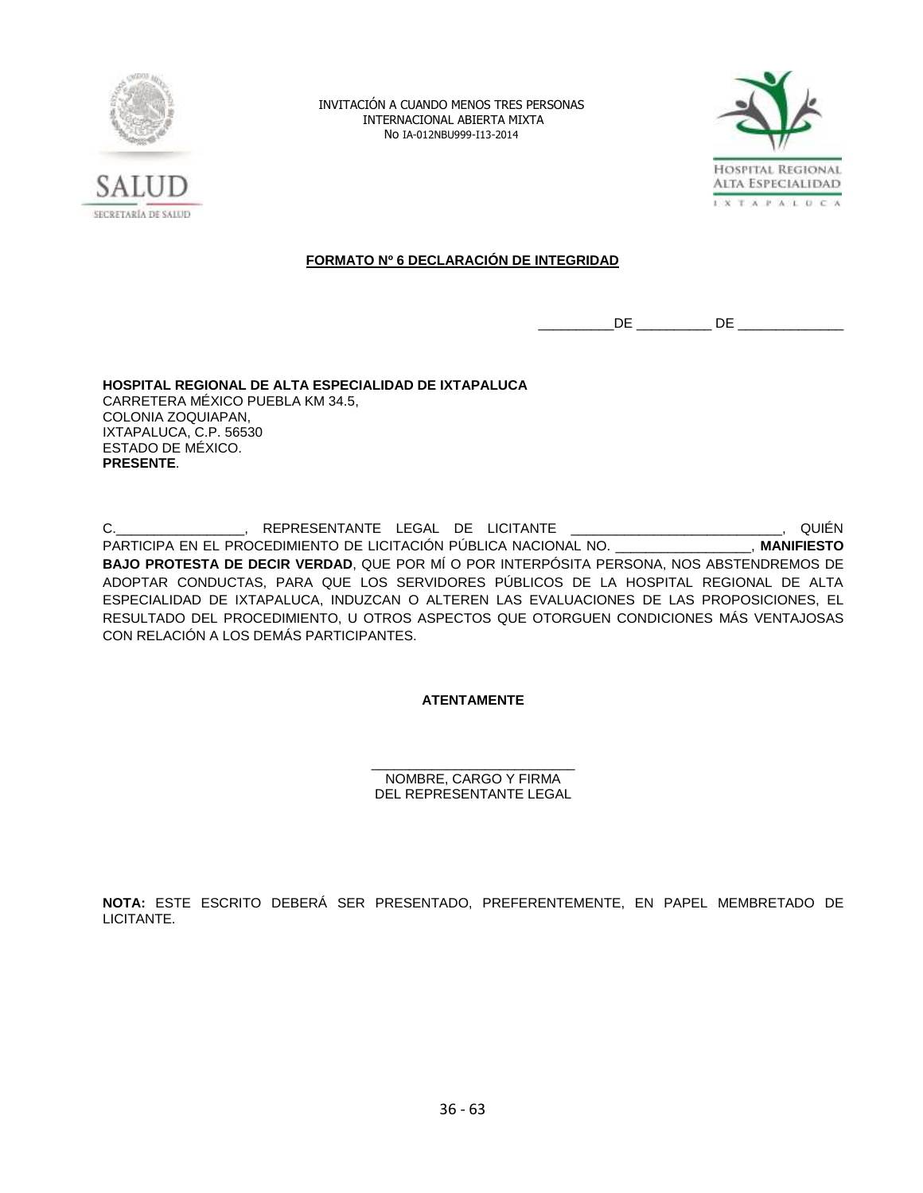INVITACIÓN A CUANDO MENOS TRES PERSONAS
INTERNACIONAL ABIERTA MIXTA
No IA-012NBU999-I13-2014

**FORMATO Nº 6 DECLARACIÓN DE INTEGRIDAD**

__________DE __________ DE ______________

**HOSPITAL REGIONAL DE ALTA ESPECIALIDAD DE IXTAPALUCA**
CARRETERA MÉXICO PUEBLA KM 34.5,
COLONIA ZOQUIAPAN,
IXTAPALUCA, C.P. 56530
ESTADO DE MÉXICO.
**PRESENTE**.

C.________________, REPRESENTANTE LEGAL DE LICITANTE ___________________________, QUIÉN PARTICIPA EN EL PROCEDIMIENTO DE LICITACIÓN PÚBLICA NACIONAL NO. _________________, **MANIFIESTO BAJO PROTESTA DE DECIR VERDAD**, QUE POR MÍ O POR INTERPÓSITA PERSONA, NOS ABSTENDREMOS DE ADOPTAR CONDUCTAS, PARA QUE LOS SERVIDORES PÚBLICOS DE LA HOSPITAL REGIONAL DE ALTA ESPECIALIDAD DE IXTAPALUCA, INDUZCAN O ALTEREN LAS EVALUACIONES DE LAS PROPOSICIONES, EL RESULTADO DEL PROCEDIMIENTO, U OTROS ASPECTOS QUE OTORGUEN CONDICIONES MÁS VENTAJOSAS CON RELACIÓN A LOS DEMÁS PARTICIPANTES.

**ATENTAMENTE**

___________________________
NOMBRE, CARGO Y FIRMA
DEL REPRESENTANTE LEGAL

**NOTA:** ESTE ESCRITO DEBERÁ SER PRESENTADO, PREFERENTEMENTE, EN PAPEL MEMBRETADO DE LICITANTE.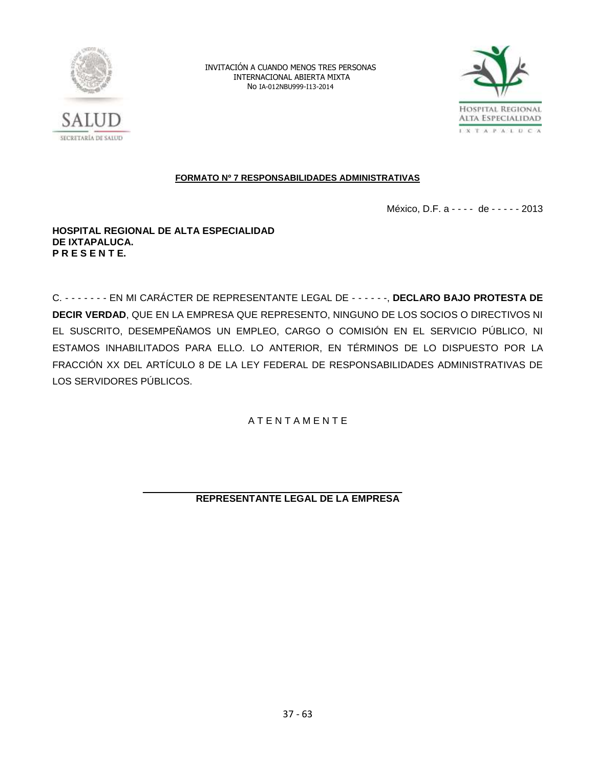INVITACIÓN A CUANDO MENOS TRES PERSONAS
INTERNACIONAL ABIERTA MIXTA
No IA-012NBU999-I13-2014

**FORMATO Nº 7 RESPONSABILIDADES ADMINISTRATIVAS**

México, D.F. a - - - - de - - - - - 2013

**HOSPITAL REGIONAL DE ALTA ESPECIALIDAD**
**DE IXTAPALUCA.**
**P R E S E N T E.**

C. - - - - - - - EN MI CARÁCTER DE REPRESENTANTE LEGAL DE - - - - - -, **DECLARO BAJO PROTESTA DE DECIR VERDAD**, QUE EN LA EMPRESA QUE REPRESENTO, NINGUNO DE LOS SOCIOS O DIRECTIVOS NI EL SUSCRITO, DESEMPEÑAMOS UN EMPLEO, CARGO O COMISIÓN EN EL SERVICIO PÚBLICO, NI ESTAMOS INHABILITADOS PARA ELLO. LO ANTERIOR, EN TÉRMINOS DE LO DISPUESTO POR LA FRACCIÓN XX DEL ARTÍCULO 8 DE LA LEY FEDERAL DE RESPONSABILIDADES ADMINISTRATIVAS DE LOS SERVIDORES PÚBLICOS.

A T E N T A M E N T E

\_\_\_\_\_\_\_\_\_\_\_\_\_\_\_\_\_\_\_\_\_\_\_\_\_\_\_\_\_\_\_\_\_\_\_\_\_\_\_\_

**REPRESENTANTE LEGAL DE LA EMPRESA**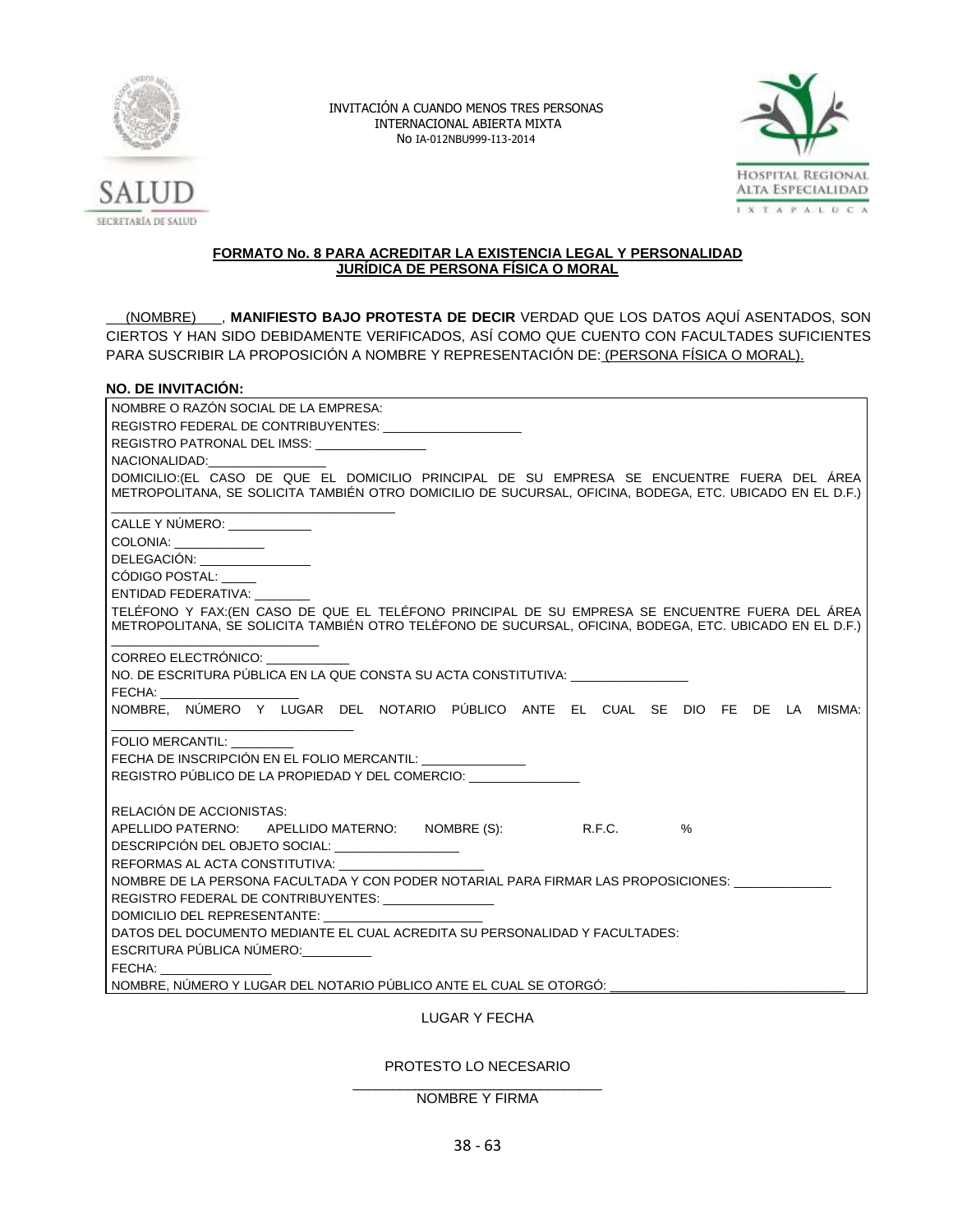INVITACIÓN A CUANDO MENOS TRES PERSONAS
INTERNACIONAL ABIERTA MIXTA
No IA-012NBU999-I13-2014

## FORMATO No. 8 PARA ACREDITAR LA EXISTENCIA LEGAL Y PERSONALIDAD JURÍDICA DE PERSONA FÍSICA O MORAL

(NOMBRE), **MANIFIESTO BAJO PROTESTA DE DECIR** VERDAD QUE LOS DATOS AQUÍ ASENTADOS, SON CIERTOS Y HAN SIDO DEBIDAMENTE VERIFICADOS, ASÍ COMO QUE CUENTO CON FACULTADES SUFICIENTES PARA SUSCRIBIR LA PROPOSICIÓN A NOMBRE Y REPRESENTACIÓN DE: (PERSONA FÍSICA O MORAL).

**NO. DE INVITACIÓN:**

NOMBRE O RAZÓN SOCIAL DE LA EMPRESA:
REGISTRO FEDERAL DE CONTRIBUYENTES: ____________________
REGISTRO PATRONAL DEL IMSS: ________________
NACIONALIDAD:________________
DOMICILIO:(EL CASO DE QUE EL DOMICILIO PRINCIPAL DE SU EMPRESA SE ENCUENTRE FUERA DEL ÁREA METROPOLITANA, SE SOLICITA TAMBIÉN OTRO DOMICILIO DE SUCURSAL, OFICINA, BODEGA, ETC. UBICADO EN EL D.F.) ____________________________________
CALLE Y NÚMERO: ____________
COLONIA: _____________
DELEGACIÓN: ________________
CÓDIGO POSTAL: _____
ENTIDAD FEDERATIVA: ________
TELÉFONO Y FAX:(EN CASO DE QUE EL TELÉFONO PRINCIPAL DE SU EMPRESA SE ENCUENTRE FUERA DEL ÁREA METROPOLITANA, SE SOLICITA TAMBIÉN OTRO TELÉFONO DE SUCURSAL, OFICINA, BODEGA, ETC. UBICADO EN EL D.F.) ____________________________
CORREO ELECTRÓNICO: ____________
NO. DE ESCRITURA PÚBLICA EN LA QUE CONSTA SU ACTA CONSTITUTIVA: _________________
FECHA: ___________________
NOMBRE, NÚMERO Y LUGAR DEL NOTARIO PÚBLICO ANTE EL CUAL SE DIO FE DE LA MISMA: ________________________________
FOLIO MERCANTIL: _________
FECHA DE INSCRIPCIÓN EN EL FOLIO MERCANTIL: _______________
REGISTRO PÚBLICO DE LA PROPIEDAD Y DEL COMERCIO: ________________

RELACIÓN DE ACCIONISTAS:
APELLIDO PATERNO: APELLIDO MATERNO: NOMBRE (S): R.F.C. %
DESCRIPCIÓN DEL OBJETO SOCIAL: __________________
REFORMAS AL ACTA CONSTITUTIVA: ____________________
NOMBRE DE LA PERSONA FACULTADA Y CON PODER NOTARIAL PARA FIRMAR LAS PROPOSICIONES: ______________
REGISTRO FEDERAL DE CONTRIBUYENTES: ________________
DOMICILIO DEL REPRESENTANTE: _______________________
DATOS DEL DOCUMENTO MEDIANTE EL CUAL ACREDITA SU PERSONALIDAD Y FACULTADES:
ESCRITURA PÚBLICA NÚMERO:__________
FECHA: ________________
NOMBRE, NÚMERO Y LUGAR DEL NOTARIO PÚBLICO ANTE EL CUAL SE OTORGÓ: ________________________________

LUGAR Y FECHA

PROTESTO LO NECESARIO

________________________________
NOMBRE Y FIRMA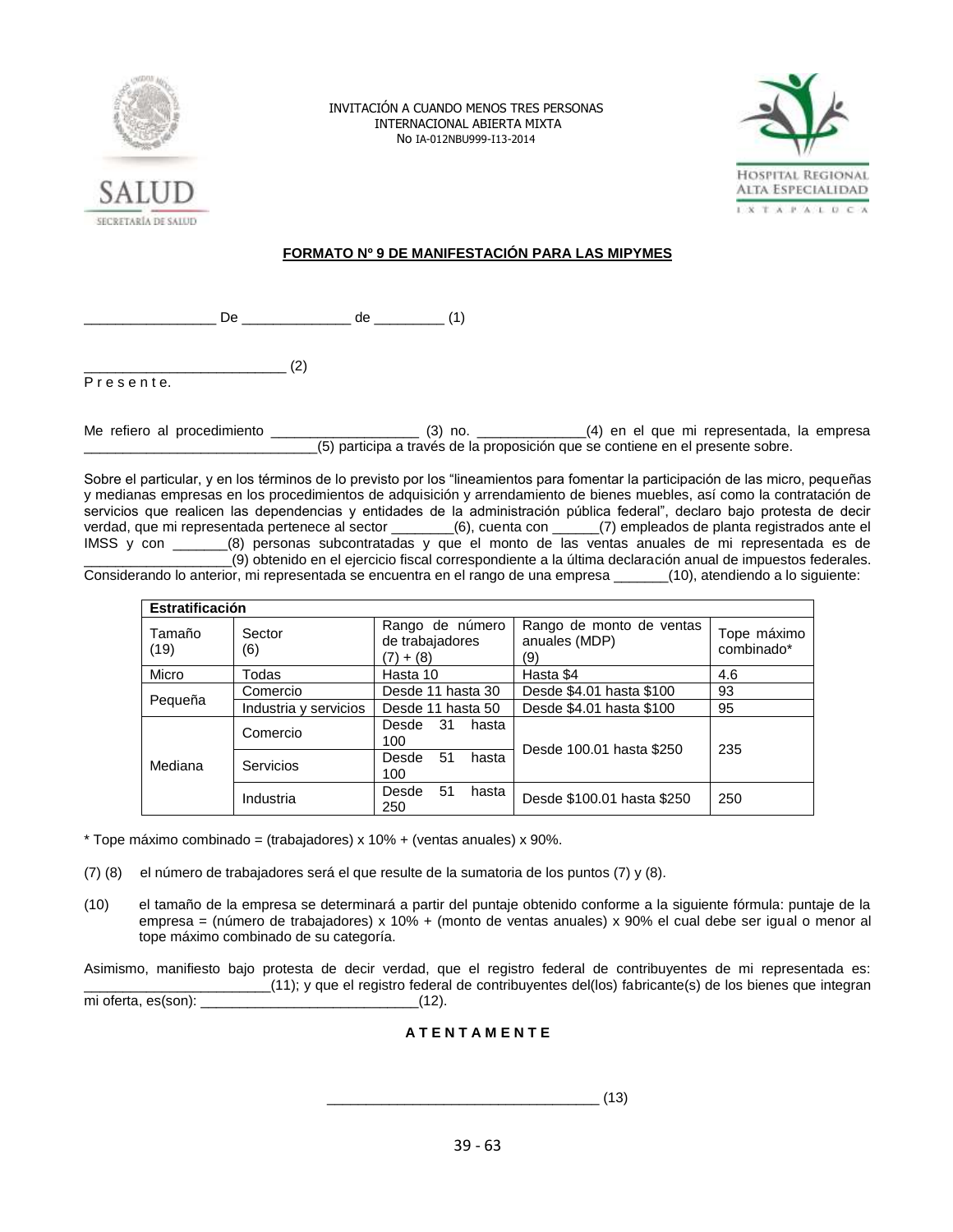INVITACIÓN A CUANDO MENOS TRES PERSONAS
INTERNACIONAL ABIERTA MIXTA
No IA-012NBU999-I13-2014

**FORMATO Nº 9 DE MANIFESTACIÓN PARA LAS MIPYMES**

_________________ De ______________ de _________ (1)

__________________________ (2)
P r e s e n t e.

Me refiero al procedimiento ___________________ (3) no. ______________(4) en el que mi representada, la empresa ______________________________(5) participa a través de la proposición que se contiene en el presente sobre.

Sobre el particular, y en los términos de lo previsto por los "lineamientos para fomentar la participación de las micro, pequeñas y medianas empresas en los procedimientos de adquisición y arrendamiento de bienes muebles, así como la contratación de servicios que realicen las dependencias y entidades de la administración pública federal", declaro bajo protesta de decir verdad, que mi representada pertenece al sector ________(6), cuenta con ______(7) empleados de planta registrados ante el IMSS y con _______(8) personas subcontratadas y que el monto de las ventas anuales de mi representada es de ___________________(9) obtenido en el ejercicio fiscal correspondiente a la última declaración anual de impuestos federales. Considerando lo anterior, mi representada se encuentra en el rango de una empresa _______(10), atendiendo a lo siguiente:

| Estratificación | | | | |
|---|---|---|---|---|
| Tamaño (19) | Sector (6) | Rango de número de trabajadores (7) + (8) | Rango de monto de ventas anuales (MDP) (9) | Tope máximo combinado* |
| Micro | Todas | Hasta 10 | Hasta $4 | 4.6 |
| Pequeña | Comercio | Desde 11 hasta 30 | Desde $4.01 hasta $100 | 93 |
| | Industria y servicios | Desde 11 hasta 50 | Desde $4.01 hasta $100 | 95 |
| Mediana | Comercio | Desde 31 hasta 100 | Desde 100.01 hasta $250 | 235 |
| | Servicios | Desde 51 hasta 100 | | |
| | Industria | Desde 51 hasta 250 | Desde $100.01 hasta $250 | 250 |

* Tope máximo combinado = (trabajadores) x 10% + (ventas anuales) x 90%.

(7) (8) el número de trabajadores será el que resulte de la sumatoria de los puntos (7) y (8).

(10) el tamaño de la empresa se determinará a partir del puntaje obtenido conforme a la siguiente fórmula: puntaje de la empresa = (número de trabajadores) x 10% + (monto de ventas anuales) x 90% el cual debe ser igual o menor al tope máximo combinado de su categoría.

Asimismo, manifiesto bajo protesta de decir verdad, que el registro federal de contribuyentes de mi representada es: ________________________(11); y que el registro federal de contribuyentes del(los) fabricante(s) de los bienes que integran mi oferta, es(son): ____________________________(12).

**A T E N T A M E N T E**

___________________________________ (13)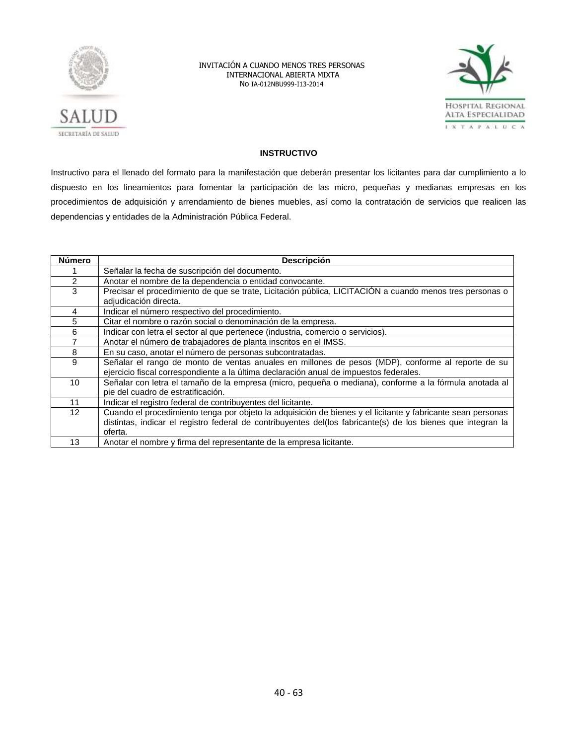INVITACIÓN A CUANDO MENOS TRES PERSONAS
INTERNACIONAL ABIERTA MIXTA
No IA-012NBU999-I13-2014

**INSTRUCTIVO**

Instructivo para el llenado del formato para la manifestación que deberán presentar los licitantes para dar cumplimiento a lo dispuesto en los lineamientos para fomentar la participación de las micro, pequeñas y medianas empresas en los procedimientos de adquisición y arrendamiento de bienes muebles, así como la contratación de servicios que realicen las dependencias y entidades de la Administración Pública Federal.

| Número | Descripción |
|---|---|
| 1 | Señalar la fecha de suscripción del documento. |
| 2 | Anotar el nombre de la dependencia o entidad convocante. |
| 3 | Precisar el procedimiento de que se trate, Licitación pública, LICITACIÓN a cuando menos tres personas o adjudicación directa. |
| 4 | Indicar el número respectivo del procedimiento. |
| 5 | Citar el nombre o razón social o denominación de la empresa. |
| 6 | Indicar con letra el sector al que pertenece (industria, comercio o servicios). |
| 7 | Anotar el número de trabajadores de planta inscritos en el IMSS. |
| 8 | En su caso, anotar el número de personas subcontratadas. |
| 9 | Señalar el rango de monto de ventas anuales en millones de pesos (MDP), conforme al reporte de su ejercicio fiscal correspondiente a la última declaración anual de impuestos federales. |
| 10 | Señalar con letra el tamaño de la empresa (micro, pequeña o mediana), conforme a la fórmula anotada al pie del cuadro de estratificación. |
| 11 | Indicar el registro federal de contribuyentes del licitante. |
| 12 | Cuando el procedimiento tenga por objeto la adquisición de bienes y el licitante y fabricante sean personas distintas, indicar el registro federal de contribuyentes del(los fabricante(s) de los bienes que integran la oferta. |
| 13 | Anotar el nombre y firma del representante de la empresa licitante. |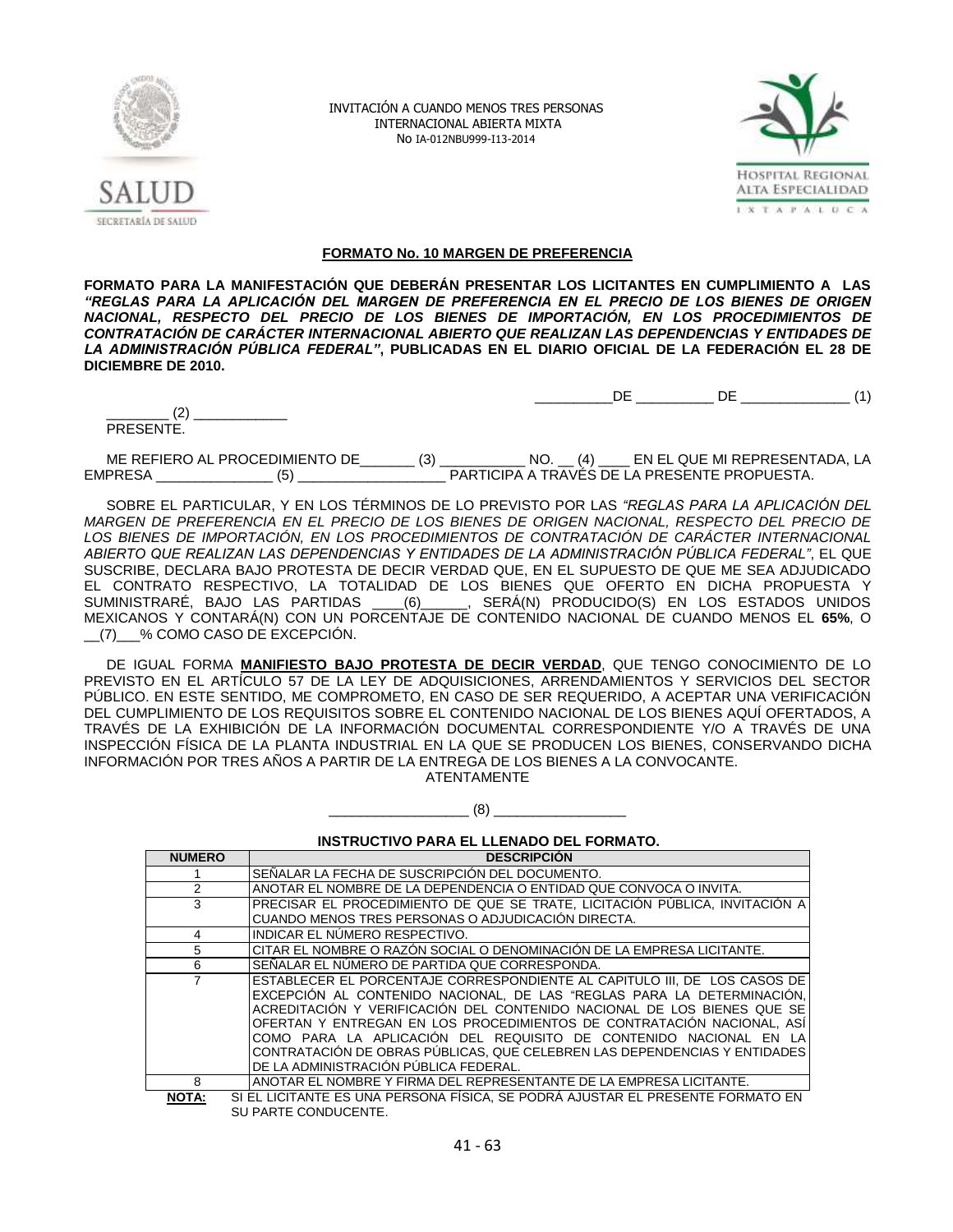INVITACIÓN A CUANDO MENOS TRES PERSONAS
INTERNACIONAL ABIERTA MIXTA
No IA-012NBU999-I13-2014

## FORMATO No. 10 MARGEN DE PREFERENCIA

**FORMATO PARA LA MANIFESTACIÓN QUE DEBERÁN PRESENTAR LOS LICITANTES EN CUMPLIMIENTO A LAS *"REGLAS PARA LA APLICACIÓN DEL MARGEN DE PREFERENCIA EN EL PRECIO DE LOS BIENES DE ORIGEN NACIONAL, RESPECTO DEL PRECIO DE LOS BIENES DE IMPORTACIÓN, EN LOS PROCEDIMIENTOS DE CONTRATACIÓN DE CARÁCTER INTERNACIONAL ABIERTO QUE REALIZAN LAS DEPENDENCIAS Y ENTIDADES DE LA ADMINISTRACIÓN PÚBLICA FEDERAL"*, PUBLICADAS EN EL DIARIO OFICIAL DE LA FEDERACIÓN EL 28 DE DICIEMBRE DE 2010.**

__________DE __________ DE ______________ (1)

________ (2) ____________
PRESENTE.

ME REFIERO AL PROCEDIMIENTO DE_______ (3) ___________ NO. __ (4) ____ EN EL QUE MI REPRESENTADA, LA EMPRESA _______________ (5) ___________________ PARTICIPA A TRAVÉS DE LA PRESENTE PROPUESTA.

SOBRE EL PARTICULAR, Y EN LOS TÉRMINOS DE LO PREVISTO POR LAS *"REGLAS PARA LA APLICACIÓN DEL MARGEN DE PREFERENCIA EN EL PRECIO DE LOS BIENES DE ORIGEN NACIONAL, RESPECTO DEL PRECIO DE LOS BIENES DE IMPORTACIÓN, EN LOS PROCEDIMIENTOS DE CONTRATACIÓN DE CARÁCTER INTERNACIONAL ABIERTO QUE REALIZAN LAS DEPENDENCIAS Y ENTIDADES DE LA ADMINISTRACIÓN PÚBLICA FEDERAL"*, EL QUE SUSCRIBE, DECLARA BAJO PROTESTA DE DECIR VERDAD QUE, EN EL SUPUESTO DE QUE ME SEA ADJUDICADO EL CONTRATO RESPECTIVO, LA TOTALIDAD DE LOS BIENES QUE OFERTO EN DICHA PROPUESTA Y SUMINISTRARÉ, BAJO LAS PARTIDAS ____(6)______, SERÁ(N) PRODUCIDO(S) EN LOS ESTADOS UNIDOS MEXICANOS Y CONTARÁ(N) CON UN PORCENTAJE DE CONTENIDO NACIONAL DE CUANDO MENOS EL **65%**, O __(7)___% COMO CASO DE EXCEPCIÓN.

DE IGUAL FORMA **MANIFIESTO BAJO PROTESTA DE DECIR VERDAD**, QUE TENGO CONOCIMIENTO DE LO PREVISTO EN EL ARTÍCULO 57 DE LA LEY DE ADQUISICIONES, ARRENDAMIENTOS Y SERVICIOS DEL SECTOR PÚBLICO. EN ESTE SENTIDO, ME COMPROMETO, EN CASO DE SER REQUERIDO, A ACEPTAR UNA VERIFICACIÓN DEL CUMPLIMIENTO DE LOS REQUISITOS SOBRE EL CONTENIDO NACIONAL DE LOS BIENES AQUÍ OFERTADOS, A TRAVÉS DE LA EXHIBICIÓN DE LA INFORMACIÓN DOCUMENTAL CORRESPONDIENTE Y/O A TRAVÉS DE UNA INSPECCIÓN FÍSICA DE LA PLANTA INDUSTRIAL EN LA QUE SE PRODUCEN LOS BIENES, CONSERVANDO DICHA INFORMACIÓN POR TRES AÑOS A PARTIR DE LA ENTREGA DE LOS BIENES A LA CONVOCANTE.

ATENTAMENTE

__________________ (8) _________________

### INSTRUCTIVO PARA EL LLENADO DEL FORMATO.

| NUMERO | DESCRIPCIÓN |
|---|---|
| 1 | SEÑALAR LA FECHA DE SUSCRIPCIÓN DEL DOCUMENTO. |
| 2 | ANOTAR EL NOMBRE DE LA DEPENDENCIA O ENTIDAD QUE CONVOCA O INVITA. |
| 3 | PRECISAR EL PROCEDIMIENTO DE QUE SE TRATE, LICITACIÓN PÚBLICA, INVITACIÓN A CUANDO MENOS TRES PERSONAS O ADJUDICACIÓN DIRECTA. |
| 4 | INDICAR EL NÚMERO RESPECTIVO. |
| 5 | CITAR EL NOMBRE O RAZÓN SOCIAL O DENOMINACIÓN DE LA EMPRESA LICITANTE. |
| 6 | SEÑALAR EL NÚMERO DE PARTIDA QUE CORRESPONDA. |
| 7 | ESTABLECER EL PORCENTAJE CORRESPONDIENTE AL CAPITULO III, DE LOS CASOS DE EXCEPCIÓN AL CONTENIDO NACIONAL, DE LAS "REGLAS PARA LA DETERMINACIÓN, ACREDITACIÓN Y VERIFICACIÓN DEL CONTENIDO NACIONAL DE LOS BIENES QUE SE OFERTAN Y ENTREGAN EN LOS PROCEDIMIENTOS DE CONTRATACIÓN NACIONAL, ASÍ COMO PARA LA APLICACIÓN DEL REQUISITO DE CONTENIDO NACIONAL EN LA CONTRATACIÓN DE OBRAS PÚBLICAS, QUE CELEBREN LAS DEPENDENCIAS Y ENTIDADES DE LA ADMINISTRACIÓN PÚBLICA FEDERAL. |
| 8 | ANOTAR EL NOMBRE Y FIRMA DEL REPRESENTANTE DE LA EMPRESA LICITANTE. |

**NOTA:** SI EL LICITANTE ES UNA PERSONA FÍSICA, SE PODRÁ AJUSTAR EL PRESENTE FORMATO EN SU PARTE CONDUCENTE.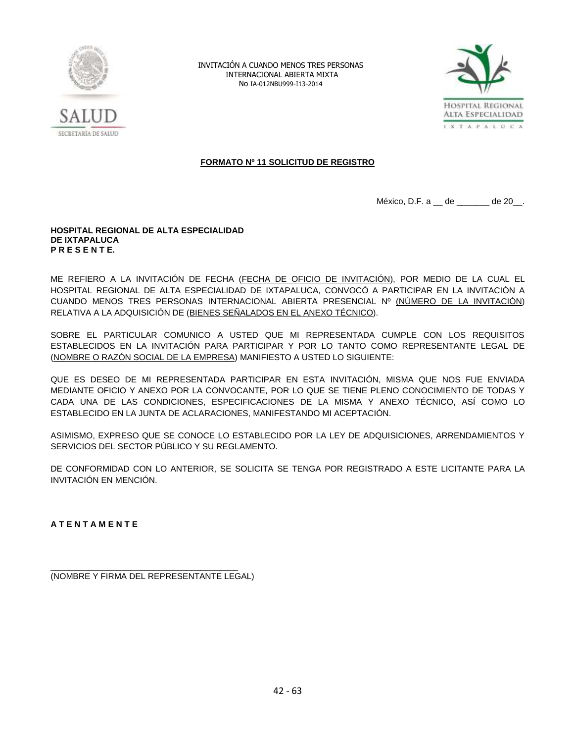INVITACIÓN A CUANDO MENOS TRES PERSONAS
INTERNACIONAL ABIERTA MIXTA
No IA-012NBU999-I13-2014

**FORMATO Nº 11 SOLICITUD DE REGISTRO**

México, D.F. a __ de _______ de 20__.

**HOSPITAL REGIONAL DE ALTA ESPECIALIDAD**
**DE IXTAPALUCA**
**P R E S E N T E.**

ME REFIERO A LA INVITACIÓN DE FECHA (FECHA DE OFICIO DE INVITACIÓN), POR MEDIO DE LA CUAL EL HOSPITAL REGIONAL DE ALTA ESPECIALIDAD DE IXTAPALUCA, CONVOCÓ A PARTICIPAR EN LA INVITACIÓN A CUANDO MENOS TRES PERSONAS INTERNACIONAL ABIERTA PRESENCIAL Nº (NÚMERO DE LA INVITACIÓN) RELATIVA A LA ADQUISICIÓN DE (BIENES SEÑALADOS EN EL ANEXO TÉCNICO).

SOBRE EL PARTICULAR COMUNICO A USTED QUE MI REPRESENTADA CUMPLE CON LOS REQUISITOS ESTABLECIDOS EN LA INVITACIÓN PARA PARTICIPAR Y POR LO TANTO COMO REPRESENTANTE LEGAL DE (NOMBRE O RAZÓN SOCIAL DE LA EMPRESA) MANIFIESTO A USTED LO SIGUIENTE:

QUE ES DESEO DE MI REPRESENTADA PARTICIPAR EN ESTA INVITACIÓN, MISMA QUE NOS FUE ENVIADA MEDIANTE OFICIO Y ANEXO POR LA CONVOCANTE, POR LO QUE SE TIENE PLENO CONOCIMIENTO DE TODAS Y CADA UNA DE LAS CONDICIONES, ESPECIFICACIONES DE LA MISMA Y ANEXO TÉCNICO, ASÍ COMO LO ESTABLECIDO EN LA JUNTA DE ACLARACIONES, MANIFESTANDO MI ACEPTACIÓN.

ASIMISMO, EXPRESO QUE SE CONOCE LO ESTABLECIDO POR LA LEY DE ADQUISICIONES, ARRENDAMIENTOS Y SERVICIOS DEL SECTOR PÚBLICO Y SU REGLAMENTO.

DE CONFORMIDAD CON LO ANTERIOR, SE SOLICITA SE TENGA POR REGISTRADO A ESTE LICITANTE PARA LA INVITACIÓN EN MENCIÓN.

**A T E N T A M E N T E**

________________________________________
(NOMBRE Y FIRMA DEL REPRESENTANTE LEGAL)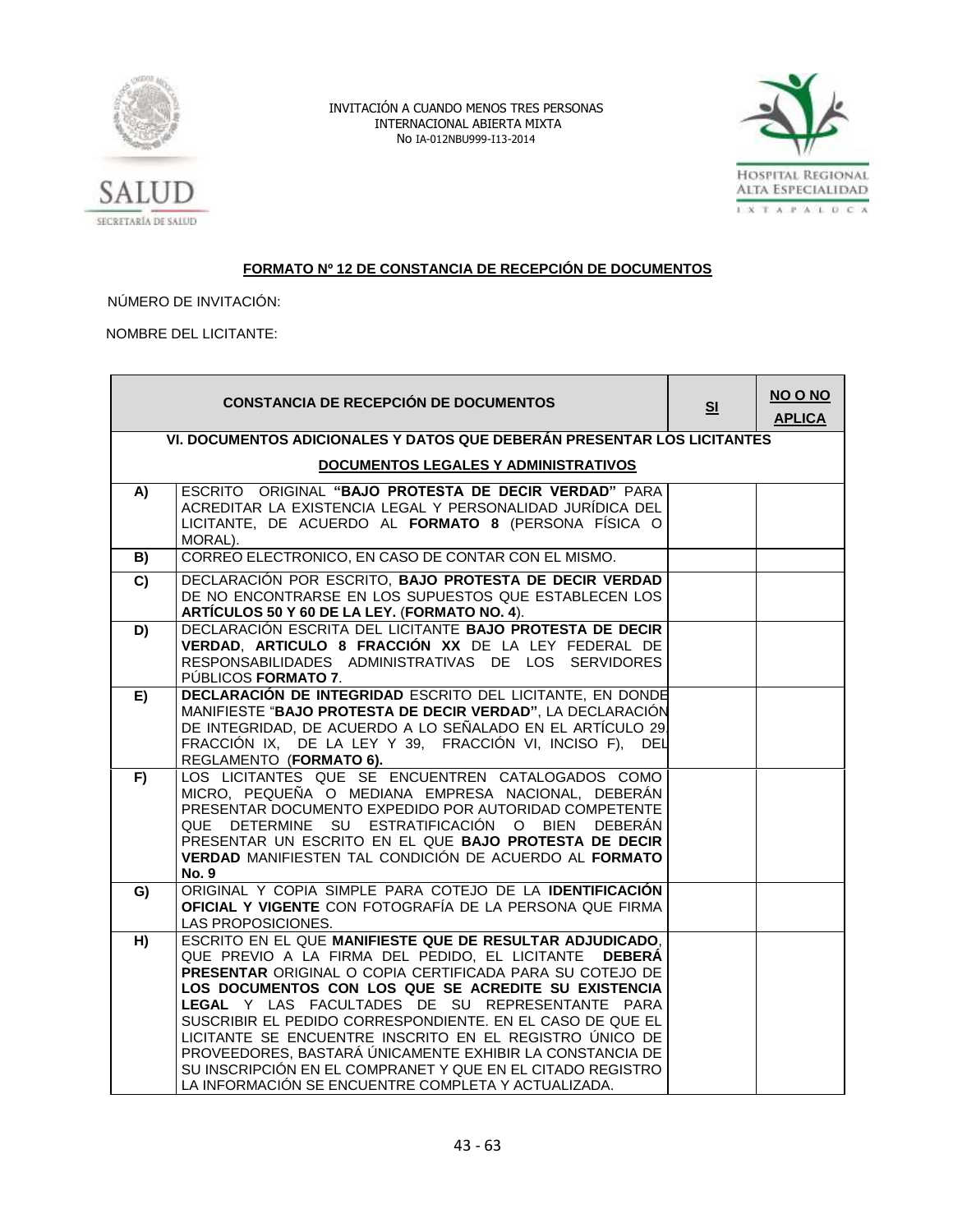INVITACIÓN A CUANDO MENOS TRES PERSONAS
INTERNACIONAL ABIERTA MIXTA
No IA-012NBU999-I13-2014

**FORMATO Nº 12 DE CONSTANCIA DE RECEPCIÓN DE DOCUMENTOS**

NÚMERO DE INVITACIÓN:

NOMBRE DEL LICITANTE:

| CONSTANCIA DE RECEPCIÓN DE DOCUMENTOS | | SI | NO O NO APLICA |
|---|---|---|---|
| **VI. DOCUMENTOS ADICIONALES Y DATOS QUE DEBERÁN PRESENTAR LOS LICITANTES** **DOCUMENTOS LEGALES Y ADMINISTRATIVOS** | | | |
| **A)** | ESCRITO ORIGINAL **"BAJO PROTESTA DE DECIR VERDAD"** PARA ACREDITAR LA EXISTENCIA LEGAL Y PERSONALIDAD JURÍDICA DEL LICITANTE, DE ACUERDO AL **FORMATO 8** (PERSONA FÍSICA O MORAL). | | |
| **B)** | CORREO ELECTRONICO, EN CASO DE CONTAR CON EL MISMO. | | |
| **C)** | DECLARACIÓN POR ESCRITO, **BAJO PROTESTA DE DECIR VERDAD** DE NO ENCONTRARSE EN LOS SUPUESTOS QUE ESTABLECEN LOS **ARTÍCULOS 50 Y 60 DE LA LEY.** (**FORMATO NO. 4**). | | |
| **D)** | DECLARACIÓN ESCRITA DEL LICITANTE **BAJO PROTESTA DE DECIR VERDAD**, **ARTICULO 8 FRACCIÓN XX** DE LA LEY FEDERAL DE RESPONSABILIDADES ADMINISTRATIVAS DE LOS SERVIDORES PÚBLICOS **FORMATO 7**. | | |
| **E)** | **DECLARACIÓN DE INTEGRIDAD** ESCRITO DEL LICITANTE, EN DONDE MANIFIESTE "**BAJO PROTESTA DE DECIR VERDAD"**, LA DECLARACIÓN DE INTEGRIDAD, DE ACUERDO A LO SEÑALADO EN EL ARTÍCULO 29, FRACCIÓN IX, DE LA LEY Y 39, FRACCIÓN VI, INCISO F), DEL REGLAMENTO (**FORMATO 6).** | | |
| **F)** | LOS LICITANTES QUE SE ENCUENTREN CATALOGADOS COMO MICRO, PEQUEÑA O MEDIANA EMPRESA NACIONAL, DEBERÁN PRESENTAR DOCUMENTO EXPEDIDO POR AUTORIDAD COMPETENTE QUE DETERMINE SU ESTRATIFICACIÓN O BIEN DEBERÁN PRESENTAR UN ESCRITO EN EL QUE **BAJO PROTESTA DE DECIR VERDAD** MANIFIESTEN TAL CONDICIÓN DE ACUERDO AL **FORMATO No. 9** | | |
| **G)** | ORIGINAL Y COPIA SIMPLE PARA COTEJO DE LA **IDENTIFICACIÓN OFICIAL Y VIGENTE** CON FOTOGRAFÍA DE LA PERSONA QUE FIRMA LAS PROPOSICIONES. | | |
| **H)** | ESCRITO EN EL QUE **MANIFIESTE QUE DE RESULTAR ADJUDICADO**, QUE PREVIO A LA FIRMA DEL PEDIDO, EL LICITANTE **DEBERÁ PRESENTAR** ORIGINAL O COPIA CERTIFICADA PARA SU COTEJO DE **LOS DOCUMENTOS CON LOS QUE SE ACREDITE SU EXISTENCIA LEGAL** Y LAS FACULTADES DE SU REPRESENTANTE PARA SUSCRIBIR EL PEDIDO CORRESPONDIENTE. EN EL CASO DE QUE EL LICITANTE SE ENCUENTRE INSCRITO EN EL REGISTRO ÚNICO DE PROVEEDORES, BASTARÁ ÚNICAMENTE EXHIBIR LA CONSTANCIA DE SU INSCRIPCIÓN EN EL COMPRANET Y QUE EN EL CITADO REGISTRO LA INFORMACIÓN SE ENCUENTRE COMPLETA Y ACTUALIZADA. | | |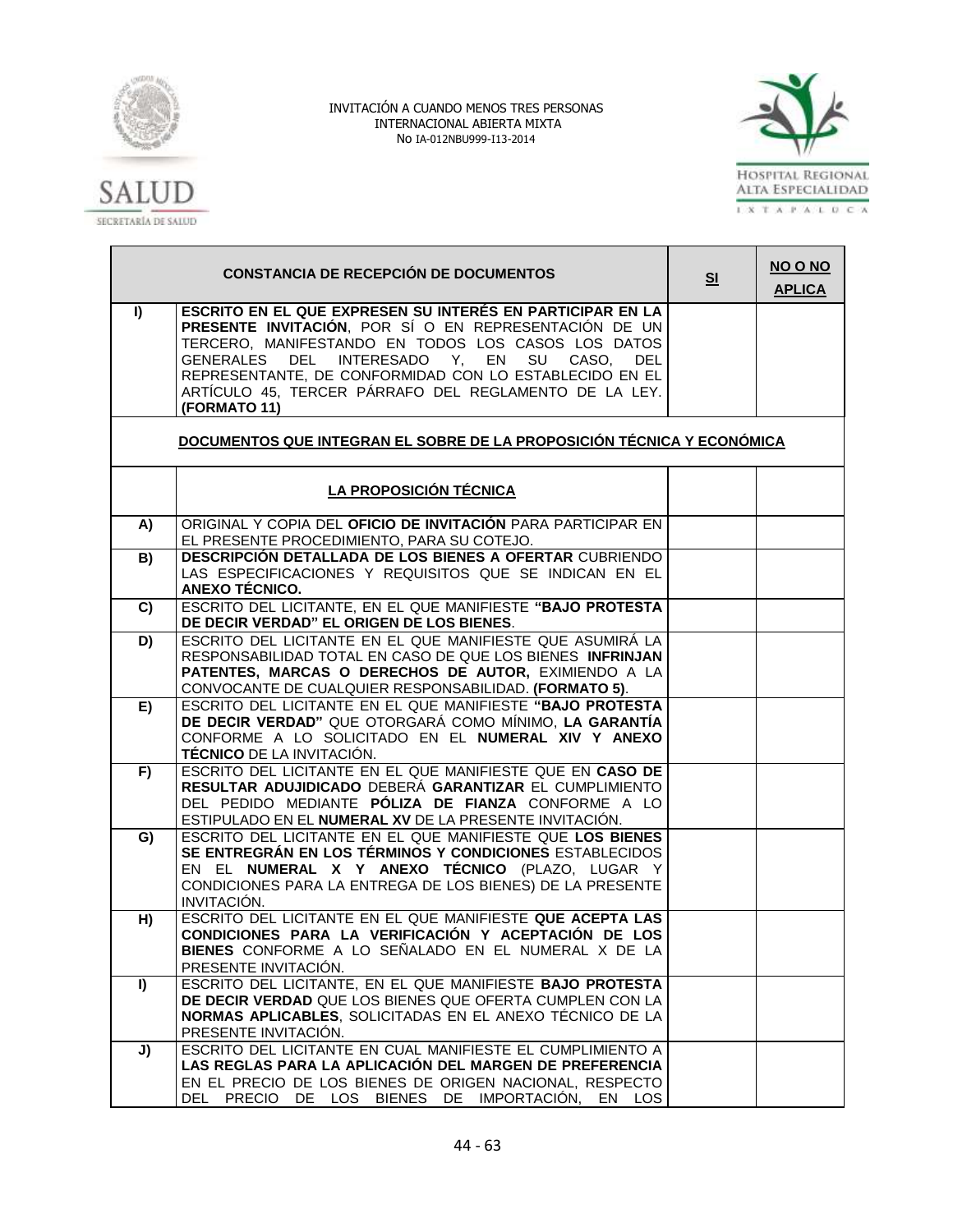INVITACIÓN A CUANDO MENOS TRES PERSONAS
INTERNACIONAL ABIERTA MIXTA
No IA-012NBU999-I13-2014

| CONSTANCIA DE RECEPCIÓN DE DOCUMENTOS | | SI | NO O NO APLICA |
|---|---|---|---|
| I) | **ESCRITO EN EL QUE EXPRESEN SU INTERÉS EN PARTICIPAR EN LA PRESENTE INVITACIÓN**, POR SÍ O EN REPRESENTACIÓN DE UN TERCERO, MANIFESTANDO EN TODOS LOS CASOS LOS DATOS GENERALES DEL INTERESADO Y, EN SU CASO, DEL REPRESENTANTE, DE CONFORMIDAD CON LO ESTABLECIDO EN EL ARTÍCULO 45, TERCER PÁRRAFO DEL REGLAMENTO DE LA LEY. **(FORMATO 11)** | | |
| | **DOCUMENTOS QUE INTEGRAN EL SOBRE DE LA PROPOSICIÓN TÉCNICA Y ECONÓMICA** | | |
| | **LA PROPOSICIÓN TÉCNICA** | | |
| A) | ORIGINAL Y COPIA DEL **OFICIO DE INVITACIÓN** PARA PARTICIPAR EN EL PRESENTE PROCEDIMIENTO, PARA SU COTEJO. | | |
| B) | **DESCRIPCIÓN DETALLADA DE LOS BIENES A OFERTAR** CUBRIENDO LAS ESPECIFICACIONES Y REQUISITOS QUE SE INDICAN EN EL **ANEXO TÉCNICO.** | | |
| C) | ESCRITO DEL LICITANTE, EN EL QUE MANIFIESTE **"BAJO PROTESTA DE DECIR VERDAD" EL ORIGEN DE LOS BIENES**. | | |
| D) | ESCRITO DEL LICITANTE EN EL QUE MANIFIESTE QUE ASUMIRÁ LA RESPONSABILIDAD TOTAL EN CASO DE QUE LOS BIENES **INFRINJAN PATENTES, MARCAS O DERECHOS DE AUTOR,** EXIMIENDO A LA CONVOCANTE DE CUALQUIER RESPONSABILIDAD. **(FORMATO 5)**. | | |
| E) | ESCRITO DEL LICITANTE EN EL QUE MANIFIESTE **"BAJO PROTESTA DE DECIR VERDAD"** QUE OTORGARÁ COMO MÍNIMO, **LA GARANTÍA** CONFORME A LO SOLICITADO EN EL **NUMERAL XIV Y ANEXO TÉCNICO** DE LA INVITACIÓN. | | |
| F) | ESCRITO DEL LICITANTE EN EL QUE MANIFIESTE QUE EN **CASO DE RESULTAR ADUJIDICADO** DEBERÁ **GARANTIZAR** EL CUMPLIMIENTO DEL PEDIDO MEDIANTE **PÓLIZA DE FIANZA** CONFORME A LO ESTIPULADO EN EL **NUMERAL XV** DE LA PRESENTE INVITACIÓN. | | |
| G) | ESCRITO DEL LICITANTE EN EL QUE MANIFIESTE QUE **LOS BIENES SE ENTREGRÁN EN LOS TÉRMINOS Y CONDICIONES** ESTABLECIDOS EN EL **NUMERAL X Y ANEXO TÉCNICO** (PLAZO, LUGAR Y CONDICIONES PARA LA ENTREGA DE LOS BIENES) DE LA PRESENTE INVITACIÓN. | | |
| H) | ESCRITO DEL LICITANTE EN EL QUE MANIFIESTE **QUE ACEPTA LAS CONDICIONES PARA LA VERIFICACIÓN Y ACEPTACIÓN DE LOS BIENES** CONFORME A LO SEÑALADO EN EL NUMERAL X DE LA PRESENTE INVITACIÓN. | | |
| I) | ESCRITO DEL LICITANTE, EN EL QUE MANIFIESTE **BAJO PROTESTA DE DECIR VERDAD** QUE LOS BIENES QUE OFERTA CUMPLEN CON LA **NORMAS APLICABLES**, SOLICITADAS EN EL ANEXO TÉCNICO DE LA PRESENTE INVITACIÓN. | | |
| J) | ESCRITO DEL LICITANTE EN CUAL MANIFIESTE EL CUMPLIMIENTO A **LAS REGLAS PARA LA APLICACIÓN DEL MARGEN DE PREFERENCIA** EN EL PRECIO DE LOS BIENES DE ORIGEN NACIONAL, RESPECTO DEL PRECIO DE LOS BIENES DE IMPORTACIÓN, EN LOS | | |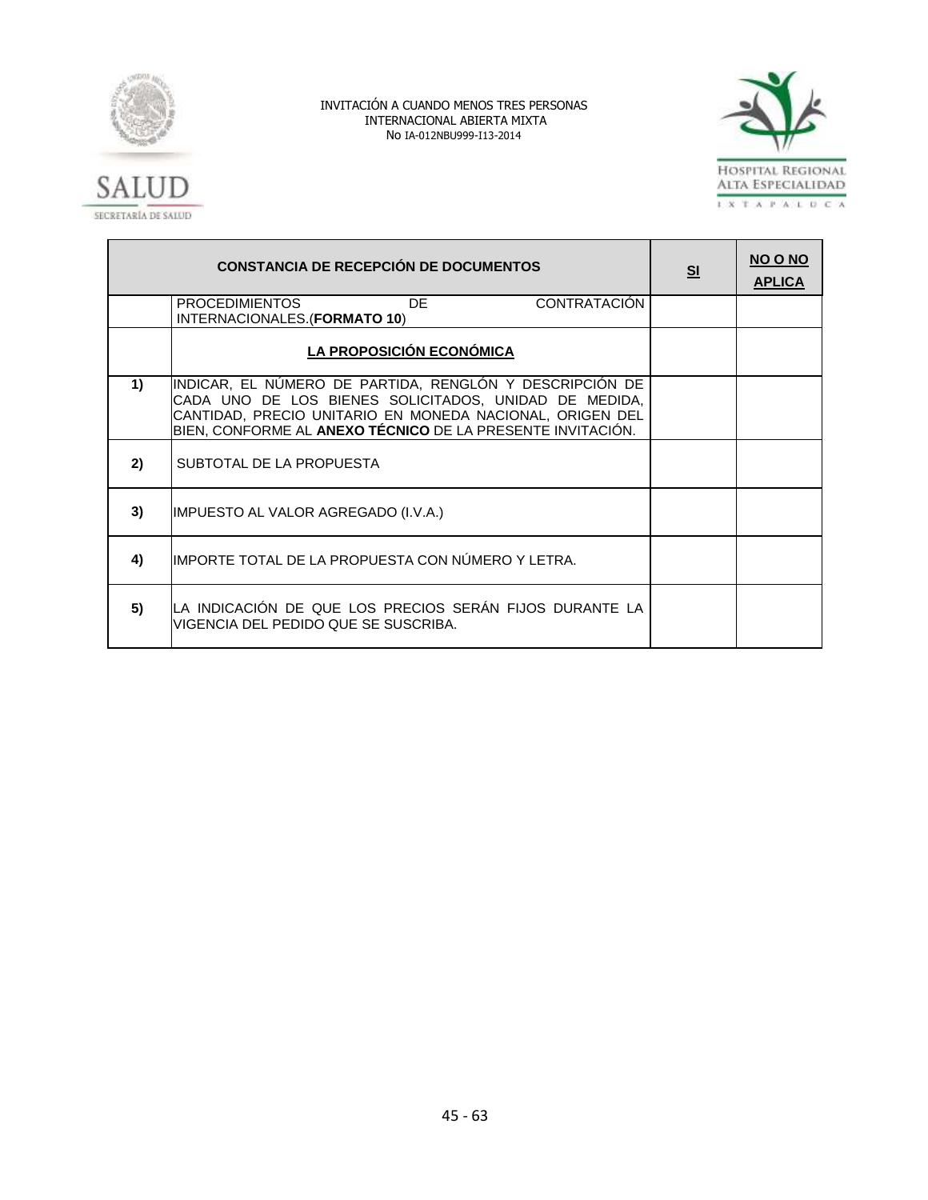| CONSTANCIA DE RECEPCIÓN DE DOCUMENTOS | | SI | NO O NO APLICA |
|---|---|---|---|
| | PROCEDIMIENTOS DE CONTRATACIÓN INTERNACIONALES.(**FORMATO 10**) | | |
| | **LA PROPOSICIÓN ECONÓMICA** | | |
| **1)** | INDICAR, EL NÚMERO DE PARTIDA, RENGLÓN Y DESCRIPCIÓN DE CADA UNO DE LOS BIENES SOLICITADOS, UNIDAD DE MEDIDA, CANTIDAD, PRECIO UNITARIO EN MONEDA NACIONAL, ORIGEN DEL BIEN, CONFORME AL **ANEXO TÉCNICO** DE LA PRESENTE INVITACIÓN. | | |
| **2)** | SUBTOTAL DE LA PROPUESTA | | |
| **3)** | IMPUESTO AL VALOR AGREGADO (I.V.A.) | | |
| **4)** | IMPORTE TOTAL DE LA PROPUESTA CON NÚMERO Y LETRA. | | |
| **5)** | LA INDICACIÓN DE QUE LOS PRECIOS SERÁN FIJOS DURANTE LA VIGENCIA DEL PEDIDO QUE SE SUSCRIBA. | | |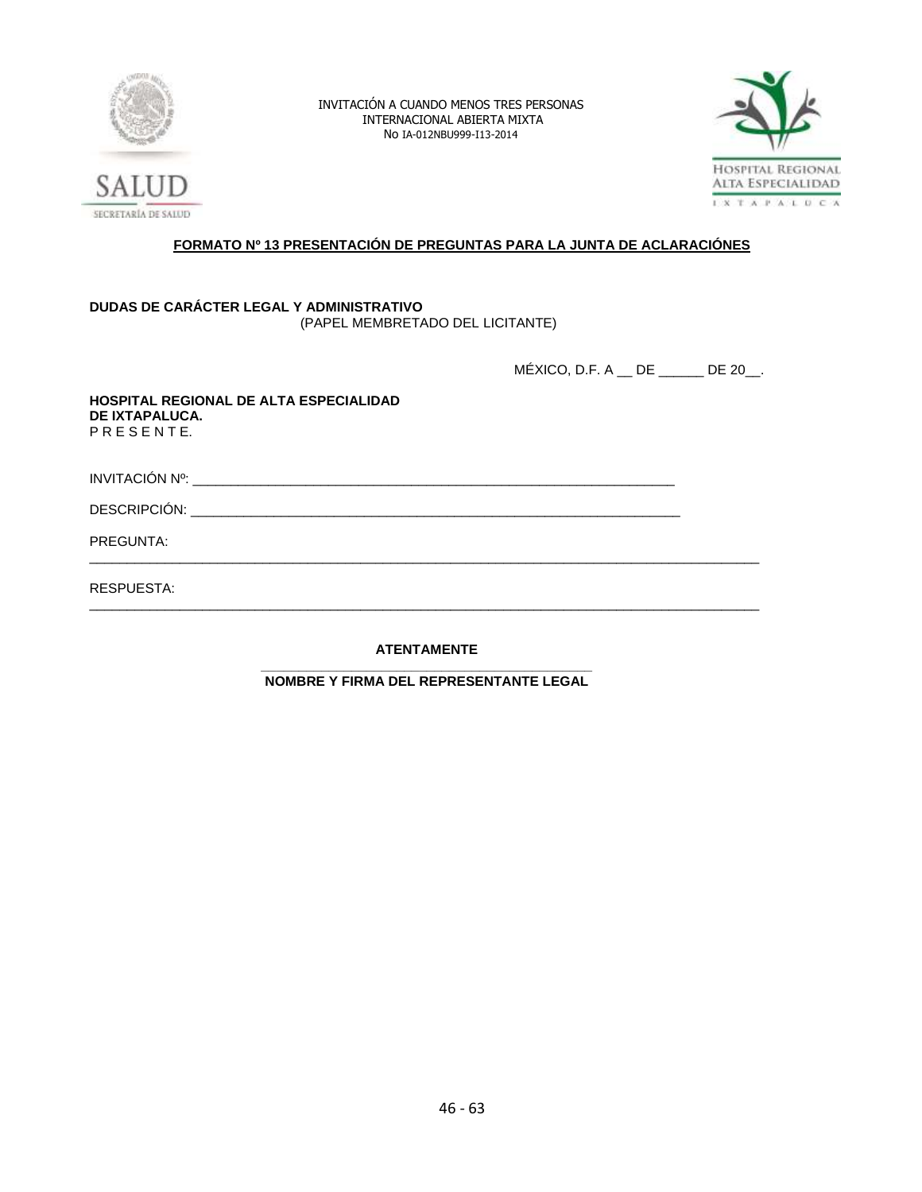INVITACIÓN A CUANDO MENOS TRES PERSONAS
INTERNACIONAL ABIERTA MIXTA
No IA-012NBU999-I13-2014

**FORMATO Nº 13 PRESENTACIÓN DE PREGUNTAS PARA LA JUNTA DE ACLARACIÓNES**

**DUDAS DE CARÁCTER LEGAL Y ADMINISTRATIVO**
(PAPEL MEMBRETADO DEL LICITANTE)

MÉXICO, D.F. A __ DE ______ DE 20__.

**HOSPITAL REGIONAL DE ALTA ESPECIALIDAD**
**DE IXTAPALUCA.**
P R E S E N T E.

INVITACIÓN Nº: ______________________________________________________________

DESCRIPCIÓN: ______________________________________________________________

PREGUNTA:
__________________________________________________________________________________

RESPUESTA:
__________________________________________________________________________________

**ATENTAMENTE**

______________________________________________
**NOMBRE Y FIRMA DEL REPRESENTANTE LEGAL**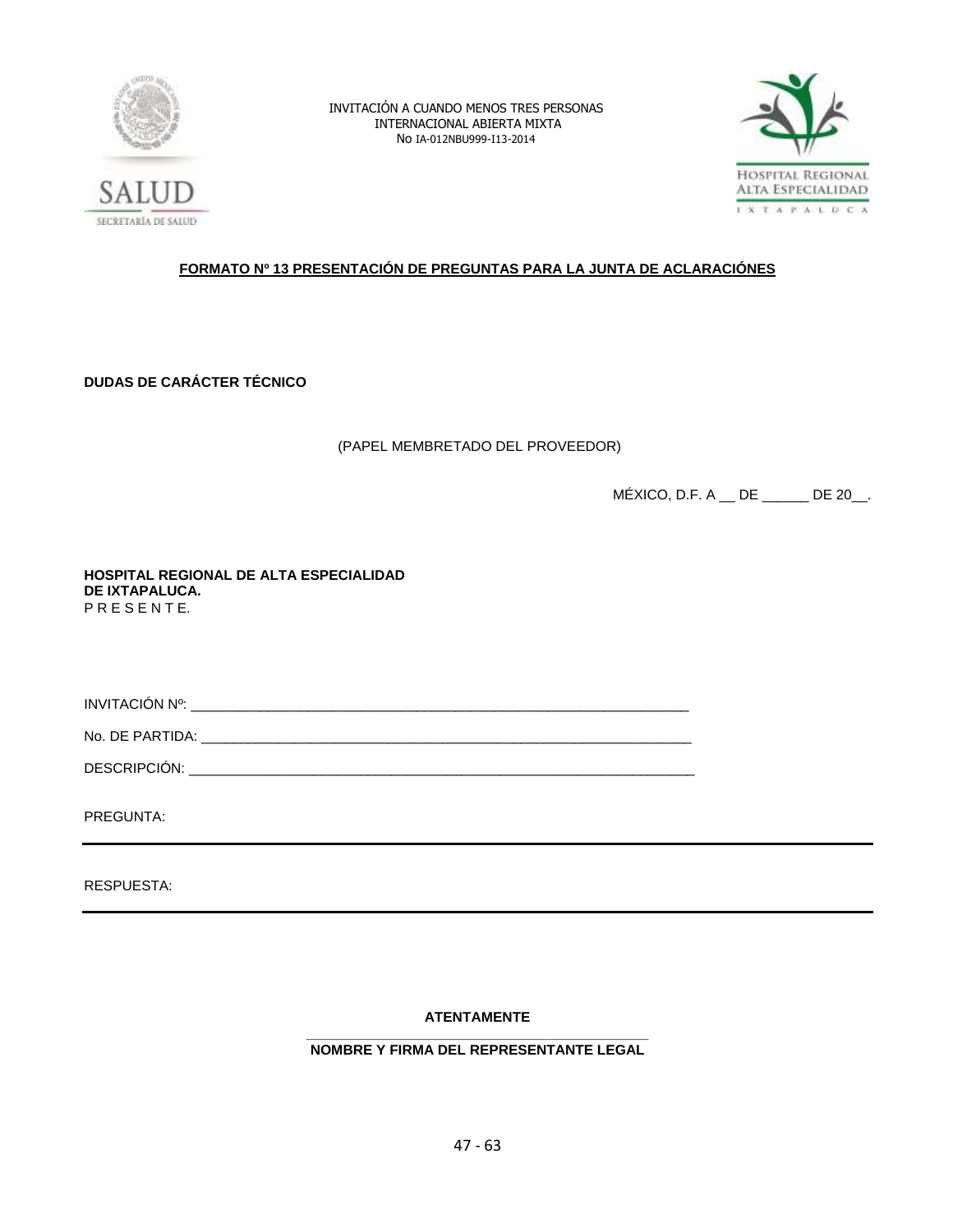INVITACIÓN A CUANDO MENOS TRES PERSONAS
INTERNACIONAL ABIERTA MIXTA
No IA-012NBU999-I13-2014

**FORMATO Nº 13 PRESENTACIÓN DE PREGUNTAS PARA LA JUNTA DE ACLARACIÓNES**

**DUDAS DE CARÁCTER TÉCNICO**

(PAPEL MEMBRETADO DEL PROVEEDOR)

MÉXICO, D.F. A __ DE ______ DE 20__.

**HOSPITAL REGIONAL DE ALTA ESPECIALIDAD**
**DE IXTAPALUCA.**
P R E S E N T E.

INVITACIÓN Nº: ________________________________________________________________

No. DE PARTIDA: ______________________________________________________________

DESCRIPCIÓN: ________________________________________________________________

PREGUNTA:

---

RESPUESTA:

---

**ATENTAMENTE**

_____________________________________________

**NOMBRE Y FIRMA DEL REPRESENTANTE LEGAL**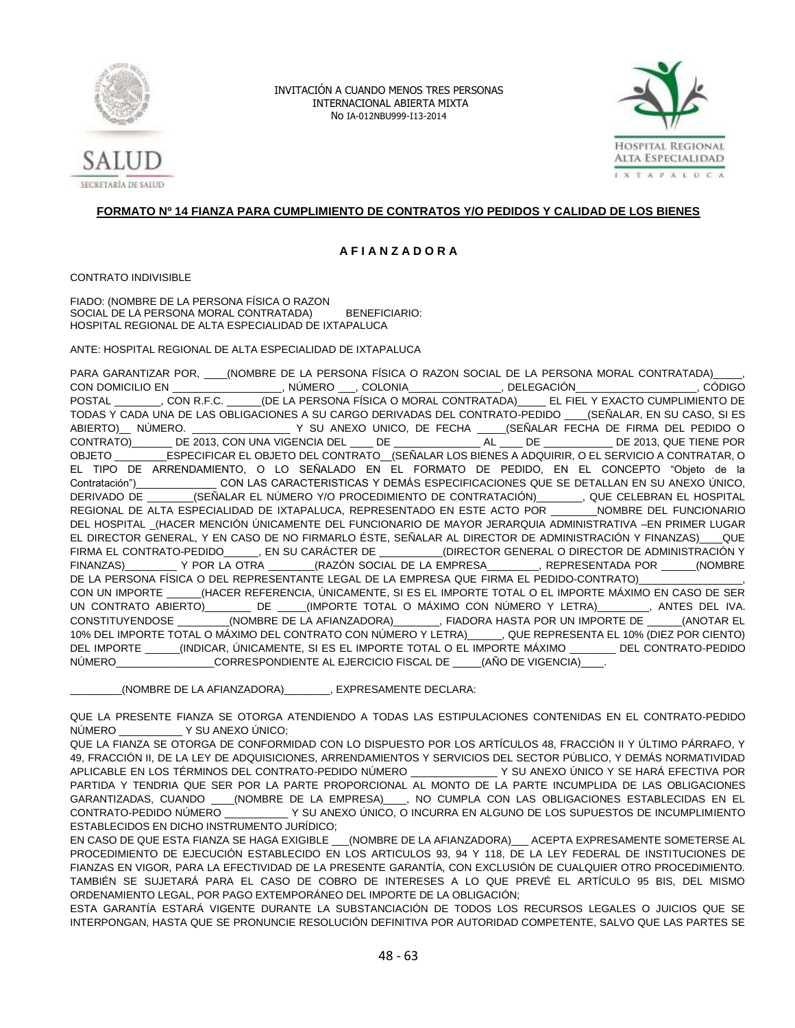INVITACIÓN A CUANDO MENOS TRES PERSONAS
INTERNACIONAL ABIERTA MIXTA
No IA-012NBU999-I13-2014

**FORMATO Nº 14 FIANZA PARA CUMPLIMIENTO DE CONTRATOS Y/O PEDIDOS Y CALIDAD DE LOS BIENES**

**A F I A N Z A D O R A**

CONTRATO INDIVISIBLE

FIADO: (NOMBRE DE LA PERSONA FÍSICA O RAZON SOCIAL DE LA PERSONA MORAL CONTRATADA) BENEFICIARIO: HOSPITAL REGIONAL DE ALTA ESPECIALIDAD DE IXTAPALUCA

ANTE: HOSPITAL REGIONAL DE ALTA ESPECIALIDAD DE IXTAPALUCA

PARA GARANTIZAR POR, ____(NOMBRE DE LA PERSONA FÍSICA O RAZON SOCIAL DE LA PERSONA MORAL CONTRATADA)_____, CON DOMICILIO EN __________________, NÚMERO ___, COLONIA_______________, DELEGACIÓN___________________, CÓDIGO POSTAL ________, CON R.F.C. ______(DE LA PERSONA FÍSICA O MORAL CONTRATADA)_____ EL FIEL Y EXACTO CUMPLIMIENTO DE TODAS Y CADA UNA DE LAS OBLIGACIONES A SU CARGO DERIVADAS DEL CONTRATO-PEDIDO ____(SEÑALAR, EN SU CASO, SI ES ABIERTO)__ NÚMERO. ________________ Y SU ANEXO UNICO, DE FECHA _____(SEÑALAR FECHA DE FIRMA DEL PEDIDO O CONTRATO)_______ DE 2013, CON UNA VIGENCIA DEL ____ DE ______________ AL ____ DE ___________ DE 2013, QUE TIENE POR OBJETO _________ESPECIFICAR EL OBJETO DEL CONTRATO__(SEÑALAR LOS BIENES A ADQUIRIR, O EL SERVICIO A CONTRATAR, O EL TIPO DE ARRENDAMIENTO, O LO SEÑALADO EN EL FORMATO DE PEDIDO, EN EL CONCEPTO "Objeto de la Contratación")_____________ CON LAS CARACTERISTICAS Y DEMÁS ESPECIFICACIONES QUE SE DETALLAN EN SU ANEXO ÚNICO, DERIVADO DE ________(SEÑALAR EL NÚMERO Y/O PROCEDIMIENTO DE CONTRATACIÓN)________, QUE CELEBRAN EL HOSPITAL REGIONAL DE ALTA ESPECIALIDAD DE IXTAPALUCA, REPRESENTADO EN ESTE ACTO POR ________NOMBRE DEL FUNCIONARIO DEL HOSPITAL _(HACER MENCIÓN ÚNICAMENTE DEL FUNCIONARIO DE MAYOR JERARQUIA ADMINISTRATIVA –EN PRIMER LUGAR EL DIRECTOR GENERAL, Y EN CASO DE NO FIRMARLO ÉSTE, SEÑALAR AL DIRECTOR DE ADMINISTRACIÓN Y FINANZAS)____QUE FIRMA EL CONTRATO-PEDIDO______, EN SU CARÁCTER DE __________(DIRECTOR GENERAL O DIRECTOR DE ADMINISTRACIÓN Y FINANZAS)_________ Y POR LA OTRA ________(RAZÓN SOCIAL DE LA EMPRESA_________, REPRESENTADA POR ______(NOMBRE DE LA PERSONA FÍSICA O DEL REPRESENTANTE LEGAL DE LA EMPRESA QUE FIRMA EL PEDIDO-CONTRATO)_________________, CON UN IMPORTE ______(HACER REFERENCIA, ÚNICAMENTE, SI ES EL IMPORTE TOTAL O EL IMPORTE MÁXIMO EN CASO DE SER UN CONTRATO ABIERTO)________ DE _____(IMPORTE TOTAL O MÁXIMO CON NÚMERO Y LETRA)_________, ANTES DEL IVA. CONSTITUYENDOSE _________(NOMBRE DE LA AFIANZADORA)________, FIADORA HASTA POR UN IMPORTE DE ______(ANOTAR EL 10% DEL IMPORTE TOTAL O MÁXIMO DEL CONTRATO CON NÚMERO Y LETRA)______, QUE REPRESENTA EL 10% (DIEZ POR CIENTO) DEL IMPORTE ______(INDICAR, ÚNICAMENTE, SI ES EL IMPORTE TOTAL O EL IMPORTE MÁXIMO ________ DEL CONTRATO-PEDIDO NÚMERO_________________CORRESPONDIENTE AL EJERCICIO FISCAL DE _____(AÑO DE VIGENCIA)____.

_________(NOMBRE DE LA AFIANZADORA)________, EXPRESAMENTE DECLARA:

QUE LA PRESENTE FIANZA SE OTORGA ATENDIENDO A TODAS LAS ESTIPULACIONES CONTENIDAS EN EL CONTRATO-PEDIDO NÚMERO ___________ Y SU ANEXO ÚNICO;

QUE LA FIANZA SE OTORGA DE CONFORMIDAD CON LO DISPUESTO POR LOS ARTÍCULOS 48, FRACCIÓN II Y ÚLTIMO PÁRRAFO, Y 49, FRACCIÓN II, DE LA LEY DE ADQUISICIONES, ARRENDAMIENTOS Y SERVICIOS DEL SECTOR PÚBLICO, Y DEMÁS NORMATIVIDAD APLICABLE EN LOS TÉRMINOS DEL CONTRATO-PEDIDO NÚMERO ______________ Y SU ANEXO ÚNICO Y SE HARÁ EFECTIVA POR PARTIDA Y TENDRIA QUE SER POR LA PARTE PROPORCIONAL AL MONTO DE LA PARTE INCUMPLIDA DE LAS OBLIGACIONES GARANTIZADAS, CUANDO ____(NOMBRE DE LA EMPRESA)____, NO CUMPLA CON LAS OBLIGACIONES ESTABLECIDAS EN EL CONTRATO-PEDIDO NÚMERO ___________ Y SU ANEXO ÚNICO, O INCURRA EN ALGUNO DE LOS SUPUESTOS DE INCUMPLIMIENTO ESTABLECIDOS EN DICHO INSTRUMENTO JURÍDICO;

EN CASO DE QUE ESTA FIANZA SE HAGA EXIGIBLE ___(NOMBRE DE LA AFIANZADORA)___ ACEPTA EXPRESAMENTE SOMETERSE AL PROCEDIMIENTO DE EJECUCIÓN ESTABLECIDO EN LOS ARTICULOS 93, 94 Y 118, DE LA LEY FEDERAL DE INSTITUCIONES DE FIANZAS EN VIGOR, PARA LA EFECTIVIDAD DE LA PRESENTE GARANTÍA, CON EXCLUSIÓN DE CUALQUIER OTRO PROCEDIMIENTO. TAMBIÉN SE SUJETARÁ PARA EL CASO DE COBRO DE INTERESES A LO QUE PREVÉ EL ARTÍCULO 95 BIS, DEL MISMO ORDENAMIENTO LEGAL, POR PAGO EXTEMPORÁNEO DEL IMPORTE DE LA OBLIGACIÓN;

ESTA GARANTÍA ESTARÁ VIGENTE DURANTE LA SUBSTANCIACIÓN DE TODOS LOS RECURSOS LEGALES O JUICIOS QUE SE INTERPONGAN, HASTA QUE SE PRONUNCIE RESOLUCIÓN DEFINITIVA POR AUTORIDAD COMPETENTE, SALVO QUE LAS PARTES SE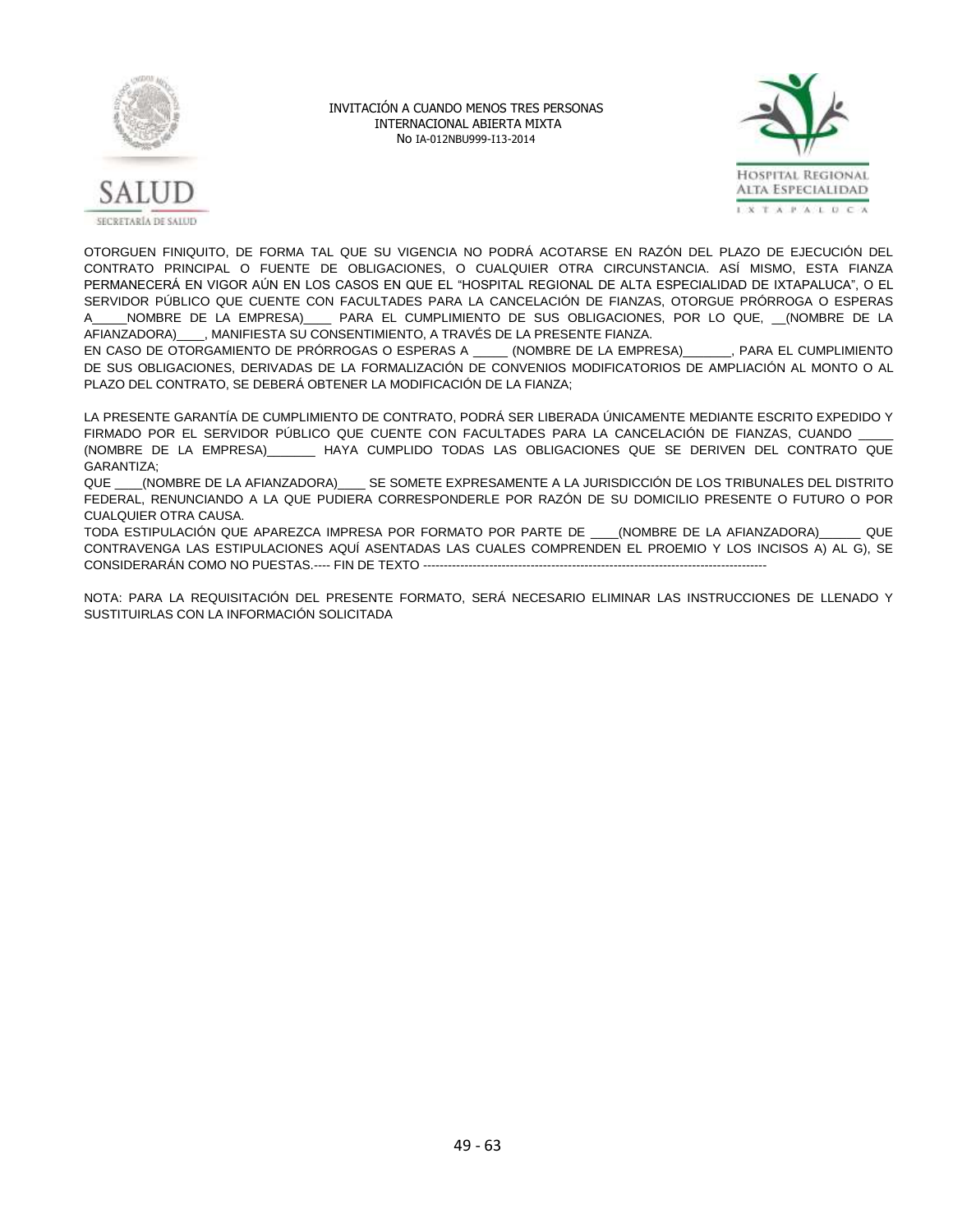OTORGUEN FINIQUITO, DE FORMA TAL QUE SU VIGENCIA NO PODRÁ ACOTARSE EN RAZÓN DEL PLAZO DE EJECUCIÓN DEL CONTRATO PRINCIPAL O FUENTE DE OBLIGACIONES, O CUALQUIER OTRA CIRCUNSTANCIA. ASÍ MISMO, ESTA FIANZA PERMANECERÁ EN VIGOR AÚN EN LOS CASOS EN QUE EL "HOSPITAL REGIONAL DE ALTA ESPECIALIDAD DE IXTAPALUCA", O EL SERVIDOR PÚBLICO QUE CUENTE CON FACULTADES PARA LA CANCELACIÓN DE FIANZAS, OTORGUE PRÓRROGA O ESPERAS A_____NOMBRE DE LA EMPRESA)____ PARA EL CUMPLIMIENTO DE SUS OBLIGACIONES, POR LO QUE, __(NOMBRE DE LA AFIANZADORA)____, MANIFIESTA SU CONSENTIMIENTO, A TRAVÉS DE LA PRESENTE FIANZA.
EN CASO DE OTORGAMIENTO DE PRÓRROGAS O ESPERAS A _____ (NOMBRE DE LA EMPRESA)_______, PARA EL CUMPLIMIENTO DE SUS OBLIGACIONES, DERIVADAS DE LA FORMALIZACIÓN DE CONVENIOS MODIFICATORIOS DE AMPLIACIÓN AL MONTO O AL PLAZO DEL CONTRATO, SE DEBERÁ OBTENER LA MODIFICACIÓN DE LA FIANZA;

LA PRESENTE GARANTÍA DE CUMPLIMIENTO DE CONTRATO, PODRÁ SER LIBERADA ÚNICAMENTE MEDIANTE ESCRITO EXPEDIDO Y FIRMADO POR EL SERVIDOR PÚBLICO QUE CUENTE CON FACULTADES PARA LA CANCELACIÓN DE FIANZAS, CUANDO _____ (NOMBRE DE LA EMPRESA)_______ HAYA CUMPLIDO TODAS LAS OBLIGACIONES QUE SE DERIVEN DEL CONTRATO QUE GARANTIZA;
QUE ____(NOMBRE DE LA AFIANZADORA)____ SE SOMETE EXPRESAMENTE A LA JURISDICCIÓN DE LOS TRIBUNALES DEL DISTRITO FEDERAL, RENUNCIANDO A LA QUE PUDIERA CORRESPONDERLE POR RAZÓN DE SU DOMICILIO PRESENTE O FUTURO O POR CUALQUIER OTRA CAUSA.
TODA ESTIPULACIÓN QUE APAREZCA IMPRESA POR FORMATO POR PARTE DE ____(NOMBRE DE LA AFIANZADORA)______ QUE CONTRAVENGA LAS ESTIPULACIONES AQUÍ ASENTADAS LAS CUALES COMPRENDEN EL PROEMIO Y LOS INCISOS A) AL G), SE CONSIDERARÁN COMO NO PUESTAS.---- FIN DE TEXTO -----------------------------------------------------------------------------------

NOTA: PARA LA REQUISITACIÓN DEL PRESENTE FORMATO, SERÁ NECESARIO ELIMINAR LAS INSTRUCCIONES DE LLENADO Y SUSTITUIRLAS CON LA INFORMACIÓN SOLICITADA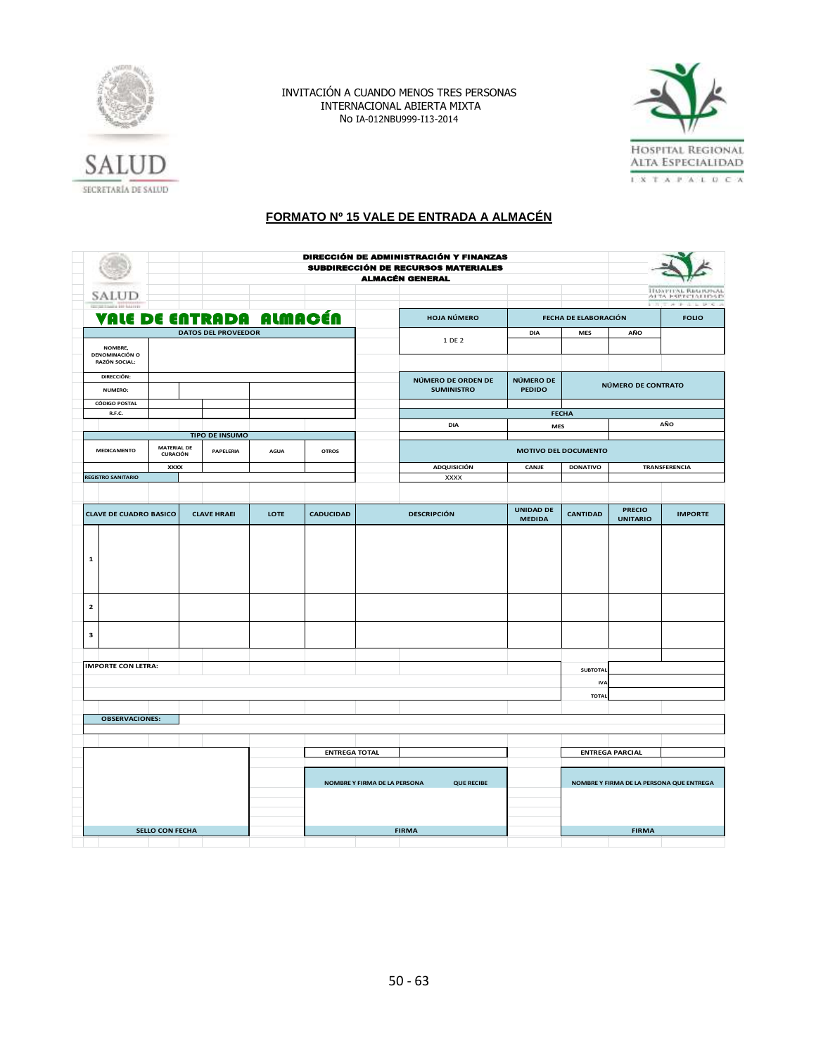INVITACIÓN A CUANDO MENOS TRES PERSONAS
INTERNACIONAL ABIERTA MIXTA
No IA-012NBU999-I13-2014

## FORMATO Nº 15 VALE DE ENTRADA A ALMACÉN

**DIRECCIÓN DE ADMINISTRACIÓN Y FINANZAS**
**SUBDIRECCIÓN DE RECURSOS MATERIALES**
**ALMACÉN GENERAL**

# VALE DE ENTRADA ALMACÉN

| HOJA NÚMERO | FECHA DE ELABORACIÓN | | | FOLIO |
|---|---|---|---|---|
| | DIA | MES | AÑO | |
| 1 DE 2 | | | | |

| NÚMERO DE ORDEN DE SUMINISTRO | NÚMERO DE PEDIDO | NÚMERO DE CONTRATO |
|---|---|---|
| | | |

| FECHA | | |
|---|---|---|
| DIA | MES | AÑO |
| | | |

| MOTIVO DEL DOCUMENTO | | | |
|---|---|---|---|
| ADQUISICIÓN | CANJE | DONATIVO | TRANSFERENCIA |
| XXXX | | | |

| DATOS DEL PROVEEDOR | |
|---|---|
| NOMBRE, DENOMINACIÓN O RAZÓN SOCIAL: | |
| DIRECCIÓN: | |
| NUMERO: | |
| CÓDIGO POSTAL | |
| R.F.C. | |

| TIPO DE INSUMO | | | | |
|---|---|---|---|---|
| MEDICAMENTO | MATERIAL DE CURACIÓN | PAPELERIA | AGUA | OTROS |
| | XXXX | | | |
| REGISTRO SANITARIO | | | | |

| | CLAVE DE CUADRO BASICO | CLAVE HRAEI | LOTE | CADUCIDAD | DESCRIPCIÓN | UNIDAD DE MEDIDA | CANTIDAD | PRECIO UNITARIO | IMPORTE |
|---|---|---|---|---|---|---|---|---|---|
| 1 | | | | | | | | | |
| 2 | | | | | | | | | |
| 3 | | | | | | | | | |

| IMPORTE CON LETRA: | | |
|---|---|---|
| | SUBTOTAL | |
| | IVA | |
| | TOTAL | |

**OBSERVACIONES:**

| | ENTREGA TOTAL | | ENTREGA PARCIAL | |
|---|---|---|---|---|
| | NOMBRE Y FIRMA DE LA PERSONA QUE RECIBE | | NOMBRE Y FIRMA DE LA PERSONA QUE ENTREGA | |
| SELLO CON FECHA | FIRMA | | FIRMA | |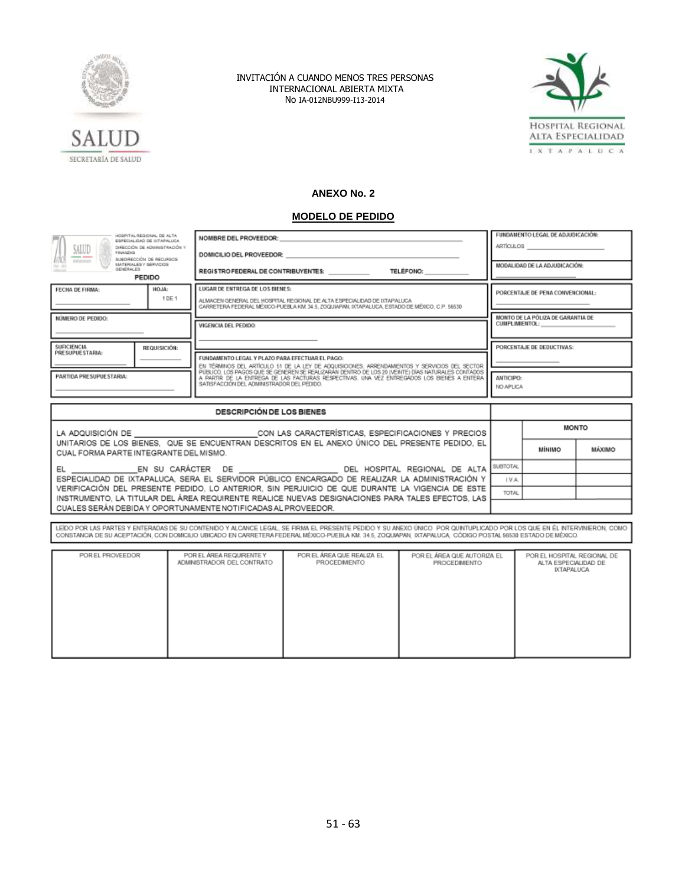INVITACIÓN A CUANDO MENOS TRES PERSONAS
INTERNACIONAL ABIERTA MIXTA
No IA-012NBU999-I13-2014

SALUD
SECRETARÍA DE SALUD

HOSPITAL REGIONAL ALTA ESPECIALIDAD
IXTAPALUCA

## ANEXO No. 2

## MODELO DE PEDIDO

HOSPITAL REGIONAL DE ALTA ESPECIALIDAD DE IXTAPALUCA
DIRECCIÓN DE ADMINISTRACIÓN Y FINANZAS
SUBDIRECCIÓN DE RECURSOS MATERIALES Y SERVICIOS GENERALES

**PEDIDO**

| | | |
|---|---|---|
| FECHA DE FIRMA: ____________ / HOJA: 1 DE 1 | NOMBRE DEL PROVEEDOR: ____________<br>DOMICILIO DEL PROVEEDOR: ____________<br>REGISTRO FEDERAL DE CONTRIBUYENTES: ____________ TELÉFONO: ____________ | FUNDAMENTO LEGAL DE ADJUDICACIÓN:<br>ARTÍCULOS ____________ |
| NÚMERO DE PEDIDO: ____________ | LUGAR DE ENTREGA DE LOS BIENES:<br>ALMACEN GENERAL DEL HOSPITAL REGIONAL DE ALTA ESPECIALIDAD DE IXTAPALUCA<br>CARRETERA FEDERAL MEXICO-PUEBLA KM 34.5, ZOQUIAPAN, IXTAPALUCA, ESTADO DE MÉXICO, C.P. 56530 | MODALIDAD DE LA ADJUDICACIÓN: ____________ |
| SUFICIENCIA PRESUPUESTARIA: ____________ / REQUISICIÓN: ____________ | VIGENCIA DEL PEDIDO: ____________ | PORCENTAJE DE PENA CONVENCIONAL: ____________ |
| PARTIDA PRESUPUESTARIA: ____________ | FUNDAMENTO LEGAL Y PLAZO PARA EFECTUAR EL PAGO:<br>EN TÉRMINOS DEL ARTÍCULO 51 DE LA LEY DE ADQUISICIONES, ARRENDAMIENTOS Y SERVICIOS DEL SECTOR PÚBLICO, LOS PAGOS QUE SE GENEREN SE REALIZARÁN DENTRO DE LOS 20 (VEINTE) DÍAS NATURALES CONTADOS A PARTIR DE LA ENTREGA DE LAS FACTURAS RESPECTIVAS, UNA VEZ ENTREGADOS LOS BIENES A ENTERA SATISFACCIÓN DEL ADMINISTRADOR DEL PEDIDO. | MONTO DE LA PÓLIZA DE GARANTIA DE CUMPLIMIENTO: ____________<br>PORCENTAJE DE DEDUCTIVAS: ____________<br>ANTICIPO: NO APLICA |

| DESCRIPCIÓN DE LOS BIENES | | MONTO | |
|---|---|---|---|
| | | MÍNIMO | MÁXIMO |
| LA ADQUISICIÓN DE ____________ CON LAS CARACTERÍSTICAS, ESPECIFICACIONES Y PRECIOS UNITARIOS DE LOS BIENES, QUE SE ENCUENTRAN DESCRITOS EN EL ANEXO ÚNICO DEL PRESENTE PEDIDO, EL CUAL FORMA PARTE INTEGRANTE DEL MISMO.<br><br>EL ____________ EN SU CARÁCTER DE ____________ DEL HOSPITAL REGIONAL DE ALTA ESPECIALIDAD DE IXTAPALUCA, SERA EL SERVIDOR PÚBLICO ENCARGADO DE REALIZAR LA ADMINISTRACIÓN Y VERIFICACIÓN DEL PRESENTE PEDIDO, LO ANTERIOR, SIN PERJUICIO DE QUE DURANTE LA VIGENCIA DE ESTE INSTRUMENTO, LA TITULAR DEL ÁREA REQUIRENTE REALICE NUEVAS DESIGNACIONES PARA TALES EFECTOS, LAS CUALES SERÁN DEBIDA Y OPORTUNAMENTE NOTIFICADAS AL PROVEEDOR. | SUBTOTAL | | |
| | I.V.A. | | |
| | TOTAL | | |

LEÍDO POR LAS PARTES Y ENTERADAS DE SU CONTENIDO Y ALCANCE LEGAL, SE FIRMA EL PRESENTE PEDIDO Y SU ANEXO ÚNICO POR QUINTUPLICADO POR LOS QUE EN ÉL INTERVINIERON, COMO CONSTANCIA DE SU ACEPTACIÓN, CON DOMICILIO UBICADO EN CARRETERA FEDERAL MÉXICO-PUEBLA KM. 34.5, ZOQUIAPAN, IXTAPALUCA, CÓDIGO POSTAL 56530 ESTADO DE MÉXICO.

| POR EL PROVEEDOR | POR EL ÁREA REQUIRENTE Y ADMINISTRADOR DEL CONTRATO | POR EL ÁREA QUE REALIZA EL PROCEDIMIENTO | POR EL ÁREA QUE AUTORIZA EL PROCEDIMIENTO | POR EL HOSPITAL REGIONAL DE ALTA ESPECIALIDAD DE IXTAPALUCA |
|---|---|---|---|---|
| | | | | |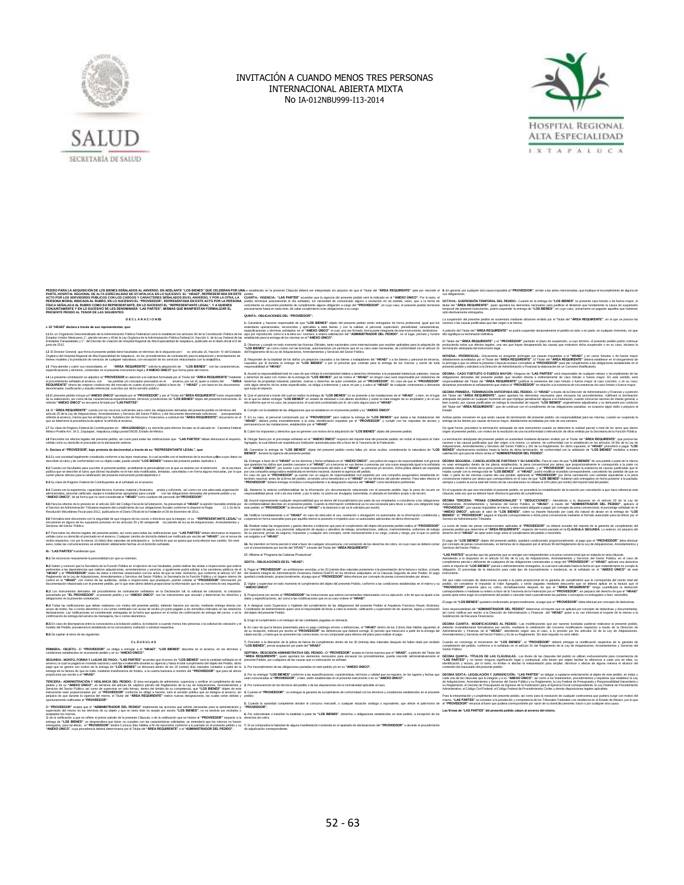**PEDIDO PARA LA ADQUISICIÓN DE LOS BIENES SEÑALADOS AL ANVERSO, EN ADELANTE "LOS BIENES" QUE CELEBRAN POR UNA PARTE, HOSPITAL REGIONAL DE ALTA ESPECIALIDAD DE IXTAPALUCA EN LO SUCESIVO EL "HRAEI", REPRESENTADA EN ESTE ACTO POR LOS SERVIDORES PÚBLICOS CON LOS CARGOS Y CARACTERES SEÑALADOS EN EL ANVERSO, Y POR LA OTRA, LA PERSONA MORAL INDICADA AL RUBRO, EN LO SUCESIVO EL "PROVEEDOR", REPRESENTADA EN ESTE ACTO POR LA PERSONA FÍSICA SEÑALADA AL RUBRO COMO SU REPRESENTANTE, EN LO SUCESIVO EL "REPRESENTANTE LEGAL", Y A QUIENES CONJUNTAMENTE Y EN LO SUCESIVO SE LES DENOMINARÁ "LAS PARTES", MISMAS QUE MANIFIESTAN FORMALIZAR EL PRESENTE PEDIDO AL TENOR DE LAS SIGUIENTES:**

## D E C L A R A C I O N E S

**I.- El "HRAEI" declara a través de sus representantes, que:**

**II.- Declara el "PROVEEDOR", bajo protesta de decir verdad, a través de su "REPRESENTANTE LEGAL", que:**

**III.- "LAS PARTES" manifiestan que:**

## C L Á U S U L A S

**PRIMERA.- OBJETO.-**

**SEGUNDA.- MONTO, FORMA Y LUGAR DE PAGO.-**

**TERCERA.- ADMINISTRACIÓN Y VIGILANCIA DEL PEDIDO.-**

**CUARTA.- VIGENCIA.-**

**QUINTA.- OBLIGACIONES DEL "PROVEEDOR":**

**SEXTA.- OBLIGACIONES DE EL "HRAEI":**

**SÉPTIMA.- RESCISIÓN ADMINISTRATIVA DEL PEDIDO.-**

**OCTAVA.- SUSPENSIÓN TEMPORAL DEL PEDIDO.-**

**NOVENA.- PRÓRROGAS.-**

**DÉCIMA.- CASO FORTUITO O FUERZA MAYOR.-**

**DÉCIMA PRIMERA.- TERMINACIÓN ANTICIPADA DEL PEDIDO.-**

**DÉCIMA SEGUNDA.- CANCELACIÓN DE PARTIDAS Y SU SANCIÓN.-**

**DÉCIMA TERCERA.- "PENAS CONVENCIONALES" Y "DEDUCCIONES".-**

**DÉCIMA CUARTA.- MODIFICACIONES AL PEDIDO.-**

**DÉCIMA QUINTA.- TÍTULOS DE LAS CLÁUSULAS.-**

**DÉCIMA SEXTA.- LEGISLACIÓN Y JURISDICCIÓN.-**

**Las firmas de "LAS PARTES" del presente pedido calzan al anverso del mismo.**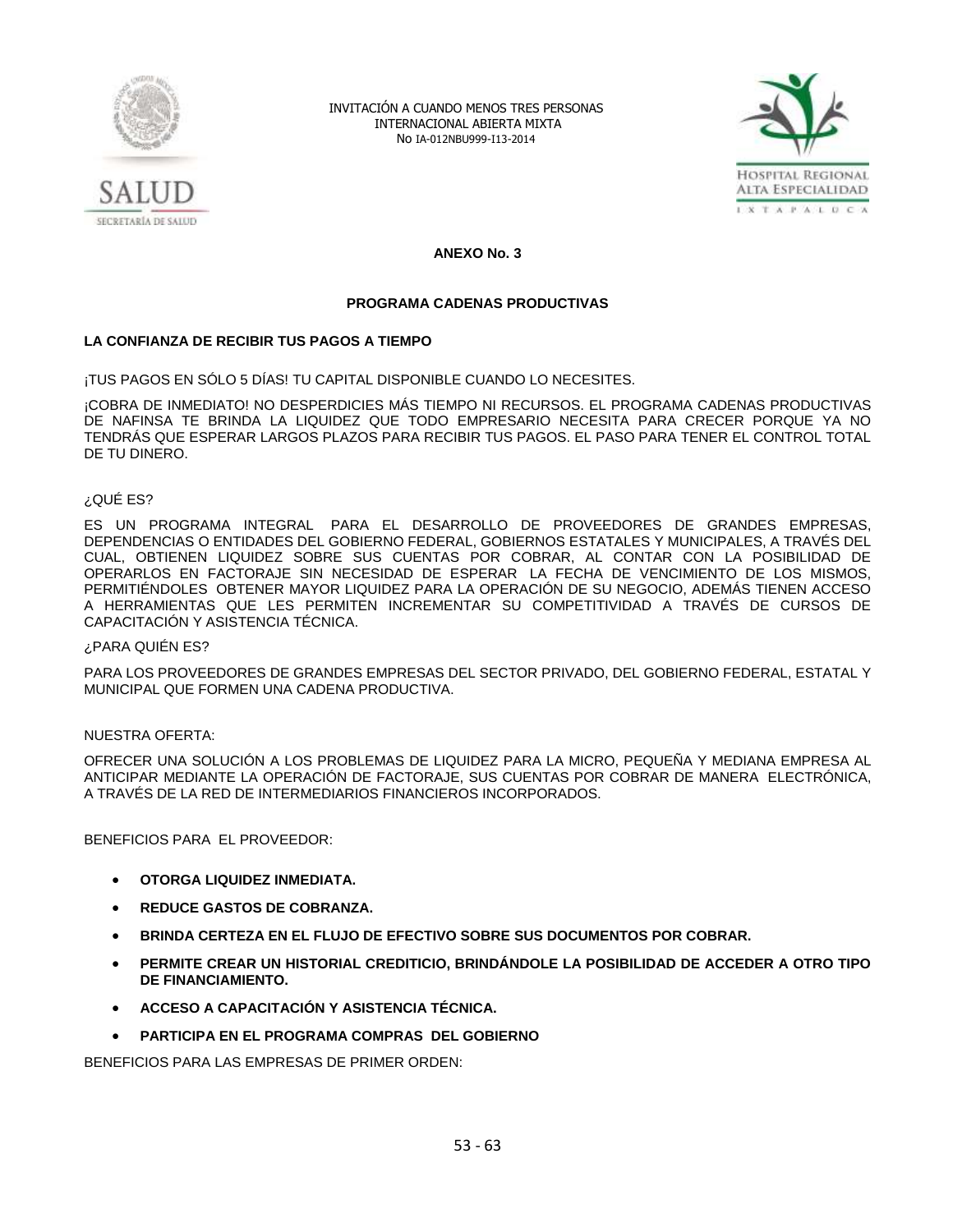INVITACIÓN A CUANDO MENOS TRES PERSONAS
INTERNACIONAL ABIERTA MIXTA
No IA-012NBU999-I13-2014

## ANEXO No. 3

## PROGRAMA CADENAS PRODUCTIVAS

### LA CONFIANZA DE RECIBIR TUS PAGOS A TIEMPO

¡TUS PAGOS EN SÓLO 5 DÍAS! TU CAPITAL DISPONIBLE CUANDO LO NECESITES.

¡COBRA DE INMEDIATO! NO DESPERDICIES MÁS TIEMPO NI RECURSOS. EL PROGRAMA CADENAS PRODUCTIVAS DE NAFINSA TE BRINDA LA LIQUIDEZ QUE TODO EMPRESARIO NECESITA PARA CRECER PORQUE YA NO TENDRÁS QUE ESPERAR LARGOS PLAZOS PARA RECIBIR TUS PAGOS. EL PASO PARA TENER EL CONTROL TOTAL DE TU DINERO.

¿QUÉ ES?

ES UN PROGRAMA INTEGRAL PARA EL DESARROLLO DE PROVEEDORES DE GRANDES EMPRESAS, DEPENDENCIAS O ENTIDADES DEL GOBIERNO FEDERAL, GOBIERNOS ESTATALES Y MUNICIPALES, A TRAVÉS DEL CUAL, OBTIENEN LIQUIDEZ SOBRE SUS CUENTAS POR COBRAR, AL CONTAR CON LA POSIBILIDAD DE OPERARLOS EN FACTORAJE SIN NECESIDAD DE ESPERAR LA FECHA DE VENCIMIENTO DE LOS MISMOS, PERMITIÉNDOLES OBTENER MAYOR LIQUIDEZ PARA LA OPERACIÓN DE SU NEGOCIO, ADEMÁS TIENEN ACCESO A HERRAMIENTAS QUE LES PERMITEN INCREMENTAR SU COMPETITIVIDAD A TRAVÉS DE CURSOS DE CAPACITACIÓN Y ASISTENCIA TÉCNICA.

¿PARA QUIÉN ES?

PARA LOS PROVEEDORES DE GRANDES EMPRESAS DEL SECTOR PRIVADO, DEL GOBIERNO FEDERAL, ESTATAL Y MUNICIPAL QUE FORMEN UNA CADENA PRODUCTIVA.

NUESTRA OFERTA:

OFRECER UNA SOLUCIÓN A LOS PROBLEMAS DE LIQUIDEZ PARA LA MICRO, PEQUEÑA Y MEDIANA EMPRESA AL ANTICIPAR MEDIANTE LA OPERACIÓN DE FACTORAJE, SUS CUENTAS POR COBRAR DE MANERA ELECTRÓNICA, A TRAVÉS DE LA RED DE INTERMEDIARIOS FINANCIEROS INCORPORADOS.

BENEFICIOS PARA EL PROVEEDOR:

- **OTORGA LIQUIDEZ INMEDIATA.**
- **REDUCE GASTOS DE COBRANZA.**
- **BRINDA CERTEZA EN EL FLUJO DE EFECTIVO SOBRE SUS DOCUMENTOS POR COBRAR.**
- **PERMITE CREAR UN HISTORIAL CREDITICIO, BRINDÁNDOLE LA POSIBILIDAD DE ACCEDER A OTRO TIPO DE FINANCIAMIENTO.**
- **ACCESO A CAPACITACIÓN Y ASISTENCIA TÉCNICA.**
- **PARTICIPA EN EL PROGRAMA COMPRAS DEL GOBIERNO**

BENEFICIOS PARA LAS EMPRESAS DE PRIMER ORDEN: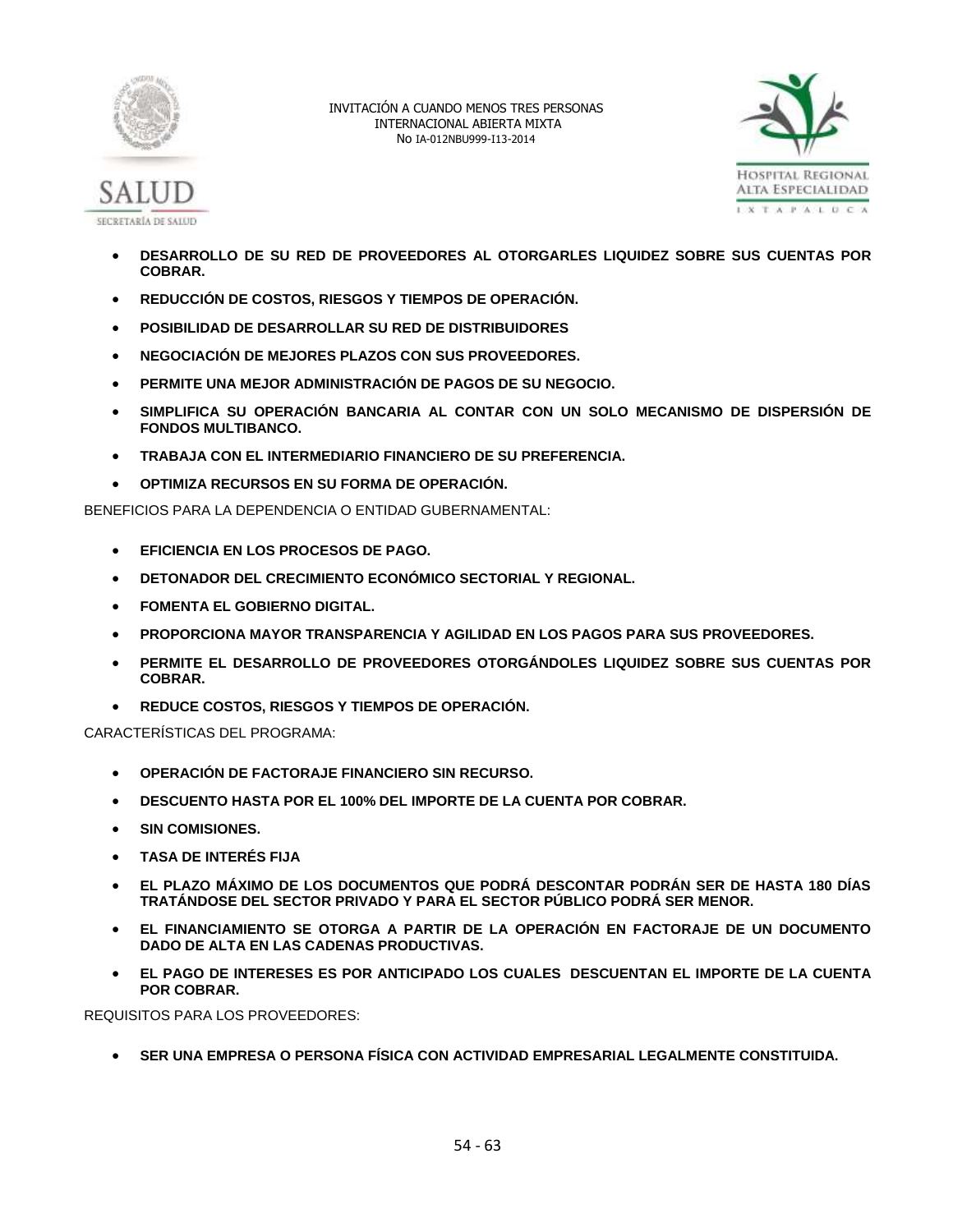- **DESARROLLO DE SU RED DE PROVEEDORES AL OTORGARLES LIQUIDEZ SOBRE SUS CUENTAS POR COBRAR.**
- **REDUCCIÓN DE COSTOS, RIESGOS Y TIEMPOS DE OPERACIÓN.**
- **POSIBILIDAD DE DESARROLLAR SU RED DE DISTRIBUIDORES**
- **NEGOCIACIÓN DE MEJORES PLAZOS CON SUS PROVEEDORES.**
- **PERMITE UNA MEJOR ADMINISTRACIÓN DE PAGOS DE SU NEGOCIO.**
- **SIMPLIFICA SU OPERACIÓN BANCARIA AL CONTAR CON UN SOLO MECANISMO DE DISPERSIÓN DE FONDOS MULTIBANCO.**
- **TRABAJA CON EL INTERMEDIARIO FINANCIERO DE SU PREFERENCIA.**
- **OPTIMIZA RECURSOS EN SU FORMA DE OPERACIÓN.**

BENEFICIOS PARA LA DEPENDENCIA O ENTIDAD GUBERNAMENTAL:

- **EFICIENCIA EN LOS PROCESOS DE PAGO.**
- **DETONADOR DEL CRECIMIENTO ECONÓMICO SECTORIAL Y REGIONAL.**
- **FOMENTA EL GOBIERNO DIGITAL.**
- **PROPORCIONA MAYOR TRANSPARENCIA Y AGILIDAD EN LOS PAGOS PARA SUS PROVEEDORES.**
- **PERMITE EL DESARROLLO DE PROVEEDORES OTORGÁNDOLES LIQUIDEZ SOBRE SUS CUENTAS POR COBRAR.**
- **REDUCE COSTOS, RIESGOS Y TIEMPOS DE OPERACIÓN.**

CARACTERÍSTICAS DEL PROGRAMA:

- **OPERACIÓN DE FACTORAJE FINANCIERO SIN RECURSO.**
- **DESCUENTO HASTA POR EL 100% DEL IMPORTE DE LA CUENTA POR COBRAR.**
- **SIN COMISIONES.**
- **TASA DE INTERÉS FIJA**
- **EL PLAZO MÁXIMO DE LOS DOCUMENTOS QUE PODRÁ DESCONTAR PODRÁN SER DE HASTA 180 DÍAS TRATÁNDOSE DEL SECTOR PRIVADO Y PARA EL SECTOR PÚBLICO PODRÁ SER MENOR.**
- **EL FINANCIAMIENTO SE OTORGA A PARTIR DE LA OPERACIÓN EN FACTORAJE DE UN DOCUMENTO DADO DE ALTA EN LAS CADENAS PRODUCTIVAS.**
- **EL PAGO DE INTERESES ES POR ANTICIPADO LOS CUALES DESCUENTAN EL IMPORTE DE LA CUENTA POR COBRAR.**

REQUISITOS PARA LOS PROVEEDORES:

- **SER UNA EMPRESA O PERSONA FÍSICA CON ACTIVIDAD EMPRESARIAL LEGALMENTE CONSTITUIDA.**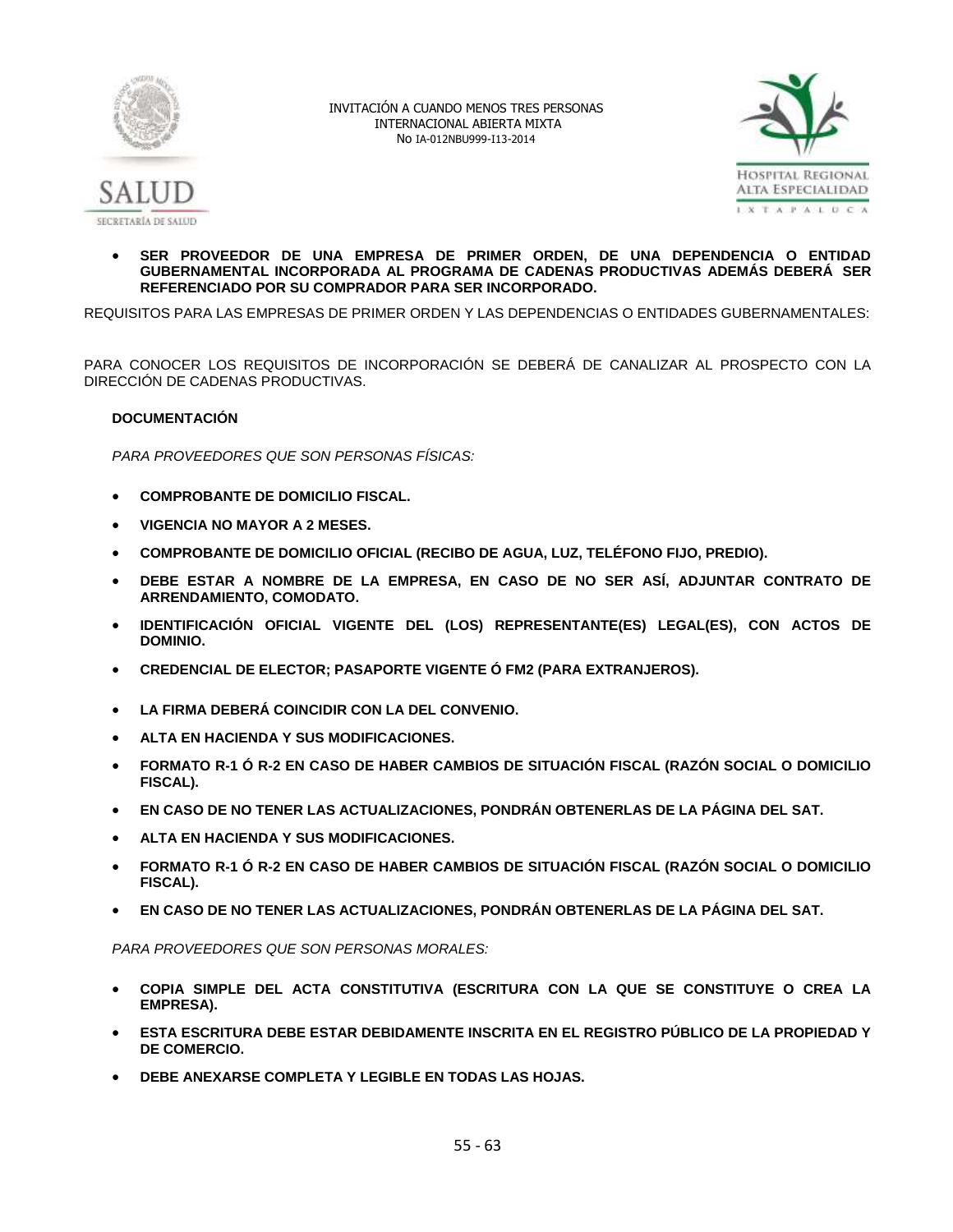- **SER PROVEEDOR DE UNA EMPRESA DE PRIMER ORDEN, DE UNA DEPENDENCIA O ENTIDAD GUBERNAMENTAL INCORPORADA AL PROGRAMA DE CADENAS PRODUCTIVAS ADEMÁS DEBERÁ SER REFERENCIADO POR SU COMPRADOR PARA SER INCORPORADO.**

REQUISITOS PARA LAS EMPRESAS DE PRIMER ORDEN Y LAS DEPENDENCIAS O ENTIDADES GUBERNAMENTALES:

PARA CONOCER LOS REQUISITOS DE INCORPORACIÓN SE DEBERÁ DE CANALIZAR AL PROSPECTO CON LA DIRECCIÓN DE CADENAS PRODUCTIVAS.

**DOCUMENTACIÓN**

*PARA PROVEEDORES QUE SON PERSONAS FÍSICAS:*

- **COMPROBANTE DE DOMICILIO FISCAL.**
- **VIGENCIA NO MAYOR A 2 MESES.**
- **COMPROBANTE DE DOMICILIO OFICIAL (RECIBO DE AGUA, LUZ, TELÉFONO FIJO, PREDIO).**
- **DEBE ESTAR A NOMBRE DE LA EMPRESA, EN CASO DE NO SER ASÍ, ADJUNTAR CONTRATO DE ARRENDAMIENTO, COMODATO.**
- **IDENTIFICACIÓN OFICIAL VIGENTE DEL (LOS) REPRESENTANTE(ES) LEGAL(ES), CON ACTOS DE DOMINIO.**
- **CREDENCIAL DE ELECTOR; PASAPORTE VIGENTE Ó FM2 (PARA EXTRANJEROS).**
- **LA FIRMA DEBERÁ COINCIDIR CON LA DEL CONVENIO.**
- **ALTA EN HACIENDA Y SUS MODIFICACIONES.**
- **FORMATO R-1 Ó R-2 EN CASO DE HABER CAMBIOS DE SITUACIÓN FISCAL (RAZÓN SOCIAL O DOMICILIO FISCAL).**
- **EN CASO DE NO TENER LAS ACTUALIZACIONES, PONDRÁN OBTENERLAS DE LA PÁGINA DEL SAT.**
- **ALTA EN HACIENDA Y SUS MODIFICACIONES.**
- **FORMATO R-1 Ó R-2 EN CASO DE HABER CAMBIOS DE SITUACIÓN FISCAL (RAZÓN SOCIAL O DOMICILIO FISCAL).**
- **EN CASO DE NO TENER LAS ACTUALIZACIONES, PONDRÁN OBTENERLAS DE LA PÁGINA DEL SAT.**

*PARA PROVEEDORES QUE SON PERSONAS MORALES:*

- **COPIA SIMPLE DEL ACTA CONSTITUTIVA (ESCRITURA CON LA QUE SE CONSTITUYE O CREA LA EMPRESA).**
- **ESTA ESCRITURA DEBE ESTAR DEBIDAMENTE INSCRITA EN EL REGISTRO PÚBLICO DE LA PROPIEDAD Y DE COMERCIO.**
- **DEBE ANEXARSE COMPLETA Y LEGIBLE EN TODAS LAS HOJAS.**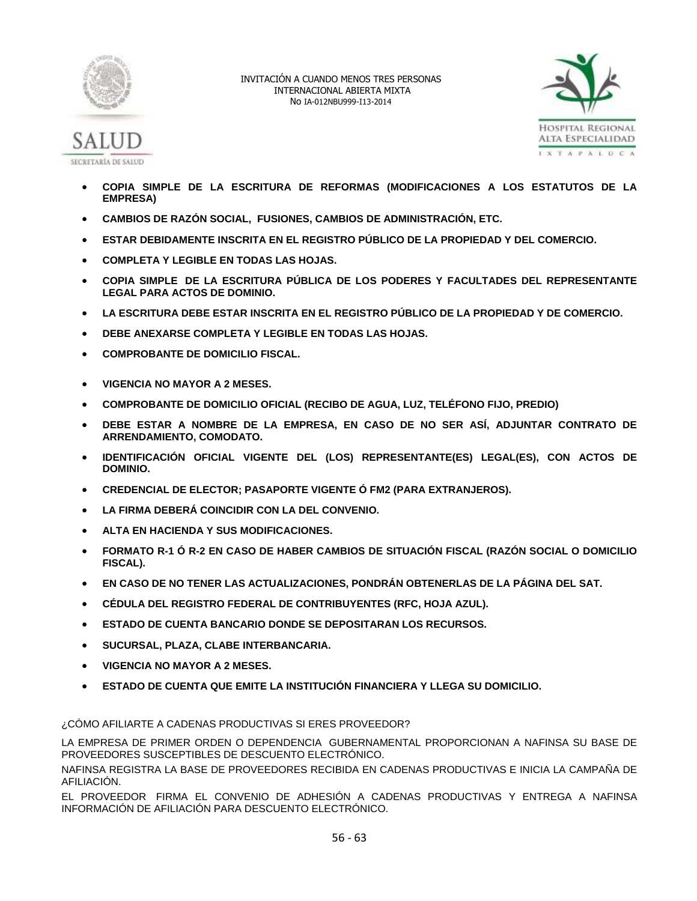- **COPIA SIMPLE DE LA ESCRITURA DE REFORMAS (MODIFICACIONES A LOS ESTATUTOS DE LA EMPRESA)**
- **CAMBIOS DE RAZÓN SOCIAL, FUSIONES, CAMBIOS DE ADMINISTRACIÓN, ETC.**
- **ESTAR DEBIDAMENTE INSCRITA EN EL REGISTRO PÚBLICO DE LA PROPIEDAD Y DEL COMERCIO.**
- **COMPLETA Y LEGIBLE EN TODAS LAS HOJAS.**
- **COPIA SIMPLE DE LA ESCRITURA PÚBLICA DE LOS PODERES Y FACULTADES DEL REPRESENTANTE LEGAL PARA ACTOS DE DOMINIO.**
- **LA ESCRITURA DEBE ESTAR INSCRITA EN EL REGISTRO PÚBLICO DE LA PROPIEDAD Y DE COMERCIO.**
- **DEBE ANEXARSE COMPLETA Y LEGIBLE EN TODAS LAS HOJAS.**
- **COMPROBANTE DE DOMICILIO FISCAL.**
- **VIGENCIA NO MAYOR A 2 MESES.**
- **COMPROBANTE DE DOMICILIO OFICIAL (RECIBO DE AGUA, LUZ, TELÉFONO FIJO, PREDIO)**
- **DEBE ESTAR A NOMBRE DE LA EMPRESA, EN CASO DE NO SER ASÍ, ADJUNTAR CONTRATO DE ARRENDAMIENTO, COMODATO.**
- **IDENTIFICACIÓN OFICIAL VIGENTE DEL (LOS) REPRESENTANTE(ES) LEGAL(ES), CON ACTOS DE DOMINIO.**
- **CREDENCIAL DE ELECTOR; PASAPORTE VIGENTE Ó FM2 (PARA EXTRANJEROS).**
- **LA FIRMA DEBERÁ COINCIDIR CON LA DEL CONVENIO.**
- **ALTA EN HACIENDA Y SUS MODIFICACIONES.**
- **FORMATO R-1 Ó R-2 EN CASO DE HABER CAMBIOS DE SITUACIÓN FISCAL (RAZÓN SOCIAL O DOMICILIO FISCAL).**
- **EN CASO DE NO TENER LAS ACTUALIZACIONES, PONDRÁN OBTENERLAS DE LA PÁGINA DEL SAT.**
- **CÉDULA DEL REGISTRO FEDERAL DE CONTRIBUYENTES (RFC, HOJA AZUL).**
- **ESTADO DE CUENTA BANCARIO DONDE SE DEPOSITARAN LOS RECURSOS.**
- **SUCURSAL, PLAZA, CLABE INTERBANCARIA.**
- **VIGENCIA NO MAYOR A 2 MESES.**
- **ESTADO DE CUENTA QUE EMITE LA INSTITUCIÓN FINANCIERA Y LLEGA SU DOMICILIO.**

¿CÓMO AFILIARTE A CADENAS PRODUCTIVAS SI ERES PROVEEDOR?

LA EMPRESA DE PRIMER ORDEN O DEPENDENCIA GUBERNAMENTAL PROPORCIONAN A NAFINSA SU BASE DE PROVEEDORES SUSCEPTIBLES DE DESCUENTO ELECTRÓNICO.

NAFINSA REGISTRA LA BASE DE PROVEEDORES RECIBIDA EN CADENAS PRODUCTIVAS E INICIA LA CAMPAÑA DE AFILIACIÓN.

EL PROVEEDOR FIRMA EL CONVENIO DE ADHESIÓN A CADENAS PRODUCTIVAS Y ENTREGA A NAFINSA INFORMACIÓN DE AFILIACIÓN PARA DESCUENTO ELECTRÓNICO.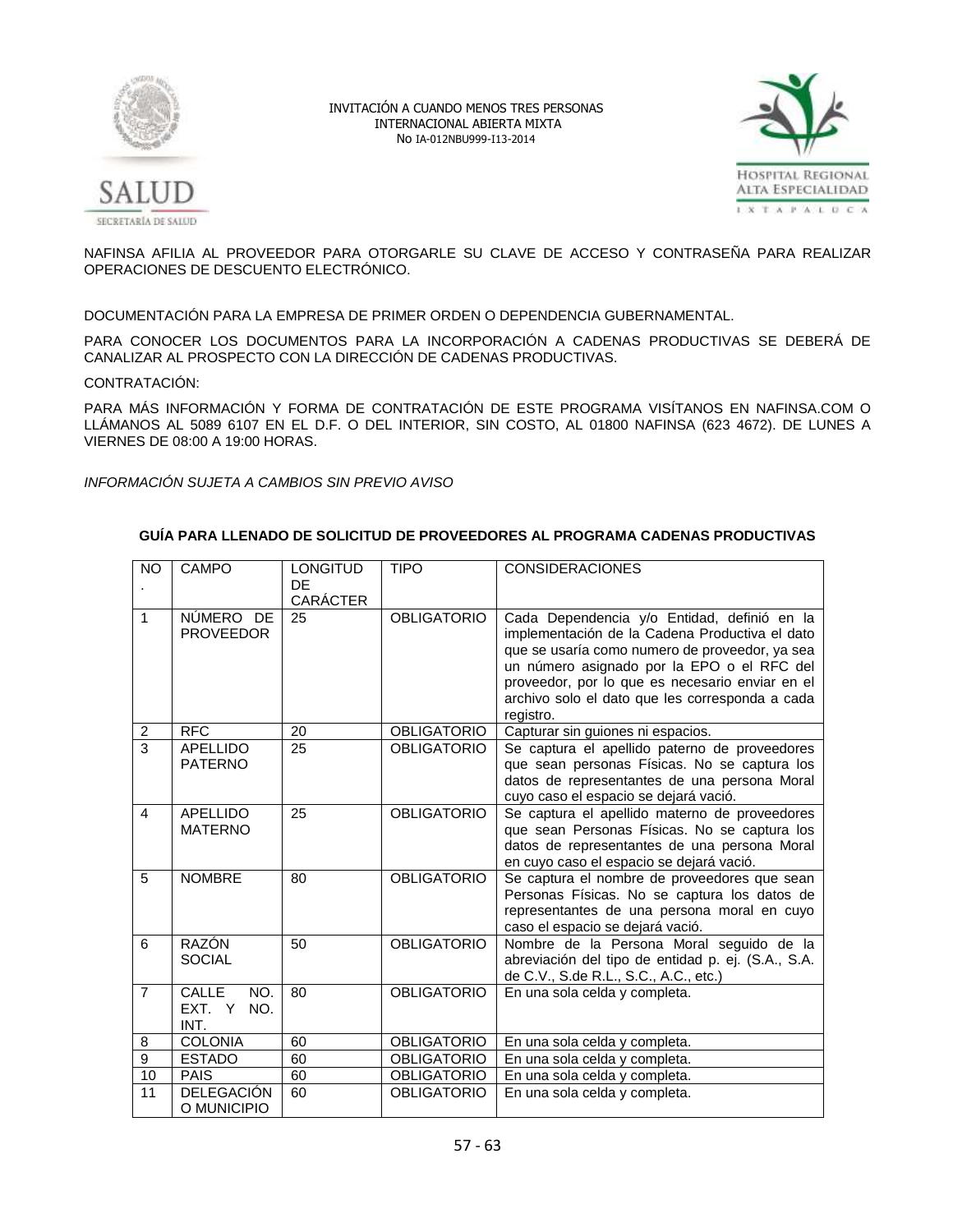NAFINSA AFILIA AL PROVEEDOR PARA OTORGARLE SU CLAVE DE ACCESO Y CONTRASEÑA PARA REALIZAR OPERACIONES DE DESCUENTO ELECTRÓNICO.

DOCUMENTACIÓN PARA LA EMPRESA DE PRIMER ORDEN O DEPENDENCIA GUBERNAMENTAL.

PARA CONOCER LOS DOCUMENTOS PARA LA INCORPORACIÓN A CADENAS PRODUCTIVAS SE DEBERÁ DE CANALIZAR AL PROSPECTO CON LA DIRECCIÓN DE CADENAS PRODUCTIVAS.

CONTRATACIÓN:

PARA MÁS INFORMACIÓN Y FORMA DE CONTRATACIÓN DE ESTE PROGRAMA VISÍTANOS EN NAFINSA.COM O LLÁMANOS AL 5089 6107 EN EL D.F. O DEL INTERIOR, SIN COSTO, AL 01800 NAFINSA (623 4672). DE LUNES A VIERNES DE 08:00 A 19:00 HORAS.

*INFORMACIÓN SUJETA A CAMBIOS SIN PREVIO AVISO*

**GUÍA PARA LLENADO DE SOLICITUD DE PROVEEDORES AL PROGRAMA CADENAS PRODUCTIVAS**

| NO. | CAMPO | LONGITUD DE CARÁCTER | TIPO | CONSIDERACIONES |
|---|---|---|---|---|
| 1 | NÚMERO DE PROVEEDOR | 25 | OBLIGATORIO | Cada Dependencia y/o Entidad, definió en la implementación de la Cadena Productiva el dato que se usaría como numero de proveedor, ya sea un número asignado por la EPO o el RFC del proveedor, por lo que es necesario enviar en el archivo solo el dato que les corresponda a cada registro. |
| 2 | RFC | 20 | OBLIGATORIO | Capturar sin guiones ni espacios. |
| 3 | APELLIDO PATERNO | 25 | OBLIGATORIO | Se captura el apellido paterno de proveedores que sean personas Físicas. No se captura los datos de representantes de una persona Moral cuyo caso el espacio se dejará vació. |
| 4 | APELLIDO MATERNO | 25 | OBLIGATORIO | Se captura el apellido materno de proveedores que sean Personas Físicas. No se captura los datos de representantes de una persona Moral en cuyo caso el espacio se dejará vació. |
| 5 | NOMBRE | 80 | OBLIGATORIO | Se captura el nombre de proveedores que sean Personas Físicas. No se captura los datos de representantes de una persona moral en cuyo caso el espacio se dejará vació. |
| 6 | RAZÓN SOCIAL | 50 | OBLIGATORIO | Nombre de la Persona Moral seguido de la abreviación del tipo de entidad p. ej. (S.A., S.A. de C.V., S.de R.L., S.C., A.C., etc.) |
| 7 | CALLE NO. EXT. Y NO. INT. | 80 | OBLIGATORIO | En una sola celda y completa. |
| 8 | COLONIA | 60 | OBLIGATORIO | En una sola celda y completa. |
| 9 | ESTADO | 60 | OBLIGATORIO | En una sola celda y completa. |
| 10 | PAIS | 60 | OBLIGATORIO | En una sola celda y completa. |
| 11 | DELEGACIÓN O MUNICIPIO | 60 | OBLIGATORIO | En una sola celda y completa. |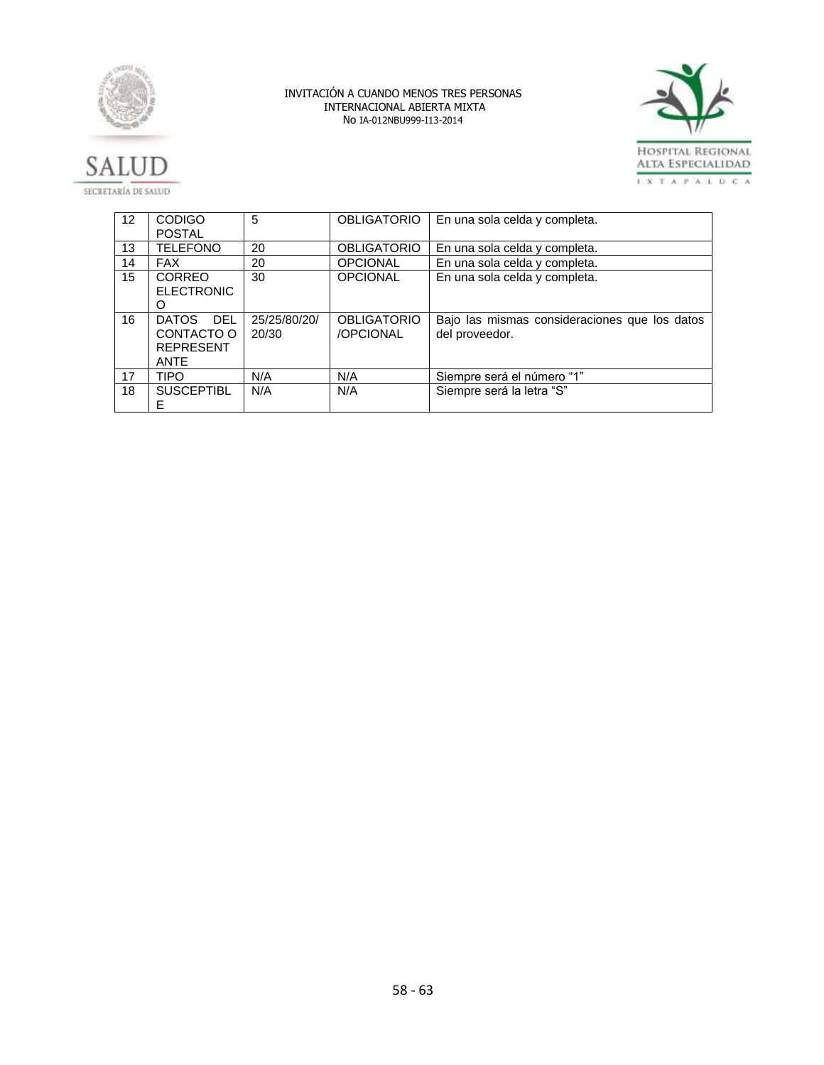| 12 | CODIGO POSTAL | 5 | OBLIGATORIO | En una sola celda y completa. |
|---|---|---|---|---|
| 13 | TELEFONO | 20 | OBLIGATORIO | En una sola celda y completa. |
| 14 | FAX | 20 | OPCIONAL | En una sola celda y completa. |
| 15 | CORREO ELECTRONICO | 30 | OPCIONAL | En una sola celda y completa. |
| 16 | DATOS DEL CONTACTO O REPRESENTANTE | 25/25/80/20/20/30 | OBLIGATORIO /OPCIONAL | Bajo las mismas consideraciones que los datos del proveedor. |
| 17 | TIPO | N/A | N/A | Siempre será el número "1" |
| 18 | SUSCEPTIBLE | N/A | N/A | Siempre será la letra "S" |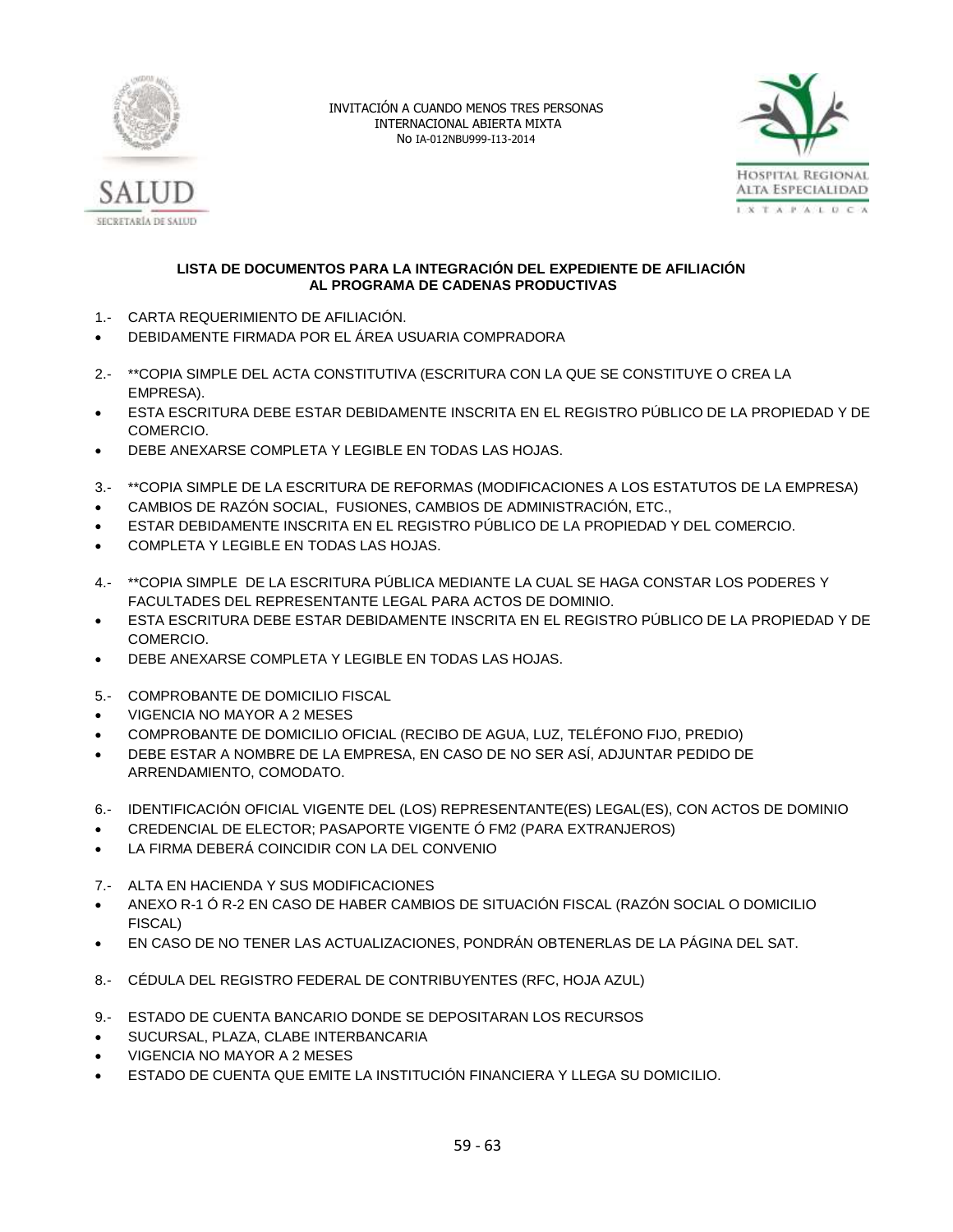INVITACIÓN A CUANDO MENOS TRES PERSONAS
INTERNACIONAL ABIERTA MIXTA
No IA-012NBU999-I13-2014

**LISTA DE DOCUMENTOS PARA LA INTEGRACIÓN DEL EXPEDIENTE DE AFILIACIÓN AL PROGRAMA DE CADENAS PRODUCTIVAS**

1.- CARTA REQUERIMIENTO DE AFILIACIÓN.

- DEBIDAMENTE FIRMADA POR EL ÁREA USUARIA COMPRADORA

2.- **COPIA SIMPLE DEL ACTA CONSTITUTIVA (ESCRITURA CON LA QUE SE CONSTITUYE O CREA LA EMPRESA).

- ESTA ESCRITURA DEBE ESTAR DEBIDAMENTE INSCRITA EN EL REGISTRO PÚBLICO DE LA PROPIEDAD Y DE COMERCIO.
- DEBE ANEXARSE COMPLETA Y LEGIBLE EN TODAS LAS HOJAS.

3.- **COPIA SIMPLE DE LA ESCRITURA DE REFORMAS (MODIFICACIONES A LOS ESTATUTOS DE LA EMPRESA)

- CAMBIOS DE RAZÓN SOCIAL, FUSIONES, CAMBIOS DE ADMINISTRACIÓN, ETC.,
- ESTAR DEBIDAMENTE INSCRITA EN EL REGISTRO PÚBLICO DE LA PROPIEDAD Y DEL COMERCIO.
- COMPLETA Y LEGIBLE EN TODAS LAS HOJAS.

4.- **COPIA SIMPLE DE LA ESCRITURA PÚBLICA MEDIANTE LA CUAL SE HAGA CONSTAR LOS PODERES Y FACULTADES DEL REPRESENTANTE LEGAL PARA ACTOS DE DOMINIO.

- ESTA ESCRITURA DEBE ESTAR DEBIDAMENTE INSCRITA EN EL REGISTRO PÚBLICO DE LA PROPIEDAD Y DE COMERCIO.
- DEBE ANEXARSE COMPLETA Y LEGIBLE EN TODAS LAS HOJAS.

5.- COMPROBANTE DE DOMICILIO FISCAL

- VIGENCIA NO MAYOR A 2 MESES
- COMPROBANTE DE DOMICILIO OFICIAL (RECIBO DE AGUA, LUZ, TELÉFONO FIJO, PREDIO)
- DEBE ESTAR A NOMBRE DE LA EMPRESA, EN CASO DE NO SER ASÍ, ADJUNTAR PEDIDO DE ARRENDAMIENTO, COMODATO.

6.- IDENTIFICACIÓN OFICIAL VIGENTE DEL (LOS) REPRESENTANTE(ES) LEGAL(ES), CON ACTOS DE DOMINIO

- CREDENCIAL DE ELECTOR; PASAPORTE VIGENTE Ó FM2 (PARA EXTRANJEROS)
- LA FIRMA DEBERÁ COINCIDIR CON LA DEL CONVENIO

7.- ALTA EN HACIENDA Y SUS MODIFICACIONES

- ANEXO R-1 Ó R-2 EN CASO DE HABER CAMBIOS DE SITUACIÓN FISCAL (RAZÓN SOCIAL O DOMICILIO FISCAL)
- EN CASO DE NO TENER LAS ACTUALIZACIONES, PONDRÁN OBTENERLAS DE LA PÁGINA DEL SAT.

8.- CÉDULA DEL REGISTRO FEDERAL DE CONTRIBUYENTES (RFC, HOJA AZUL)

9.- ESTADO DE CUENTA BANCARIO DONDE SE DEPOSITARAN LOS RECURSOS

- SUCURSAL, PLAZA, CLABE INTERBANCARIA
- VIGENCIA NO MAYOR A 2 MESES
- ESTADO DE CUENTA QUE EMITE LA INSTITUCIÓN FINANCIERA Y LLEGA SU DOMICILIO.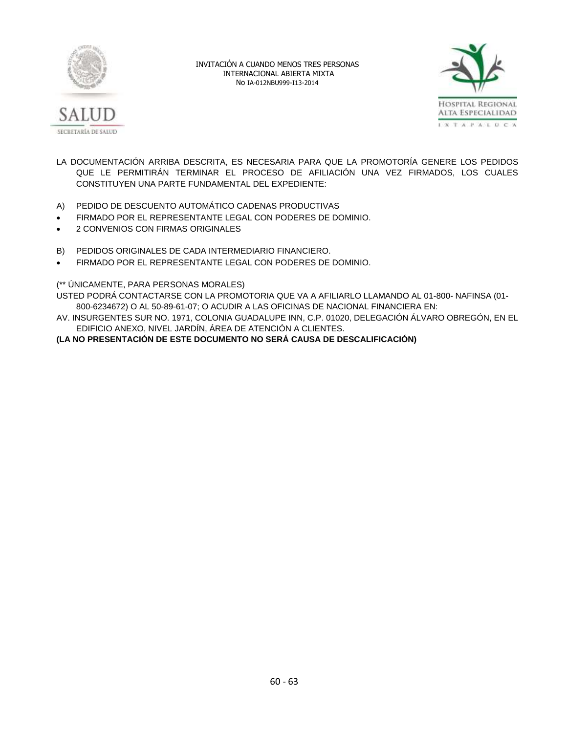LA DOCUMENTACIÓN ARRIBA DESCRITA, ES NECESARIA PARA QUE LA PROMOTORÍA GENERE LOS PEDIDOS QUE LE PERMITIRÁN TERMINAR EL PROCESO DE AFILIACIÓN UNA VEZ FIRMADOS, LOS CUALES CONSTITUYEN UNA PARTE FUNDAMENTAL DEL EXPEDIENTE:

A) PEDIDO DE DESCUENTO AUTOMÁTICO CADENAS PRODUCTIVAS

- FIRMADO POR EL REPRESENTANTE LEGAL CON PODERES DE DOMINIO.
- 2 CONVENIOS CON FIRMAS ORIGINALES

B) PEDIDOS ORIGINALES DE CADA INTERMEDIARIO FINANCIERO.

- FIRMADO POR EL REPRESENTANTE LEGAL CON PODERES DE DOMINIO.

(** ÚNICAMENTE, PARA PERSONAS MORALES)

USTED PODRÁ CONTACTARSE CON LA PROMOTORIA QUE VA A AFILIARLO LLAMANDO AL 01-800- NAFINSA (01-800-6234672) O AL 50-89-61-07; O ACUDIR A LAS OFICINAS DE NACIONAL FINANCIERA EN:

AV. INSURGENTES SUR NO. 1971, COLONIA GUADALUPE INN, C.P. 01020, DELEGACIÓN ÁLVARO OBREGÓN, EN EL EDIFICIO ANEXO, NIVEL JARDÍN, ÁREA DE ATENCIÓN A CLIENTES.

**(LA NO PRESENTACIÓN DE ESTE DOCUMENTO NO SERÁ CAUSA DE DESCALIFICACIÓN)**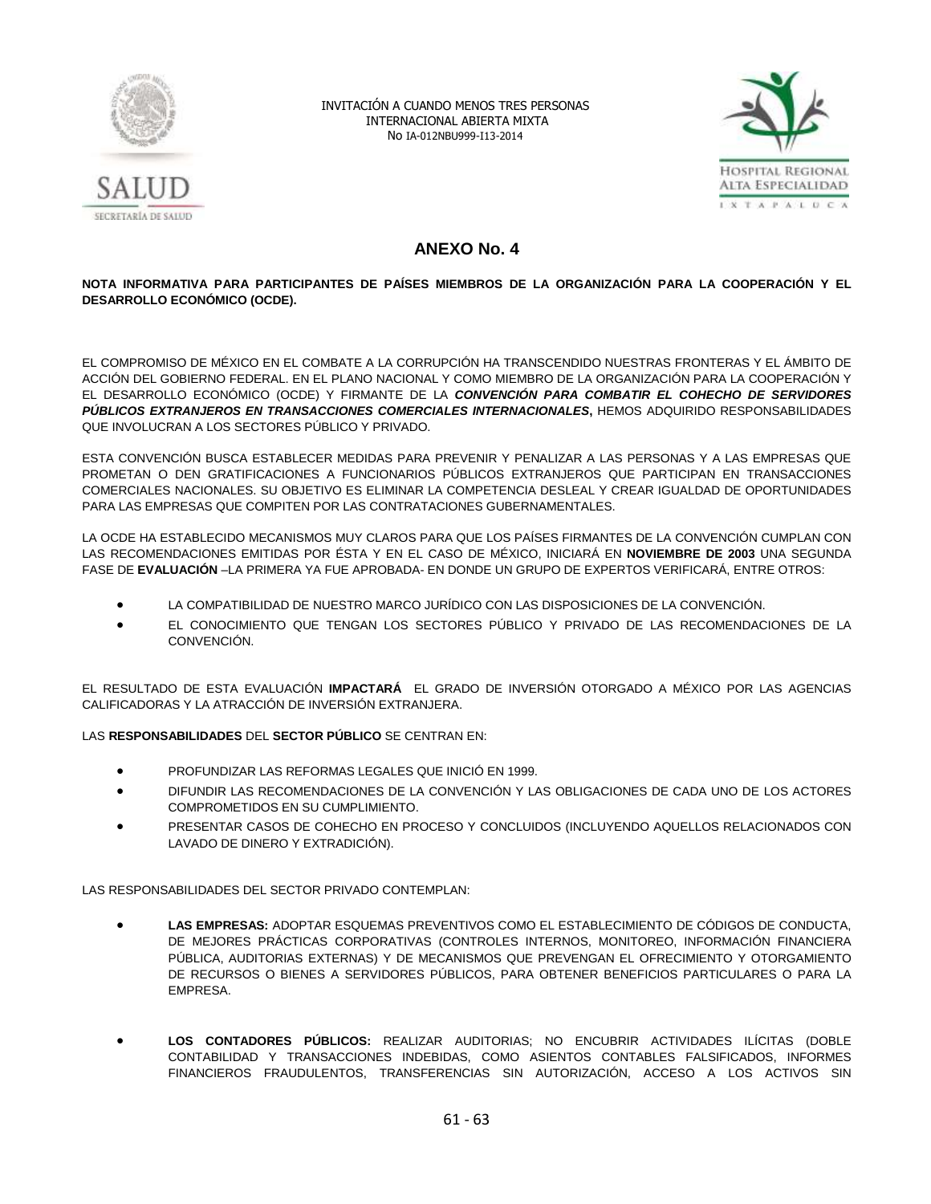## ANEXO No. 4

**NOTA INFORMATIVA PARA PARTICIPANTES DE PAÍSES MIEMBROS DE LA ORGANIZACIÓN PARA LA COOPERACIÓN Y EL DESARROLLO ECONÓMICO (OCDE).**

EL COMPROMISO DE MÉXICO EN EL COMBATE A LA CORRUPCIÓN HA TRANSCENDIDO NUESTRAS FRONTERAS Y EL ÁMBITO DE ACCIÓN DEL GOBIERNO FEDERAL. EN EL PLANO NACIONAL Y COMO MIEMBRO DE LA ORGANIZACIÓN PARA LA COOPERACIÓN Y EL DESARROLLO ECONÓMICO (OCDE) Y FIRMANTE DE LA ***CONVENCIÓN PARA COMBATIR EL COHECHO DE SERVIDORES PÚBLICOS EXTRANJEROS EN TRANSACCIONES COMERCIALES INTERNACIONALES*****,** HEMOS ADQUIRIDO RESPONSABILIDADES QUE INVOLUCRAN A LOS SECTORES PÚBLICO Y PRIVADO.

ESTA CONVENCIÓN BUSCA ESTABLECER MEDIDAS PARA PREVENIR Y PENALIZAR A LAS PERSONAS Y A LAS EMPRESAS QUE PROMETAN O DEN GRATIFICACIONES A FUNCIONARIOS PÚBLICOS EXTRANJEROS QUE PARTICIPAN EN TRANSACCIONES COMERCIALES NACIONALES. SU OBJETIVO ES ELIMINAR LA COMPETENCIA DESLEAL Y CREAR IGUALDAD DE OPORTUNIDADES PARA LAS EMPRESAS QUE COMPITEN POR LAS CONTRATACIONES GUBERNAMENTALES.

LA OCDE HA ESTABLECIDO MECANISMOS MUY CLAROS PARA QUE LOS PAÍSES FIRMANTES DE LA CONVENCIÓN CUMPLAN CON LAS RECOMENDACIONES EMITIDAS POR ÉSTA Y EN EL CASO DE MÉXICO, INICIARÁ EN **NOVIEMBRE DE 2003** UNA SEGUNDA FASE DE **EVALUACIÓN** –LA PRIMERA YA FUE APROBADA- EN DONDE UN GRUPO DE EXPERTOS VERIFICARÁ, ENTRE OTROS:

- LA COMPATIBILIDAD DE NUESTRO MARCO JURÍDICO CON LAS DISPOSICIONES DE LA CONVENCIÓN.
- EL CONOCIMIENTO QUE TENGAN LOS SECTORES PÚBLICO Y PRIVADO DE LAS RECOMENDACIONES DE LA CONVENCIÓN.

EL RESULTADO DE ESTA EVALUACIÓN **IMPACTARÁ** EL GRADO DE INVERSIÓN OTORGADO A MÉXICO POR LAS AGENCIAS CALIFICADORAS Y LA ATRACCIÓN DE INVERSIÓN EXTRANJERA.

LAS **RESPONSABILIDADES** DEL **SECTOR PÚBLICO** SE CENTRAN EN:

- PROFUNDIZAR LAS REFORMAS LEGALES QUE INICIÓ EN 1999.
- DIFUNDIR LAS RECOMENDACIONES DE LA CONVENCIÓN Y LAS OBLIGACIONES DE CADA UNO DE LOS ACTORES COMPROMETIDOS EN SU CUMPLIMIENTO.
- PRESENTAR CASOS DE COHECHO EN PROCESO Y CONCLUIDOS (INCLUYENDO AQUELLOS RELACIONADOS CON LAVADO DE DINERO Y EXTRADICIÓN).

LAS RESPONSABILIDADES DEL SECTOR PRIVADO CONTEMPLAN:

- **LAS EMPRESAS:** ADOPTAR ESQUEMAS PREVENTIVOS COMO EL ESTABLECIMIENTO DE CÓDIGOS DE CONDUCTA, DE MEJORES PRÁCTICAS CORPORATIVAS (CONTROLES INTERNOS, MONITOREO, INFORMACIÓN FINANCIERA PÚBLICA, AUDITORIAS EXTERNAS) Y DE MECANISMOS QUE PREVENGAN EL OFRECIMIENTO Y OTORGAMIENTO DE RECURSOS O BIENES A SERVIDORES PÚBLICOS, PARA OBTENER BENEFICIOS PARTICULARES O PARA LA EMPRESA.

- **LOS CONTADORES PÚBLICOS:** REALIZAR AUDITORIAS; NO ENCUBRIR ACTIVIDADES ILÍCITAS (DOBLE CONTABILIDAD Y TRANSACCIONES INDEBIDAS, COMO ASIENTOS CONTABLES FALSIFICADOS, INFORMES FINANCIEROS FRAUDULENTOS, TRANSFERENCIAS SIN AUTORIZACIÓN, ACCESO A LOS ACTIVOS SIN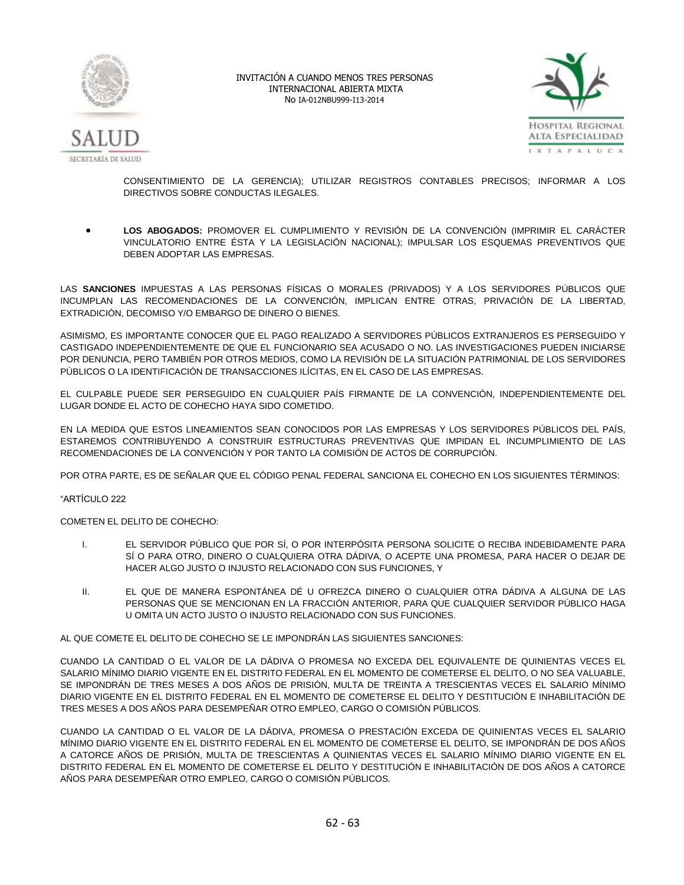CONSENTIMIENTO DE LA GERENCIA); UTILIZAR REGISTROS CONTABLES PRECISOS; INFORMAR A LOS DIRECTIVOS SOBRE CONDUCTAS ILEGALES.

- **LOS ABOGADOS:** PROMOVER EL CUMPLIMIENTO Y REVISIÓN DE LA CONVENCIÓN (IMPRIMIR EL CARÁCTER VINCULATORIO ENTRE ÉSTA Y LA LEGISLACIÓN NACIONAL); IMPULSAR LOS ESQUEMAS PREVENTIVOS QUE DEBEN ADOPTAR LAS EMPRESAS.

LAS **SANCIONES** IMPUESTAS A LAS PERSONAS FÍSICAS O MORALES (PRIVADOS) Y A LOS SERVIDORES PÚBLICOS QUE INCUMPLAN LAS RECOMENDACIONES DE LA CONVENCIÓN, IMPLICAN ENTRE OTRAS, PRIVACIÓN DE LA LIBERTAD, EXTRADICIÓN, DECOMISO Y/O EMBARGO DE DINERO O BIENES.

ASIMISMO, ES IMPORTANTE CONOCER QUE EL PAGO REALIZADO A SERVIDORES PÚBLICOS EXTRANJEROS ES PERSEGUIDO Y CASTIGADO INDEPENDIENTEMENTE DE QUE EL FUNCIONARIO SEA ACUSADO O NO. LAS INVESTIGACIONES PUEDEN INICIARSE POR DENUNCIA, PERO TAMBIÉN POR OTROS MEDIOS, COMO LA REVISIÓN DE LA SITUACIÓN PATRIMONIAL DE LOS SERVIDORES PÚBLICOS O LA IDENTIFICACIÓN DE TRANSACCIONES ILÍCITAS, EN EL CASO DE LAS EMPRESAS.

EL CULPABLE PUEDE SER PERSEGUIDO EN CUALQUIER PAÍS FIRMANTE DE LA CONVENCIÓN, INDEPENDIENTEMENTE DEL LUGAR DONDE EL ACTO DE COHECHO HAYA SIDO COMETIDO.

EN LA MEDIDA QUE ESTOS LINEAMIENTOS SEAN CONOCIDOS POR LAS EMPRESAS Y LOS SERVIDORES PÚBLICOS DEL PAÍS, ESTAREMOS CONTRIBUYENDO A CONSTRUIR ESTRUCTURAS PREVENTIVAS QUE IMPIDAN EL INCUMPLIMIENTO DE LAS RECOMENDACIONES DE LA CONVENCIÓN Y POR TANTO LA COMISIÓN DE ACTOS DE CORRUPCIÓN.

POR OTRA PARTE, ES DE SEÑALAR QUE EL CÓDIGO PENAL FEDERAL SANCIONA EL COHECHO EN LOS SIGUIENTES TÉRMINOS:

"ARTÍCULO 222

COMETEN EL DELITO DE COHECHO:

I. EL SERVIDOR PÚBLICO QUE POR SÍ, O POR INTERPÓSITA PERSONA SOLICITE O RECIBA INDEBIDAMENTE PARA SÍ O PARA OTRO, DINERO O CUALQUIERA OTRA DÁDIVA, O ACEPTE UNA PROMESA, PARA HACER O DEJAR DE HACER ALGO JUSTO O INJUSTO RELACIONADO CON SUS FUNCIONES, Y

II. EL QUE DE MANERA ESPONTÁNEA DÉ U OFREZCA DINERO O CUALQUIER OTRA DÁDIVA A ALGUNA DE LAS PERSONAS QUE SE MENCIONAN EN LA FRACCIÓN ANTERIOR, PARA QUE CUALQUIER SERVIDOR PÚBLICO HAGA U OMITA UN ACTO JUSTO O INJUSTO RELACIONADO CON SUS FUNCIONES.

AL QUE COMETE EL DELITO DE COHECHO SE LE IMPONDRÁN LAS SIGUIENTES SANCIONES:

CUANDO LA CANTIDAD O EL VALOR DE LA DÁDIVA O PROMESA NO EXCEDA DEL EQUIVALENTE DE QUINIENTAS VECES EL SALARIO MÍNIMO DIARIO VIGENTE EN EL DISTRITO FEDERAL EN EL MOMENTO DE COMETERSE EL DELITO, O NO SEA VALUABLE, SE IMPONDRÁN DE TRES MESES A DOS AÑOS DE PRISIÓN, MULTA DE TREINTA A TRESCIENTAS VECES EL SALARIO MÍNIMO DIARIO VIGENTE EN EL DISTRITO FEDERAL EN EL MOMENTO DE COMETERSE EL DELITO Y DESTITUCIÓN E INHABILITACIÓN DE TRES MESES A DOS AÑOS PARA DESEMPEÑAR OTRO EMPLEO, CARGO O COMISIÓN PÚBLICOS.

CUANDO LA CANTIDAD O EL VALOR DE LA DÁDIVA, PROMESA O PRESTACIÓN EXCEDA DE QUINIENTAS VECES EL SALARIO MÍNIMO DIARIO VIGENTE EN EL DISTRITO FEDERAL EN EL MOMENTO DE COMETERSE EL DELITO, SE IMPONDRÁN DE DOS AÑOS A CATORCE AÑOS DE PRISIÓN, MULTA DE TRESCIENTAS A QUINIENTAS VECES EL SALARIO MÍNIMO DIARIO VIGENTE EN EL DISTRITO FEDERAL EN EL MOMENTO DE COMETERSE EL DELITO Y DESTITUCIÓN E INHABILITACIÓN DE DOS AÑOS A CATORCE AÑOS PARA DESEMPEÑAR OTRO EMPLEO, CARGO O COMISIÓN PÚBLICOS.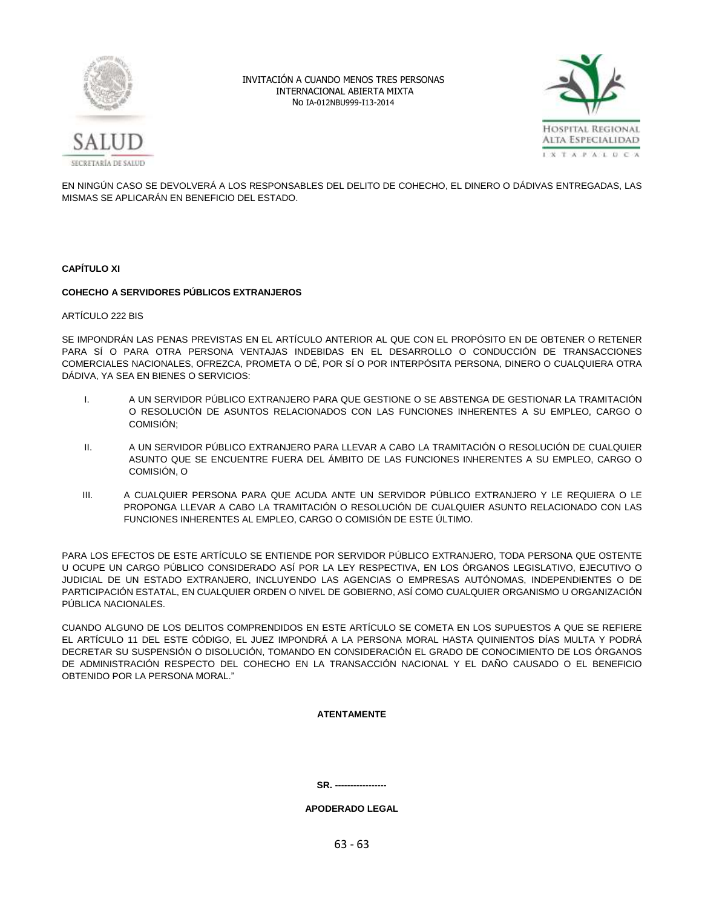EN NINGÚN CASO SE DEVOLVERÁ A LOS RESPONSABLES DEL DELITO DE COHECHO, EL DINERO O DÁDIVAS ENTREGADAS, LAS MISMAS SE APLICARÁN EN BENEFICIO DEL ESTADO.

**CAPÍTULO XI**

**COHECHO A SERVIDORES PÚBLICOS EXTRANJEROS**

ARTÍCULO 222 BIS

SE IMPONDRÁN LAS PENAS PREVISTAS EN EL ARTÍCULO ANTERIOR AL QUE CON EL PROPÓSITO EN DE OBTENER O RETENER PARA SÍ O PARA OTRA PERSONA VENTAJAS INDEBIDAS EN EL DESARROLLO O CONDUCCIÓN DE TRANSACCIONES COMERCIALES NACIONALES, OFREZCA, PROMETA O DÉ, POR SÍ O POR INTERPÓSITA PERSONA, DINERO O CUALQUIERA OTRA DÁDIVA, YA SEA EN BIENES O SERVICIOS:

I. A UN SERVIDOR PÚBLICO EXTRANJERO PARA QUE GESTIONE O SE ABSTENGA DE GESTIONAR LA TRAMITACIÓN O RESOLUCIÓN DE ASUNTOS RELACIONADOS CON LAS FUNCIONES INHERENTES A SU EMPLEO, CARGO O COMISIÓN;

II. A UN SERVIDOR PÚBLICO EXTRANJERO PARA LLEVAR A CABO LA TRAMITACIÓN O RESOLUCIÓN DE CUALQUIER ASUNTO QUE SE ENCUENTRE FUERA DEL ÁMBITO DE LAS FUNCIONES INHERENTES A SU EMPLEO, CARGO O COMISIÓN, O

III. A CUALQUIER PERSONA PARA QUE ACUDA ANTE UN SERVIDOR PÚBLICO EXTRANJERO Y LE REQUIERA O LE PROPONGA LLEVAR A CABO LA TRAMITACIÓN O RESOLUCIÓN DE CUALQUIER ASUNTO RELACIONADO CON LAS FUNCIONES INHERENTES AL EMPLEO, CARGO O COMISIÓN DE ESTE ÚLTIMO.

PARA LOS EFECTOS DE ESTE ARTÍCULO SE ENTIENDE POR SERVIDOR PÚBLICO EXTRANJERO, TODA PERSONA QUE OSTENTE U OCUPE UN CARGO PÚBLICO CONSIDERADO ASÍ POR LA LEY RESPECTIVA, EN LOS ÓRGANOS LEGISLATIVO, EJECUTIVO O JUDICIAL DE UN ESTADO EXTRANJERO, INCLUYENDO LAS AGENCIAS O EMPRESAS AUTÓNOMAS, INDEPENDIENTES O DE PARTICIPACIÓN ESTATAL, EN CUALQUIER ORDEN O NIVEL DE GOBIERNO, ASÍ COMO CUALQUIER ORGANISMO U ORGANIZACIÓN PÚBLICA NACIONALES.

CUANDO ALGUNO DE LOS DELITOS COMPRENDIDOS EN ESTE ARTÍCULO SE COMETA EN LOS SUPUESTOS A QUE SE REFIERE EL ARTÍCULO 11 DEL ESTE CÓDIGO, EL JUEZ IMPONDRÁ A LA PERSONA MORAL HASTA QUINIENTOS DÍAS MULTA Y PODRÁ DECRETAR SU SUSPENSIÓN O DISOLUCIÓN, TOMANDO EN CONSIDERACIÓN EL GRADO DE CONOCIMIENTO DE LOS ÓRGANOS DE ADMINISTRACIÓN RESPECTO DEL COHECHO EN LA TRANSACCIÓN NACIONAL Y EL DAÑO CAUSADO O EL BENEFICIO OBTENIDO POR LA PERSONA MORAL."

**ATENTAMENTE**

**SR. -----------------**

**APODERADO LEGAL**